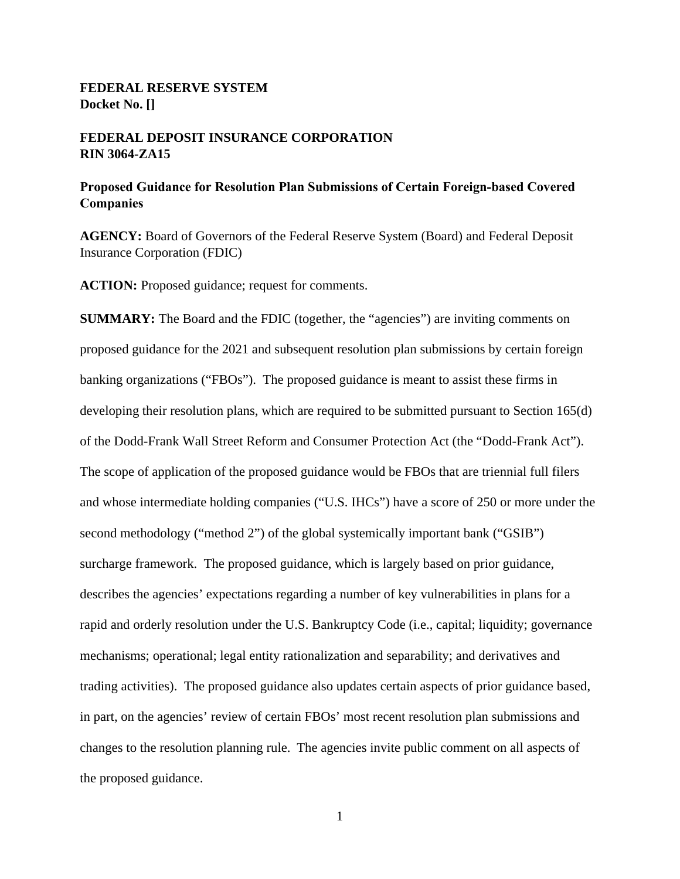**FEDERAL RESERVE SYSTEM**
**Docket No. []**

**FEDERAL DEPOSIT INSURANCE CORPORATION**
**RIN 3064-ZA15**

**Proposed Guidance for Resolution Plan Submissions of Certain Foreign-based Covered Companies**

**AGENCY:** Board of Governors of the Federal Reserve System (Board) and Federal Deposit Insurance Corporation (FDIC)

**ACTION:** Proposed guidance; request for comments.

**SUMMARY:** The Board and the FDIC (together, the "agencies") are inviting comments on proposed guidance for the 2021 and subsequent resolution plan submissions by certain foreign banking organizations ("FBOs"). The proposed guidance is meant to assist these firms in developing their resolution plans, which are required to be submitted pursuant to Section 165(d) of the Dodd-Frank Wall Street Reform and Consumer Protection Act (the "Dodd-Frank Act"). The scope of application of the proposed guidance would be FBOs that are triennial full filers and whose intermediate holding companies ("U.S. IHCs") have a score of 250 or more under the second methodology ("method 2") of the global systemically important bank ("GSIB") surcharge framework. The proposed guidance, which is largely based on prior guidance, describes the agencies' expectations regarding a number of key vulnerabilities in plans for a rapid and orderly resolution under the U.S. Bankruptcy Code (i.e., capital; liquidity; governance mechanisms; operational; legal entity rationalization and separability; and derivatives and trading activities). The proposed guidance also updates certain aspects of prior guidance based, in part, on the agencies' review of certain FBOs' most recent resolution plan submissions and changes to the resolution planning rule. The agencies invite public comment on all aspects of the proposed guidance.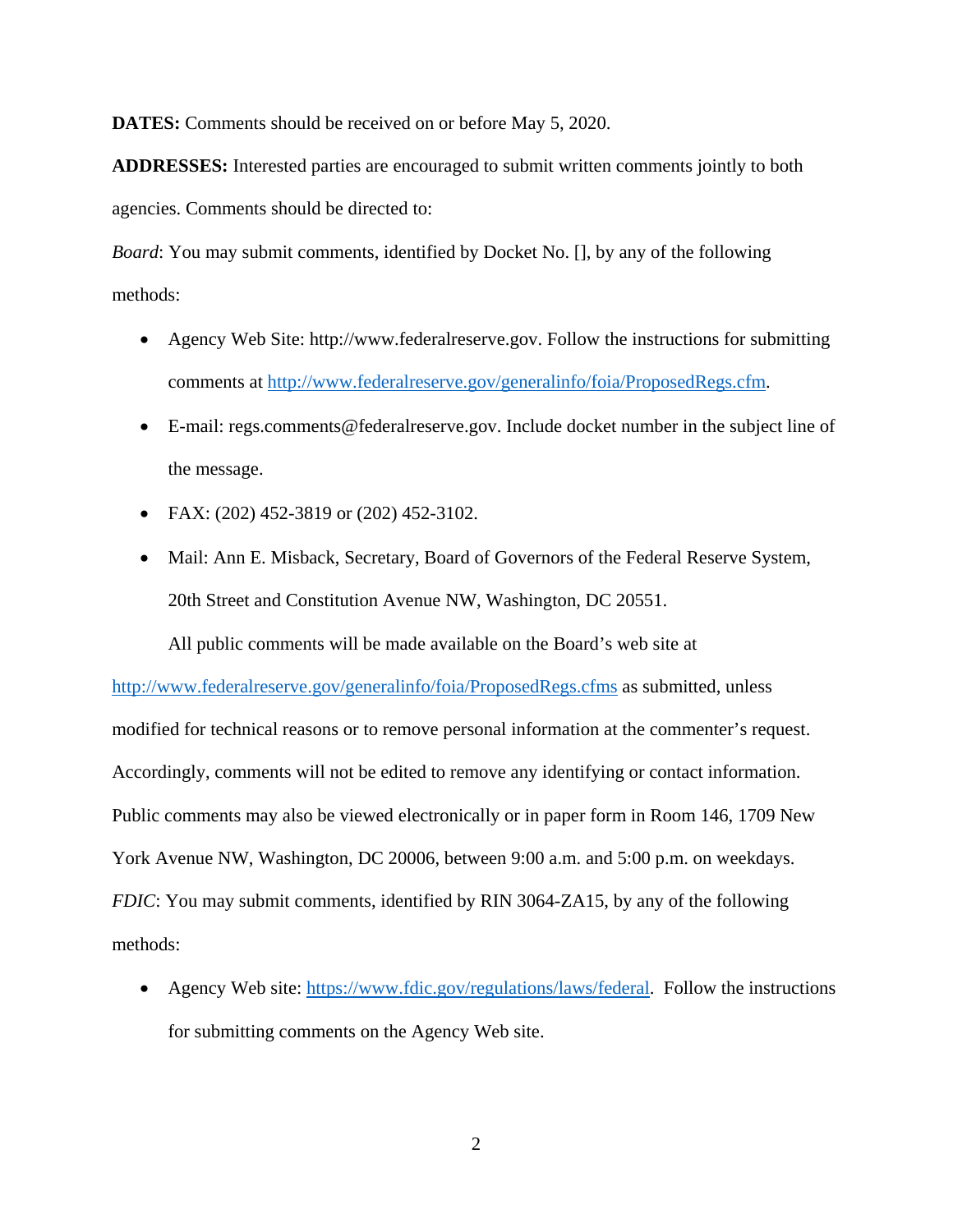**DATES:** Comments should be received on or before May 5, 2020.

**ADDRESSES:** Interested parties are encouraged to submit written comments jointly to both agencies. Comments should be directed to:

*Board*: You may submit comments, identified by Docket No. [], by any of the following methods:

- Agency Web Site: http://www.federalreserve.gov. Follow the instructions for submitting comments at http://www.federalreserve.gov/generalinfo/foia/ProposedRegs.cfm.
- E-mail: regs.comments@federalreserve.gov. Include docket number in the subject line of the message.
- FAX: (202) 452-3819 or (202) 452-3102.
- Mail: Ann E. Misback, Secretary, Board of Governors of the Federal Reserve System, 20th Street and Constitution Avenue NW, Washington, DC 20551.

All public comments will be made available on the Board's web site at http://www.federalreserve.gov/generalinfo/foia/ProposedRegs.cfms as submitted, unless modified for technical reasons or to remove personal information at the commenter's request. Accordingly, comments will not be edited to remove any identifying or contact information. Public comments may also be viewed electronically or in paper form in Room 146, 1709 New York Avenue NW, Washington, DC 20006, between 9:00 a.m. and 5:00 p.m. on weekdays.

*FDIC*: You may submit comments, identified by RIN 3064-ZA15, by any of the following methods:

- Agency Web site: https://www.fdic.gov/regulations/laws/federal. Follow the instructions for submitting comments on the Agency Web site.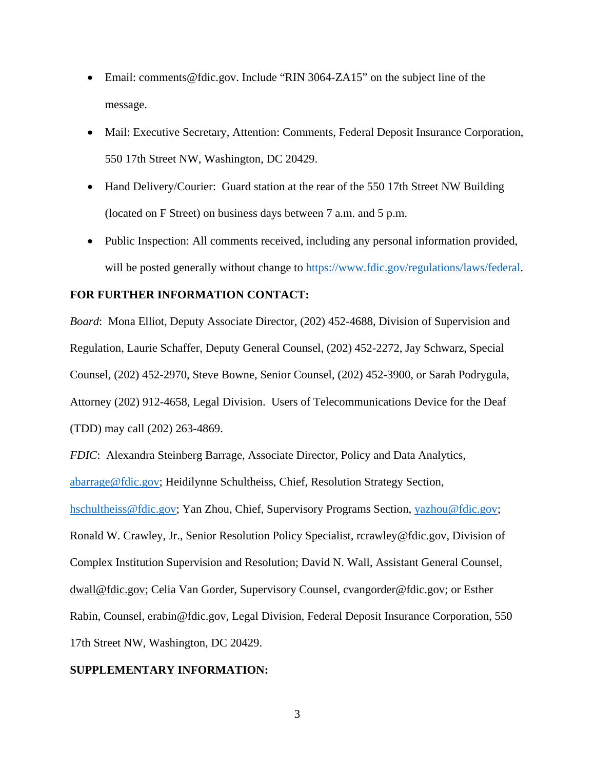- Email: comments@fdic.gov. Include "RIN 3064-ZA15" on the subject line of the message.
- Mail: Executive Secretary, Attention: Comments, Federal Deposit Insurance Corporation, 550 17th Street NW, Washington, DC 20429.
- Hand Delivery/Courier: Guard station at the rear of the 550 17th Street NW Building (located on F Street) on business days between 7 a.m. and 5 p.m.
- Public Inspection: All comments received, including any personal information provided, will be posted generally without change to [https://www.fdic.gov/regulations/laws/federal](https://www.fdic.gov/regulations/laws/federal).

**FOR FURTHER INFORMATION CONTACT:**

*Board*: Mona Elliot, Deputy Associate Director, (202) 452-4688, Division of Supervision and Regulation, Laurie Schaffer, Deputy General Counsel, (202) 452-2272, Jay Schwarz, Special Counsel, (202) 452-2970, Steve Bowne, Senior Counsel, (202) 452-3900, or Sarah Podrygula, Attorney (202) 912-4658, Legal Division. Users of Telecommunications Device for the Deaf (TDD) may call (202) 263-4869.

*FDIC*: Alexandra Steinberg Barrage, Associate Director, Policy and Data Analytics, abarrage@fdic.gov; Heidilynne Schultheiss, Chief, Resolution Strategy Section, hschultheiss@fdic.gov; Yan Zhou, Chief, Supervisory Programs Section, yazhou@fdic.gov; Ronald W. Crawley, Jr., Senior Resolution Policy Specialist, rcrawley@fdic.gov, Division of Complex Institution Supervision and Resolution; David N. Wall, Assistant General Counsel, dwall@fdic.gov; Celia Van Gorder, Supervisory Counsel, cvangorder@fdic.gov; or Esther Rabin, Counsel, erabin@fdic.gov, Legal Division, Federal Deposit Insurance Corporation, 550 17th Street NW, Washington, DC 20429.

**SUPPLEMENTARY INFORMATION:**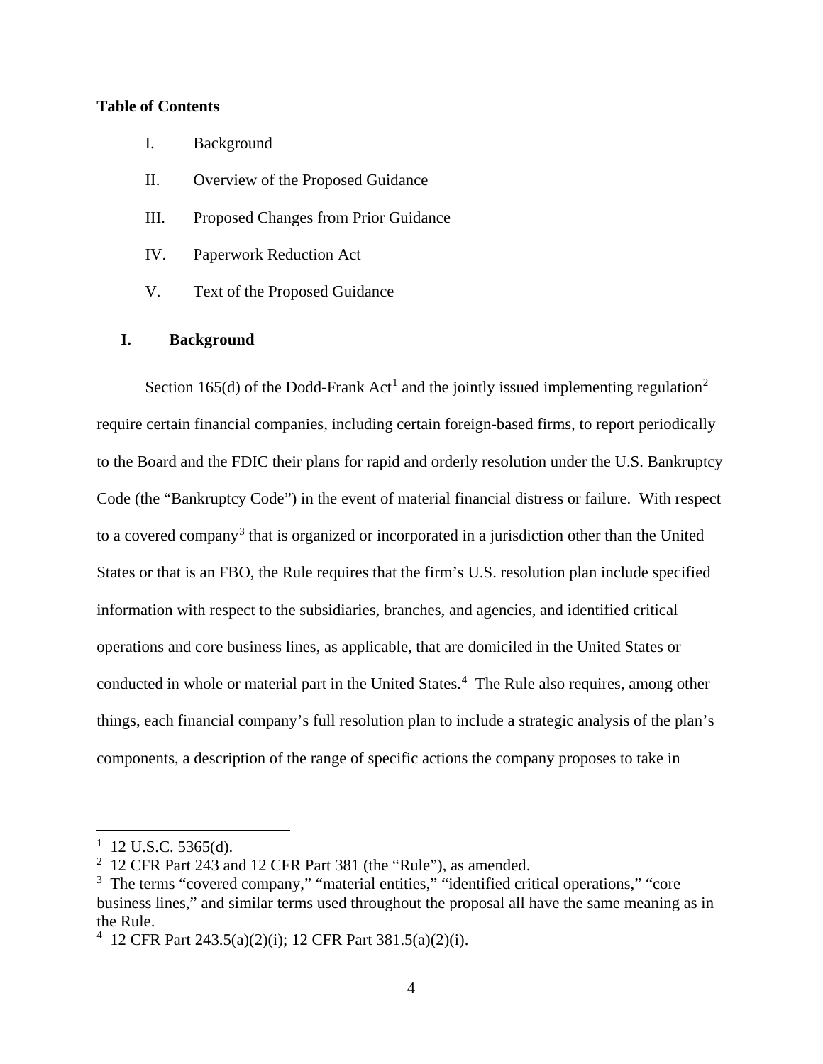**Table of Contents**

I. Background

II. Overview of the Proposed Guidance

III. Proposed Changes from Prior Guidance

IV. Paperwork Reduction Act

V. Text of the Proposed Guidance

## I. Background

Section 165(d) of the Dodd-Frank Act[1] and the jointly issued implementing regulation[2] require certain financial companies, including certain foreign-based firms, to report periodically to the Board and the FDIC their plans for rapid and orderly resolution under the U.S. Bankruptcy Code (the "Bankruptcy Code") in the event of material financial distress or failure. With respect to a covered company[3] that is organized or incorporated in a jurisdiction other than the United States or that is an FBO, the Rule requires that the firm's U.S. resolution plan include specified information with respect to the subsidiaries, branches, and agencies, and identified critical operations and core business lines, as applicable, that are domiciled in the United States or conducted in whole or material part in the United States.[4] The Rule also requires, among other things, each financial company's full resolution plan to include a strategic analysis of the plan's components, a description of the range of specific actions the company proposes to take in

---

[1] 12 U.S.C. 5365(d).

[2] 12 CFR Part 243 and 12 CFR Part 381 (the "Rule"), as amended.

[3] The terms "covered company," "material entities," "identified critical operations," "core business lines," and similar terms used throughout the proposal all have the same meaning as in the Rule.

[4] 12 CFR Part 243.5(a)(2)(i); 12 CFR Part 381.5(a)(2)(i).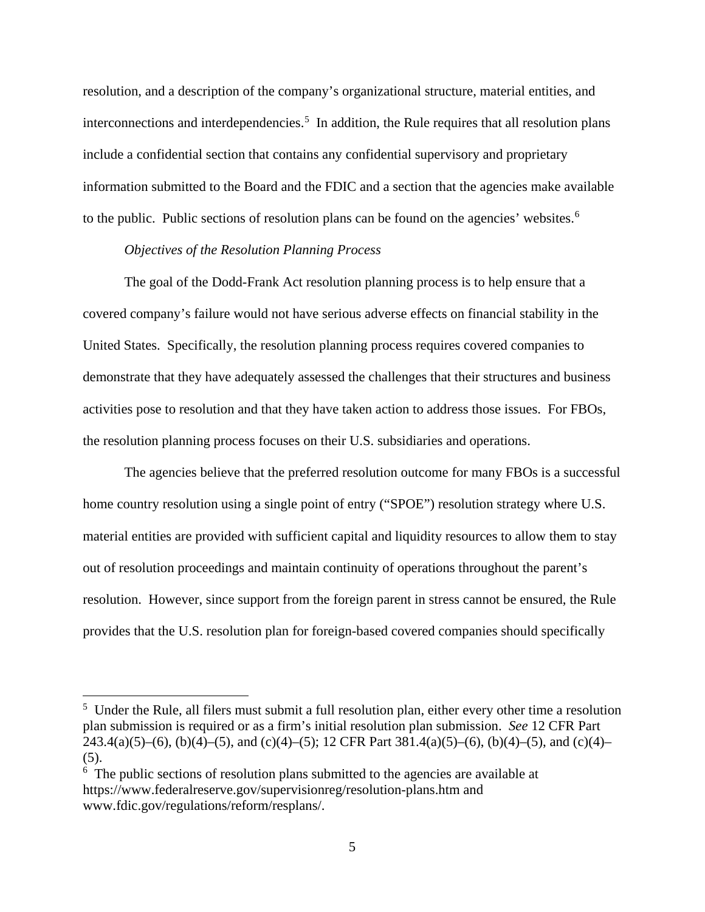resolution, and a description of the company's organizational structure, material entities, and interconnections and interdependencies.[5] In addition, the Rule requires that all resolution plans include a confidential section that contains any confidential supervisory and proprietary information submitted to the Board and the FDIC and a section that the agencies make available to the public. Public sections of resolution plans can be found on the agencies' websites.[6]

*Objectives of the Resolution Planning Process*

The goal of the Dodd-Frank Act resolution planning process is to help ensure that a covered company's failure would not have serious adverse effects on financial stability in the United States. Specifically, the resolution planning process requires covered companies to demonstrate that they have adequately assessed the challenges that their structures and business activities pose to resolution and that they have taken action to address those issues. For FBOs, the resolution planning process focuses on their U.S. subsidiaries and operations.

The agencies believe that the preferred resolution outcome for many FBOs is a successful home country resolution using a single point of entry ("SPOE") resolution strategy where U.S. material entities are provided with sufficient capital and liquidity resources to allow them to stay out of resolution proceedings and maintain continuity of operations throughout the parent's resolution. However, since support from the foreign parent in stress cannot be ensured, the Rule provides that the U.S. resolution plan for foreign-based covered companies should specifically

---

[5] Under the Rule, all filers must submit a full resolution plan, either every other time a resolution plan submission is required or as a firm's initial resolution plan submission. *See* 12 CFR Part 243.4(a)(5)–(6), (b)(4)–(5), and (c)(4)–(5); 12 CFR Part 381.4(a)(5)–(6), (b)(4)–(5), and (c)(4)–(5).

[6] The public sections of resolution plans submitted to the agencies are available at https://www.federalreserve.gov/supervisionreg/resolution-plans.htm and www.fdic.gov/regulations/reform/resplans/.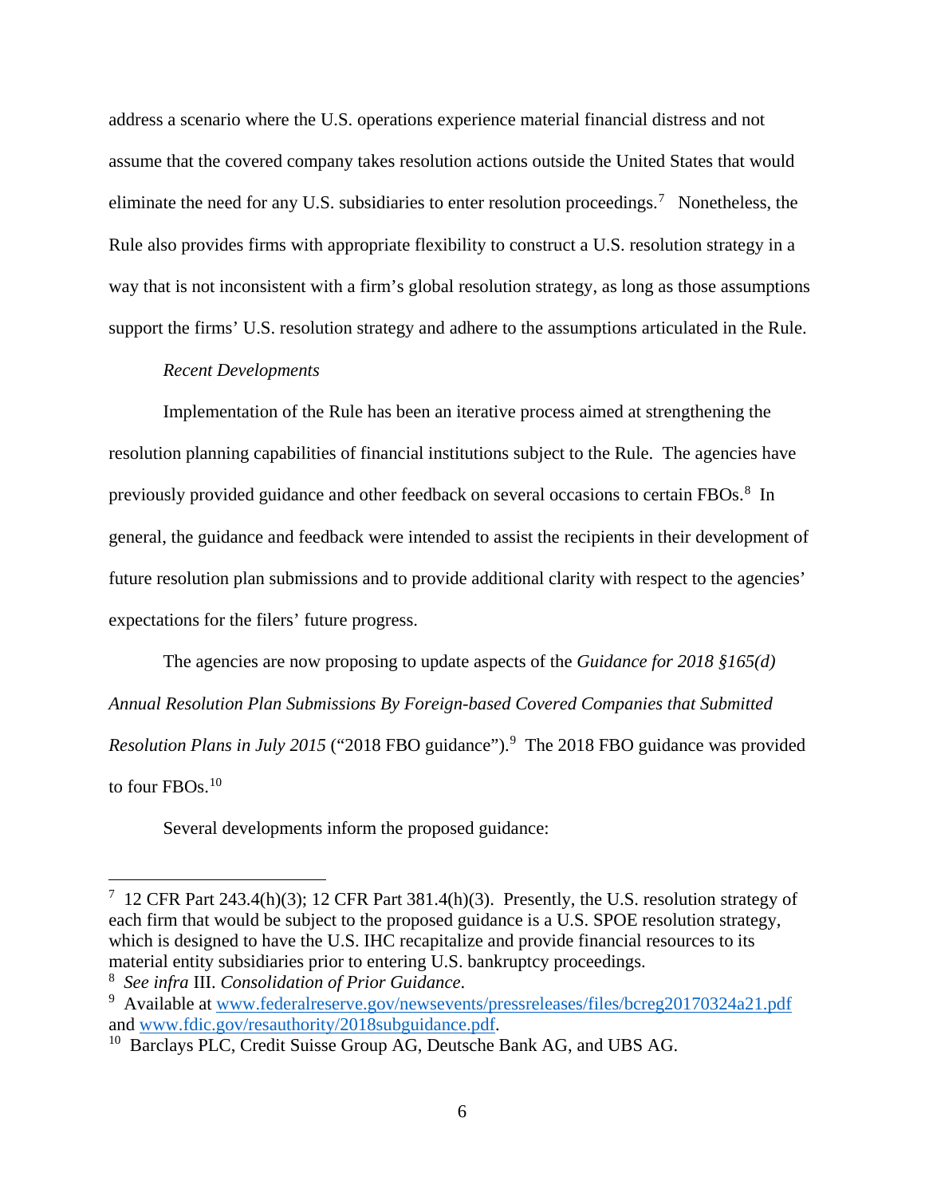address a scenario where the U.S. operations experience material financial distress and not assume that the covered company takes resolution actions outside the United States that would eliminate the need for any U.S. subsidiaries to enter resolution proceedings.[7] Nonetheless, the Rule also provides firms with appropriate flexibility to construct a U.S. resolution strategy in a way that is not inconsistent with a firm's global resolution strategy, as long as those assumptions support the firms' U.S. resolution strategy and adhere to the assumptions articulated in the Rule.

*Recent Developments*

Implementation of the Rule has been an iterative process aimed at strengthening the resolution planning capabilities of financial institutions subject to the Rule. The agencies have previously provided guidance and other feedback on several occasions to certain FBOs.[8] In general, the guidance and feedback were intended to assist the recipients in their development of future resolution plan submissions and to provide additional clarity with respect to the agencies' expectations for the filers' future progress.

The agencies are now proposing to update aspects of the *Guidance for 2018 §165(d) Annual Resolution Plan Submissions By Foreign-based Covered Companies that Submitted Resolution Plans in July 2015* ("2018 FBO guidance").[9] The 2018 FBO guidance was provided to four FBOs.[10]

Several developments inform the proposed guidance:

---

[7] 12 CFR Part 243.4(h)(3); 12 CFR Part 381.4(h)(3). Presently, the U.S. resolution strategy of each firm that would be subject to the proposed guidance is a U.S. SPOE resolution strategy, which is designed to have the U.S. IHC recapitalize and provide financial resources to its material entity subsidiaries prior to entering U.S. bankruptcy proceedings.

[8] *See infra* III. *Consolidation of Prior Guidance*.

[9] Available at www.federalreserve.gov/newsevents/pressreleases/files/bcreg20170324a21.pdf and www.fdic.gov/resauthority/2018subguidance.pdf.

[10] Barclays PLC, Credit Suisse Group AG, Deutsche Bank AG, and UBS AG.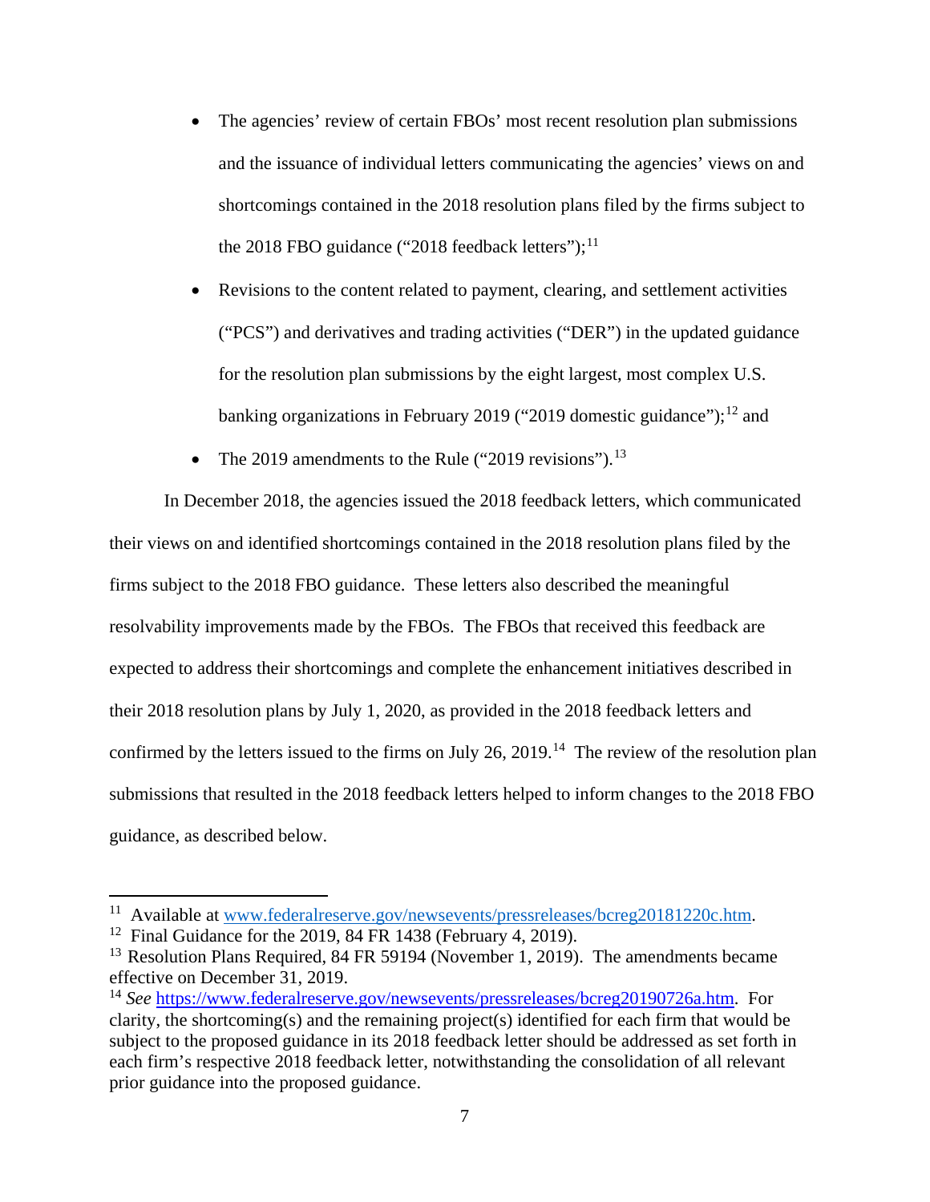- The agencies' review of certain FBOs' most recent resolution plan submissions and the issuance of individual letters communicating the agencies' views on and shortcomings contained in the 2018 resolution plans filed by the firms subject to the 2018 FBO guidance ("2018 feedback letters");[11]
- Revisions to the content related to payment, clearing, and settlement activities ("PCS") and derivatives and trading activities ("DER") in the updated guidance for the resolution plan submissions by the eight largest, most complex U.S. banking organizations in February 2019 ("2019 domestic guidance");[12] and
- The 2019 amendments to the Rule ("2019 revisions").[13]

In December 2018, the agencies issued the 2018 feedback letters, which communicated their views on and identified shortcomings contained in the 2018 resolution plans filed by the firms subject to the 2018 FBO guidance. These letters also described the meaningful resolvability improvements made by the FBOs. The FBOs that received this feedback are expected to address their shortcomings and complete the enhancement initiatives described in their 2018 resolution plans by July 1, 2020, as provided in the 2018 feedback letters and confirmed by the letters issued to the firms on July 26, 2019.[14] The review of the resolution plan submissions that resulted in the 2018 feedback letters helped to inform changes to the 2018 FBO guidance, as described below.

---

[11] Available at www.federalreserve.gov/newsevents/pressreleases/bcreg20181220c.htm.

[12] Final Guidance for the 2019, 84 FR 1438 (February 4, 2019).

[13] Resolution Plans Required, 84 FR 59194 (November 1, 2019). The amendments became effective on December 31, 2019.

[14] *See* https://www.federalreserve.gov/newsevents/pressreleases/bcreg20190726a.htm. For clarity, the shortcoming(s) and the remaining project(s) identified for each firm that would be subject to the proposed guidance in its 2018 feedback letter should be addressed as set forth in each firm's respective 2018 feedback letter, notwithstanding the consolidation of all relevant prior guidance into the proposed guidance.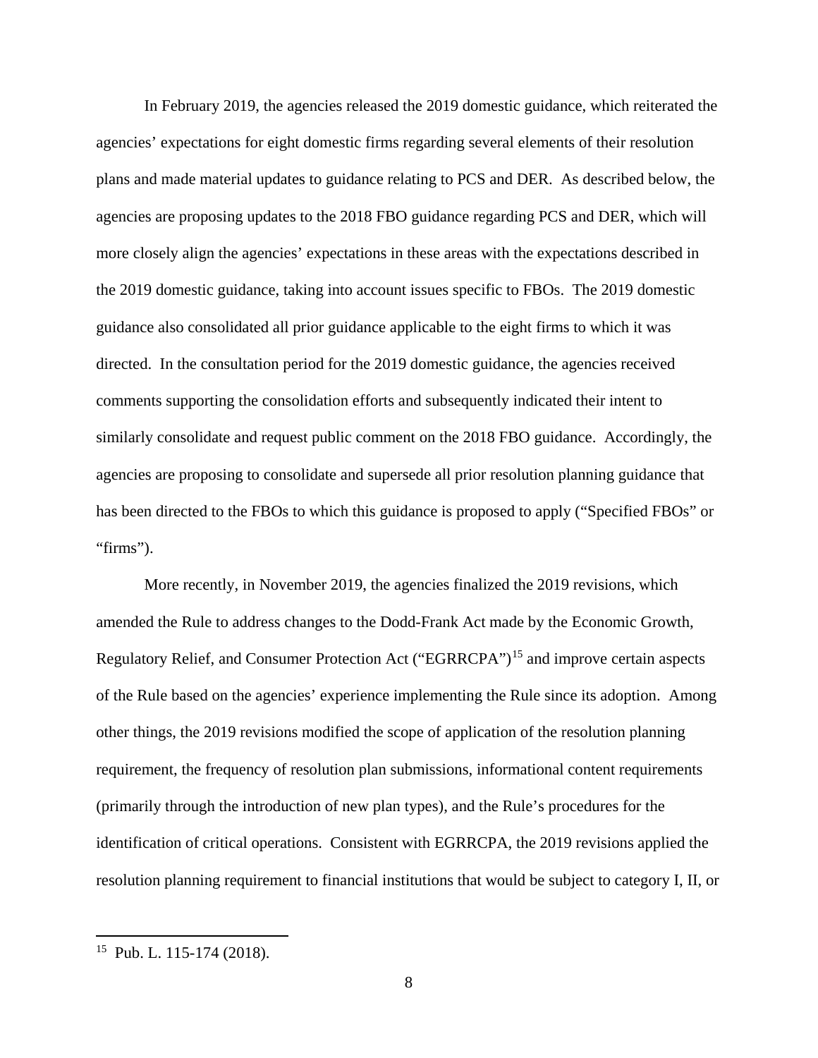In February 2019, the agencies released the 2019 domestic guidance, which reiterated the agencies' expectations for eight domestic firms regarding several elements of their resolution plans and made material updates to guidance relating to PCS and DER. As described below, the agencies are proposing updates to the 2018 FBO guidance regarding PCS and DER, which will more closely align the agencies' expectations in these areas with the expectations described in the 2019 domestic guidance, taking into account issues specific to FBOs. The 2019 domestic guidance also consolidated all prior guidance applicable to the eight firms to which it was directed. In the consultation period for the 2019 domestic guidance, the agencies received comments supporting the consolidation efforts and subsequently indicated their intent to similarly consolidate and request public comment on the 2018 FBO guidance. Accordingly, the agencies are proposing to consolidate and supersede all prior resolution planning guidance that has been directed to the FBOs to which this guidance is proposed to apply ("Specified FBOs" or "firms").

More recently, in November 2019, the agencies finalized the 2019 revisions, which amended the Rule to address changes to the Dodd-Frank Act made by the Economic Growth, Regulatory Relief, and Consumer Protection Act ("EGRRCPA")[15] and improve certain aspects of the Rule based on the agencies' experience implementing the Rule since its adoption. Among other things, the 2019 revisions modified the scope of application of the resolution planning requirement, the frequency of resolution plan submissions, informational content requirements (primarily through the introduction of new plan types), and the Rule's procedures for the identification of critical operations. Consistent with EGRRCPA, the 2019 revisions applied the resolution planning requirement to financial institutions that would be subject to category I, II, or

---

[15] Pub. L. 115-174 (2018).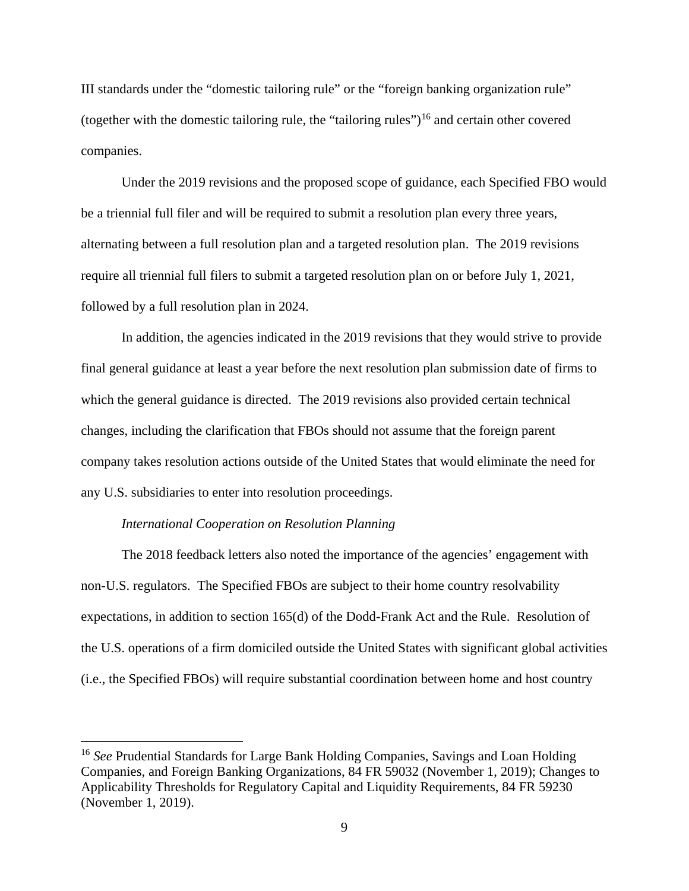III standards under the "domestic tailoring rule" or the "foreign banking organization rule" (together with the domestic tailoring rule, the "tailoring rules")[16] and certain other covered companies.

Under the 2019 revisions and the proposed scope of guidance, each Specified FBO would be a triennial full filer and will be required to submit a resolution plan every three years, alternating between a full resolution plan and a targeted resolution plan. The 2019 revisions require all triennial full filers to submit a targeted resolution plan on or before July 1, 2021, followed by a full resolution plan in 2024.

In addition, the agencies indicated in the 2019 revisions that they would strive to provide final general guidance at least a year before the next resolution plan submission date of firms to which the general guidance is directed. The 2019 revisions also provided certain technical changes, including the clarification that FBOs should not assume that the foreign parent company takes resolution actions outside of the United States that would eliminate the need for any U.S. subsidiaries to enter into resolution proceedings.

*International Cooperation on Resolution Planning*

The 2018 feedback letters also noted the importance of the agencies' engagement with non-U.S. regulators. The Specified FBOs are subject to their home country resolvability expectations, in addition to section 165(d) of the Dodd-Frank Act and the Rule. Resolution of the U.S. operations of a firm domiciled outside the United States with significant global activities (i.e., the Specified FBOs) will require substantial coordination between home and host country

[16] *See* Prudential Standards for Large Bank Holding Companies, Savings and Loan Holding Companies, and Foreign Banking Organizations, 84 FR 59032 (November 1, 2019); Changes to Applicability Thresholds for Regulatory Capital and Liquidity Requirements, 84 FR 59230 (November 1, 2019).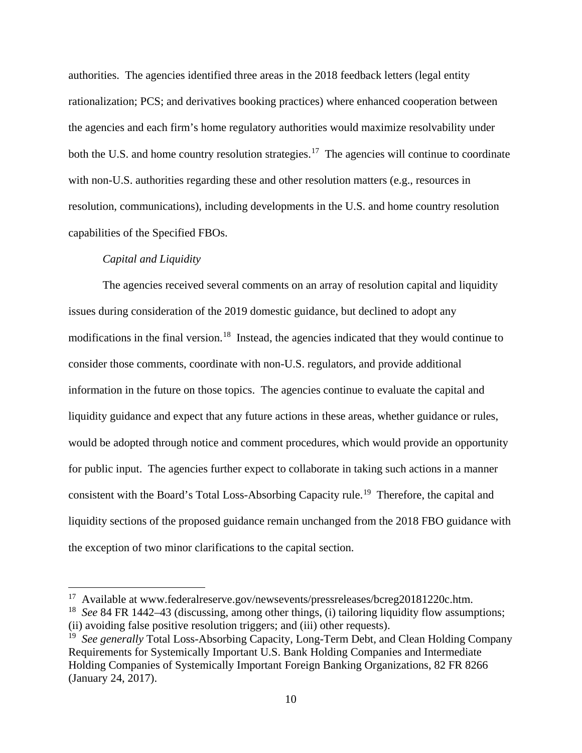authorities. The agencies identified three areas in the 2018 feedback letters (legal entity rationalization; PCS; and derivatives booking practices) where enhanced cooperation between the agencies and each firm's home regulatory authorities would maximize resolvability under both the U.S. and home country resolution strategies.[17] The agencies will continue to coordinate with non-U.S. authorities regarding these and other resolution matters (e.g., resources in resolution, communications), including developments in the U.S. and home country resolution capabilities of the Specified FBOs.

*Capital and Liquidity*

The agencies received several comments on an array of resolution capital and liquidity issues during consideration of the 2019 domestic guidance, but declined to adopt any modifications in the final version.[18] Instead, the agencies indicated that they would continue to consider those comments, coordinate with non-U.S. regulators, and provide additional information in the future on those topics. The agencies continue to evaluate the capital and liquidity guidance and expect that any future actions in these areas, whether guidance or rules, would be adopted through notice and comment procedures, which would provide an opportunity for public input. The agencies further expect to collaborate in taking such actions in a manner consistent with the Board's Total Loss-Absorbing Capacity rule.[19] Therefore, the capital and liquidity sections of the proposed guidance remain unchanged from the 2018 FBO guidance with the exception of two minor clarifications to the capital section.

---

[17] Available at www.federalreserve.gov/newsevents/pressreleases/bcreg20181220c.htm.

[18] *See* 84 FR 1442–43 (discussing, among other things, (i) tailoring liquidity flow assumptions; (ii) avoiding false positive resolution triggers; and (iii) other requests).

[19] *See generally* Total Loss-Absorbing Capacity, Long-Term Debt, and Clean Holding Company Requirements for Systemically Important U.S. Bank Holding Companies and Intermediate Holding Companies of Systemically Important Foreign Banking Organizations, 82 FR 8266 (January 24, 2017).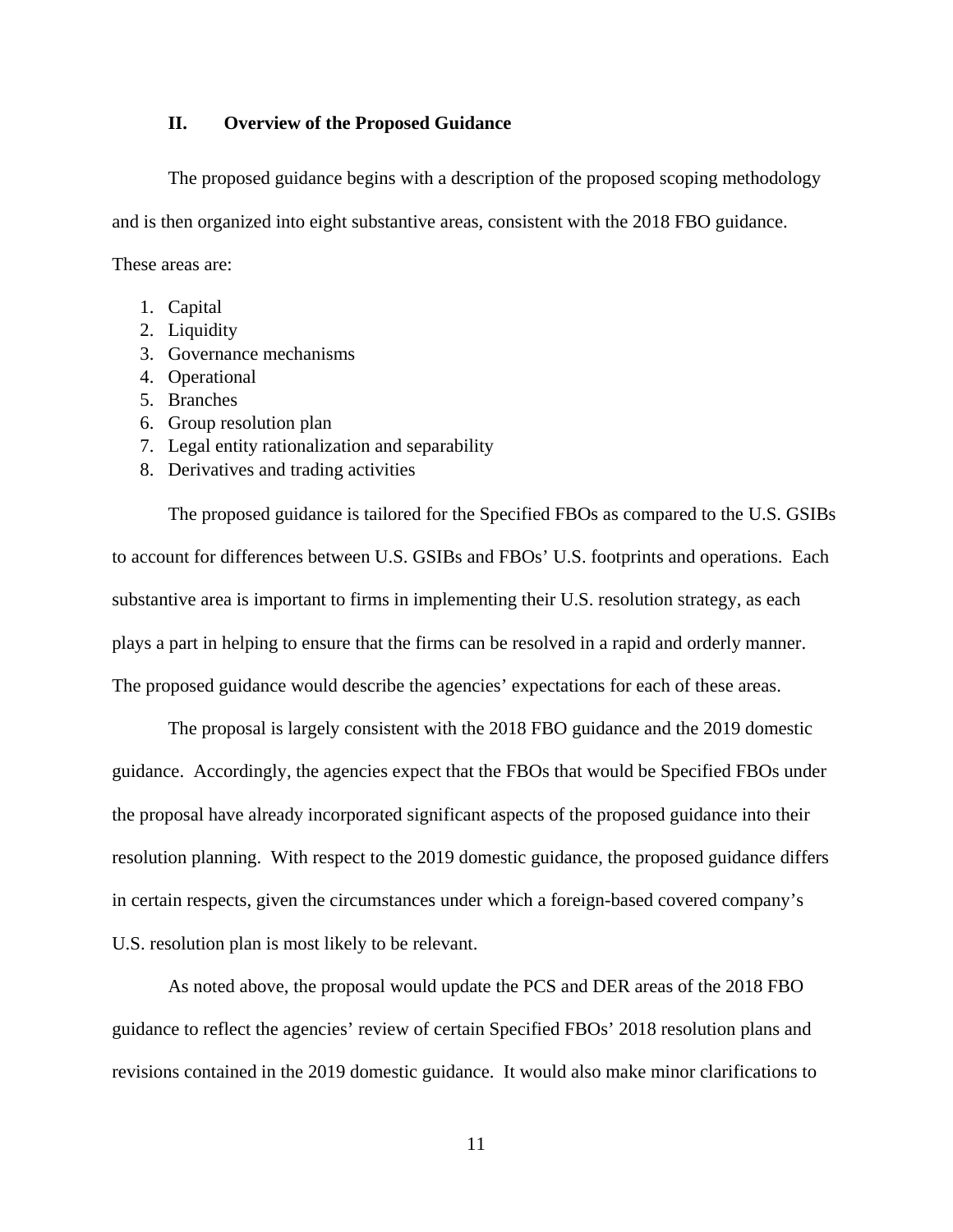## II. Overview of the Proposed Guidance

The proposed guidance begins with a description of the proposed scoping methodology and is then organized into eight substantive areas, consistent with the 2018 FBO guidance. These areas are:

1. Capital
2. Liquidity
3. Governance mechanisms
4. Operational
5. Branches
6. Group resolution plan
7. Legal entity rationalization and separability
8. Derivatives and trading activities

The proposed guidance is tailored for the Specified FBOs as compared to the U.S. GSIBs to account for differences between U.S. GSIBs and FBOs' U.S. footprints and operations. Each substantive area is important to firms in implementing their U.S. resolution strategy, as each plays a part in helping to ensure that the firms can be resolved in a rapid and orderly manner. The proposed guidance would describe the agencies' expectations for each of these areas.

The proposal is largely consistent with the 2018 FBO guidance and the 2019 domestic guidance. Accordingly, the agencies expect that the FBOs that would be Specified FBOs under the proposal have already incorporated significant aspects of the proposed guidance into their resolution planning. With respect to the 2019 domestic guidance, the proposed guidance differs in certain respects, given the circumstances under which a foreign-based covered company's U.S. resolution plan is most likely to be relevant.

As noted above, the proposal would update the PCS and DER areas of the 2018 FBO guidance to reflect the agencies' review of certain Specified FBOs' 2018 resolution plans and revisions contained in the 2019 domestic guidance. It would also make minor clarifications to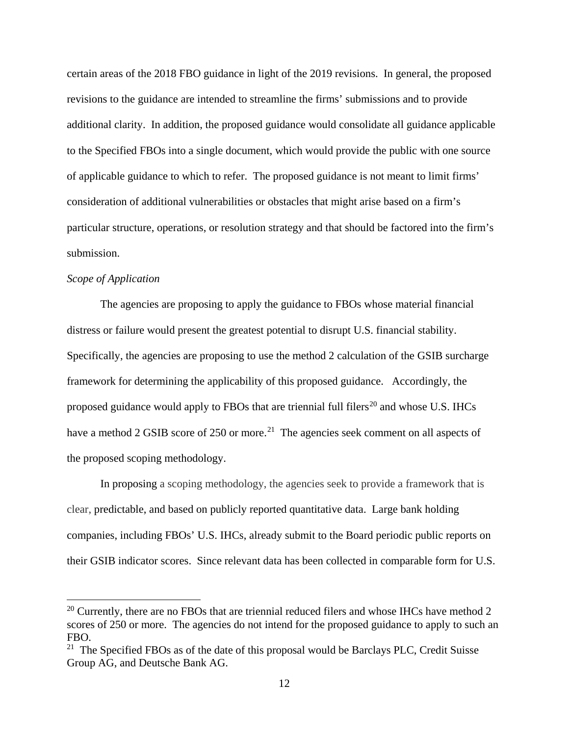certain areas of the 2018 FBO guidance in light of the 2019 revisions. In general, the proposed revisions to the guidance are intended to streamline the firms' submissions and to provide additional clarity. In addition, the proposed guidance would consolidate all guidance applicable to the Specified FBOs into a single document, which would provide the public with one source of applicable guidance to which to refer. The proposed guidance is not meant to limit firms' consideration of additional vulnerabilities or obstacles that might arise based on a firm's particular structure, operations, or resolution strategy and that should be factored into the firm's submission.

*Scope of Application*

The agencies are proposing to apply the guidance to FBOs whose material financial distress or failure would present the greatest potential to disrupt U.S. financial stability. Specifically, the agencies are proposing to use the method 2 calculation of the GSIB surcharge framework for determining the applicability of this proposed guidance. Accordingly, the proposed guidance would apply to FBOs that are triennial full filers[20] and whose U.S. IHCs have a method 2 GSIB score of 250 or more.[21] The agencies seek comment on all aspects of the proposed scoping methodology.

In proposing a scoping methodology, the agencies seek to provide a framework that is clear, predictable, and based on publicly reported quantitative data. Large bank holding companies, including FBOs' U.S. IHCs, already submit to the Board periodic public reports on their GSIB indicator scores. Since relevant data has been collected in comparable form for U.S.

---

[20] Currently, there are no FBOs that are triennial reduced filers and whose IHCs have method 2 scores of 250 or more. The agencies do not intend for the proposed guidance to apply to such an FBO.

[21] The Specified FBOs as of the date of this proposal would be Barclays PLC, Credit Suisse Group AG, and Deutsche Bank AG.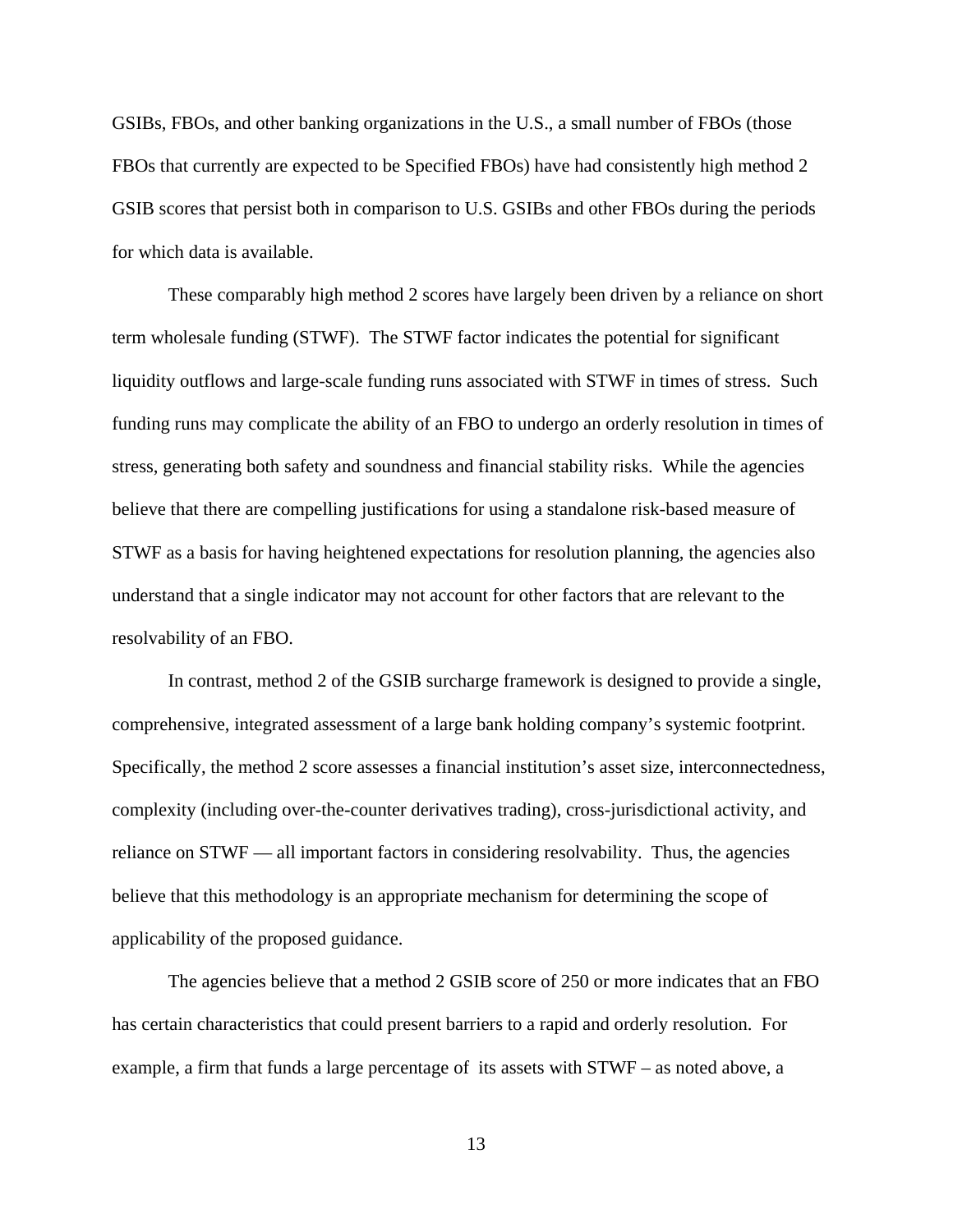GSIBs, FBOs, and other banking organizations in the U.S., a small number of FBOs (those FBOs that currently are expected to be Specified FBOs) have had consistently high method 2 GSIB scores that persist both in comparison to U.S. GSIBs and other FBOs during the periods for which data is available.

These comparably high method 2 scores have largely been driven by a reliance on short term wholesale funding (STWF). The STWF factor indicates the potential for significant liquidity outflows and large-scale funding runs associated with STWF in times of stress. Such funding runs may complicate the ability of an FBO to undergo an orderly resolution in times of stress, generating both safety and soundness and financial stability risks. While the agencies believe that there are compelling justifications for using a standalone risk-based measure of STWF as a basis for having heightened expectations for resolution planning, the agencies also understand that a single indicator may not account for other factors that are relevant to the resolvability of an FBO.

In contrast, method 2 of the GSIB surcharge framework is designed to provide a single, comprehensive, integrated assessment of a large bank holding company's systemic footprint. Specifically, the method 2 score assesses a financial institution's asset size, interconnectedness, complexity (including over-the-counter derivatives trading), cross-jurisdictional activity, and reliance on STWF — all important factors in considering resolvability. Thus, the agencies believe that this methodology is an appropriate mechanism for determining the scope of applicability of the proposed guidance.

The agencies believe that a method 2 GSIB score of 250 or more indicates that an FBO has certain characteristics that could present barriers to a rapid and orderly resolution. For example, a firm that funds a large percentage of its assets with STWF – as noted above, a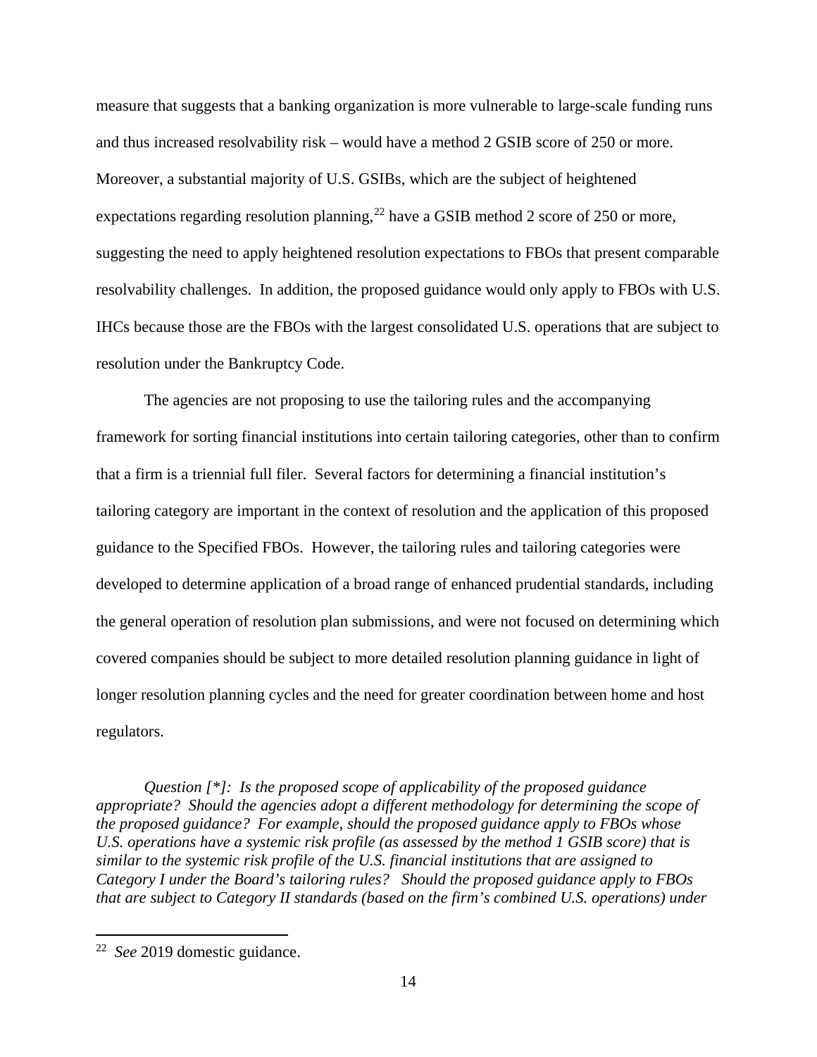measure that suggests that a banking organization is more vulnerable to large-scale funding runs and thus increased resolvability risk – would have a method 2 GSIB score of 250 or more. Moreover, a substantial majority of U.S. GSIBs, which are the subject of heightened expectations regarding resolution planning,[22] have a GSIB method 2 score of 250 or more, suggesting the need to apply heightened resolution expectations to FBOs that present comparable resolvability challenges. In addition, the proposed guidance would only apply to FBOs with U.S. IHCs because those are the FBOs with the largest consolidated U.S. operations that are subject to resolution under the Bankruptcy Code.

The agencies are not proposing to use the tailoring rules and the accompanying framework for sorting financial institutions into certain tailoring categories, other than to confirm that a firm is a triennial full filer. Several factors for determining a financial institution's tailoring category are important in the context of resolution and the application of this proposed guidance to the Specified FBOs. However, the tailoring rules and tailoring categories were developed to determine application of a broad range of enhanced prudential standards, including the general operation of resolution plan submissions, and were not focused on determining which covered companies should be subject to more detailed resolution planning guidance in light of longer resolution planning cycles and the need for greater coordination between home and host regulators.

*Question [*]: Is the proposed scope of applicability of the proposed guidance appropriate? Should the agencies adopt a different methodology for determining the scope of the proposed guidance? For example, should the proposed guidance apply to FBOs whose U.S. operations have a systemic risk profile (as assessed by the method 1 GSIB score) that is similar to the systemic risk profile of the U.S. financial institutions that are assigned to Category I under the Board's tailoring rules? Should the proposed guidance apply to FBOs that are subject to Category II standards (based on the firm's combined U.S. operations) under*

[22] *See* 2019 domestic guidance.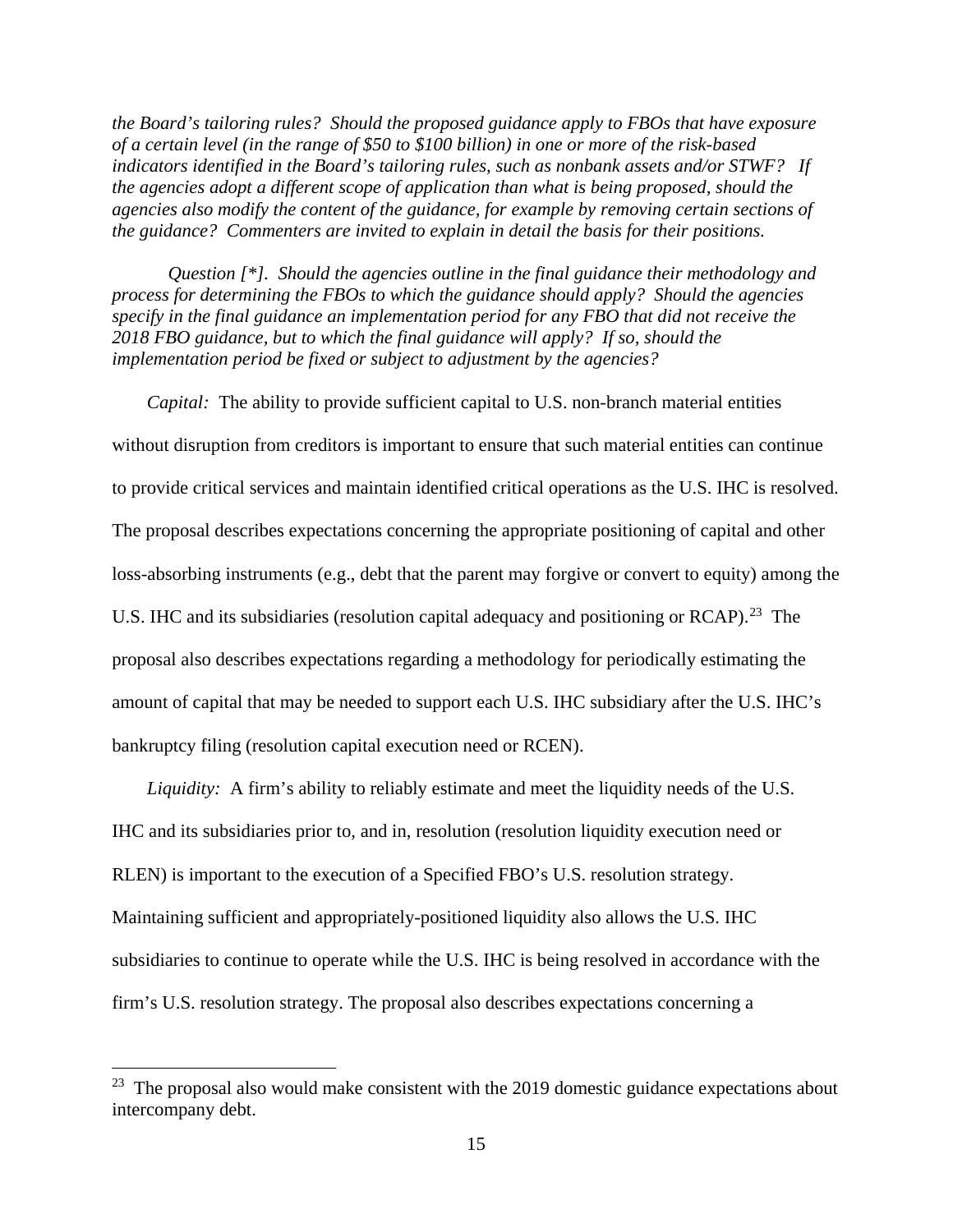*the Board's tailoring rules? Should the proposed guidance apply to FBOs that have exposure of a certain level (in the range of $50 to $100 billion) in one or more of the risk-based indicators identified in the Board's tailoring rules, such as nonbank assets and/or STWF? If the agencies adopt a different scope of application than what is being proposed, should the agencies also modify the content of the guidance, for example by removing certain sections of the guidance? Commenters are invited to explain in detail the basis for their positions.*

*Question [*]. Should the agencies outline in the final guidance their methodology and process for determining the FBOs to which the guidance should apply? Should the agencies specify in the final guidance an implementation period for any FBO that did not receive the 2018 FBO guidance, but to which the final guidance will apply? If so, should the implementation period be fixed or subject to adjustment by the agencies?*

*Capital:* The ability to provide sufficient capital to U.S. non-branch material entities without disruption from creditors is important to ensure that such material entities can continue to provide critical services and maintain identified critical operations as the U.S. IHC is resolved. The proposal describes expectations concerning the appropriate positioning of capital and other loss-absorbing instruments (e.g., debt that the parent may forgive or convert to equity) among the U.S. IHC and its subsidiaries (resolution capital adequacy and positioning or RCAP).[23] The proposal also describes expectations regarding a methodology for periodically estimating the amount of capital that may be needed to support each U.S. IHC subsidiary after the U.S. IHC's bankruptcy filing (resolution capital execution need or RCEN).

*Liquidity:* A firm's ability to reliably estimate and meet the liquidity needs of the U.S. IHC and its subsidiaries prior to, and in, resolution (resolution liquidity execution need or RLEN) is important to the execution of a Specified FBO's U.S. resolution strategy. Maintaining sufficient and appropriately-positioned liquidity also allows the U.S. IHC subsidiaries to continue to operate while the U.S. IHC is being resolved in accordance with the firm's U.S. resolution strategy. The proposal also describes expectations concerning a

---

[23] The proposal also would make consistent with the 2019 domestic guidance expectations about intercompany debt.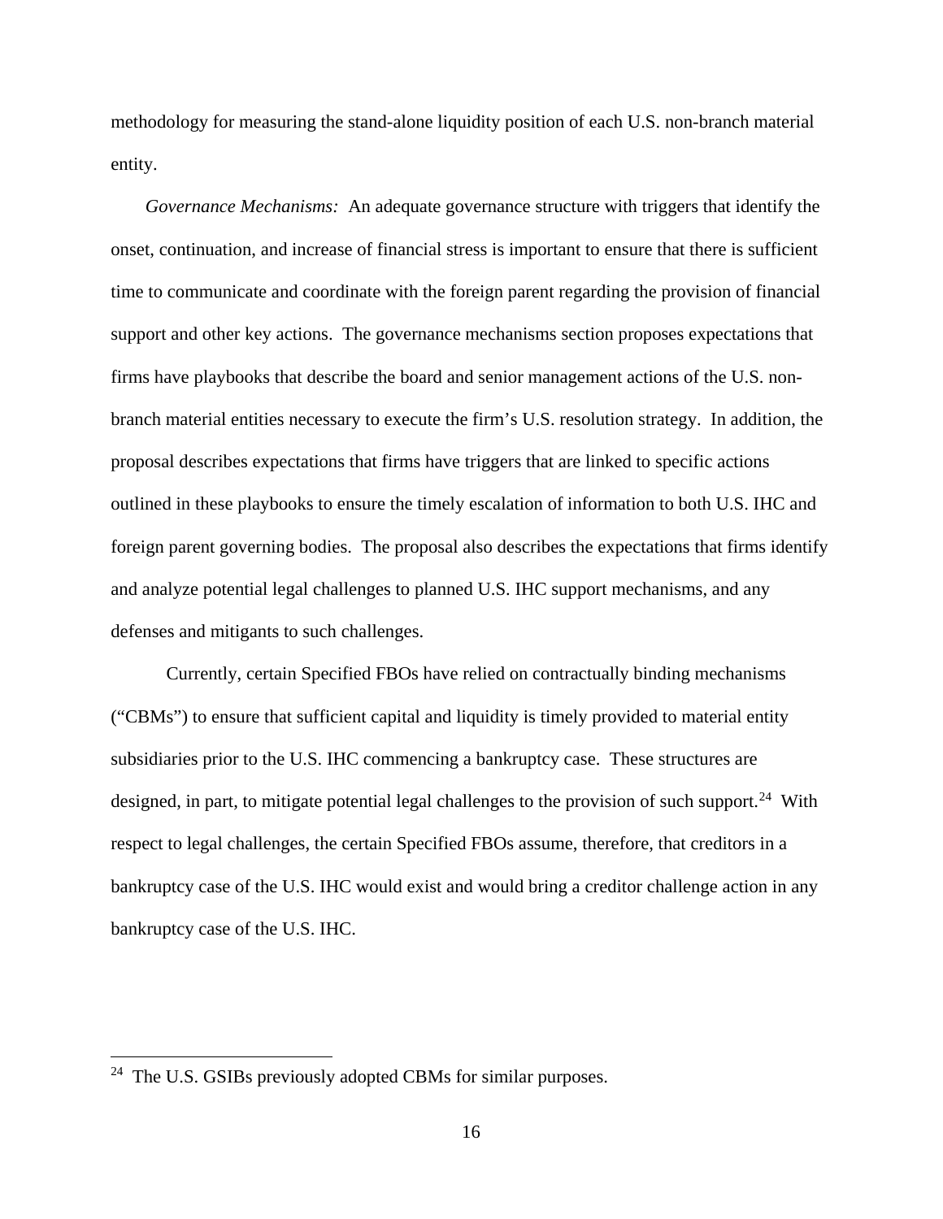methodology for measuring the stand-alone liquidity position of each U.S. non-branch material entity.

*Governance Mechanisms:* An adequate governance structure with triggers that identify the onset, continuation, and increase of financial stress is important to ensure that there is sufficient time to communicate and coordinate with the foreign parent regarding the provision of financial support and other key actions. The governance mechanisms section proposes expectations that firms have playbooks that describe the board and senior management actions of the U.S. non-branch material entities necessary to execute the firm's U.S. resolution strategy. In addition, the proposal describes expectations that firms have triggers that are linked to specific actions outlined in these playbooks to ensure the timely escalation of information to both U.S. IHC and foreign parent governing bodies. The proposal also describes the expectations that firms identify and analyze potential legal challenges to planned U.S. IHC support mechanisms, and any defenses and mitigants to such challenges.

Currently, certain Specified FBOs have relied on contractually binding mechanisms ("CBMs") to ensure that sufficient capital and liquidity is timely provided to material entity subsidiaries prior to the U.S. IHC commencing a bankruptcy case. These structures are designed, in part, to mitigate potential legal challenges to the provision of such support.[24] With respect to legal challenges, the certain Specified FBOs assume, therefore, that creditors in a bankruptcy case of the U.S. IHC would exist and would bring a creditor challenge action in any bankruptcy case of the U.S. IHC.

[24] The U.S. GSIBs previously adopted CBMs for similar purposes.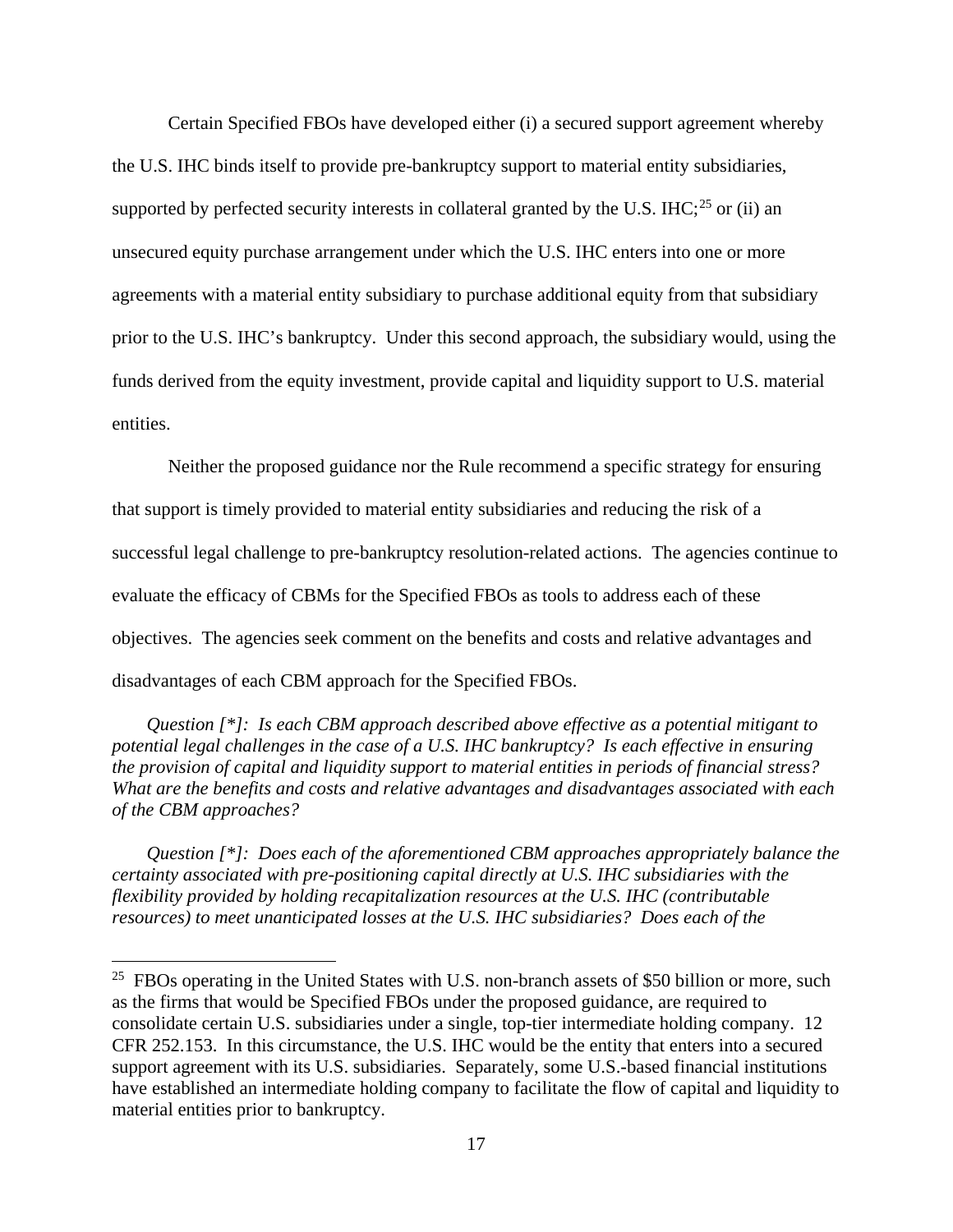Certain Specified FBOs have developed either (i) a secured support agreement whereby the U.S. IHC binds itself to provide pre-bankruptcy support to material entity subsidiaries, supported by perfected security interests in collateral granted by the U.S. IHC;[25] or (ii) an unsecured equity purchase arrangement under which the U.S. IHC enters into one or more agreements with a material entity subsidiary to purchase additional equity from that subsidiary prior to the U.S. IHC's bankruptcy. Under this second approach, the subsidiary would, using the funds derived from the equity investment, provide capital and liquidity support to U.S. material entities.

Neither the proposed guidance nor the Rule recommend a specific strategy for ensuring that support is timely provided to material entity subsidiaries and reducing the risk of a successful legal challenge to pre-bankruptcy resolution-related actions. The agencies continue to evaluate the efficacy of CBMs for the Specified FBOs as tools to address each of these objectives. The agencies seek comment on the benefits and costs and relative advantages and disadvantages of each CBM approach for the Specified FBOs.

*Question [*]: Is each CBM approach described above effective as a potential mitigant to potential legal challenges in the case of a U.S. IHC bankruptcy? Is each effective in ensuring the provision of capital and liquidity support to material entities in periods of financial stress? What are the benefits and costs and relative advantages and disadvantages associated with each of the CBM approaches?*

*Question [*]: Does each of the aforementioned CBM approaches appropriately balance the certainty associated with pre-positioning capital directly at U.S. IHC subsidiaries with the flexibility provided by holding recapitalization resources at the U.S. IHC (contributable resources) to meet unanticipated losses at the U.S. IHC subsidiaries? Does each of the*

---

[25] FBOs operating in the United States with U.S. non-branch assets of $50 billion or more, such as the firms that would be Specified FBOs under the proposed guidance, are required to consolidate certain U.S. subsidiaries under a single, top-tier intermediate holding company. 12 CFR 252.153. In this circumstance, the U.S. IHC would be the entity that enters into a secured support agreement with its U.S. subsidiaries. Separately, some U.S.-based financial institutions have established an intermediate holding company to facilitate the flow of capital and liquidity to material entities prior to bankruptcy.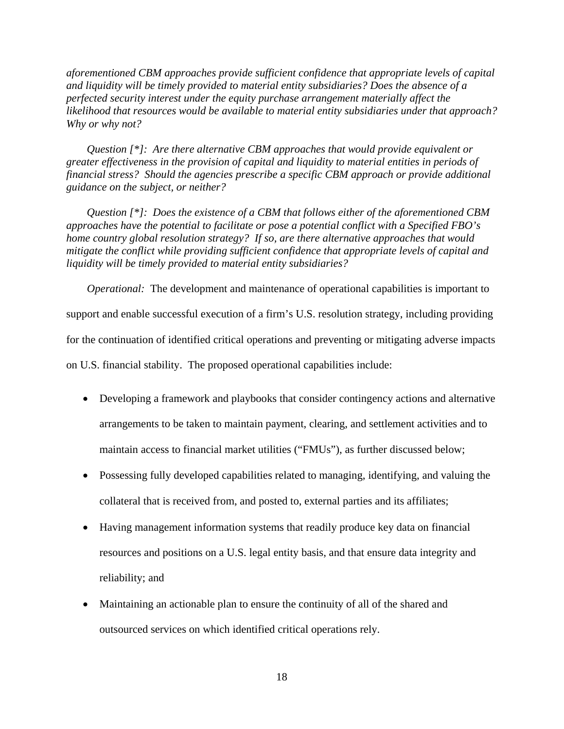*aforementioned CBM approaches provide sufficient confidence that appropriate levels of capital and liquidity will be timely provided to material entity subsidiaries? Does the absence of a perfected security interest under the equity purchase arrangement materially affect the likelihood that resources would be available to material entity subsidiaries under that approach? Why or why not?*

*Question [*]: Are there alternative CBM approaches that would provide equivalent or greater effectiveness in the provision of capital and liquidity to material entities in periods of financial stress? Should the agencies prescribe a specific CBM approach or provide additional guidance on the subject, or neither?*

*Question [*]: Does the existence of a CBM that follows either of the aforementioned CBM approaches have the potential to facilitate or pose a potential conflict with a Specified FBO's home country global resolution strategy? If so, are there alternative approaches that would mitigate the conflict while providing sufficient confidence that appropriate levels of capital and liquidity will be timely provided to material entity subsidiaries?*

*Operational:* The development and maintenance of operational capabilities is important to support and enable successful execution of a firm's U.S. resolution strategy, including providing for the continuation of identified critical operations and preventing or mitigating adverse impacts on U.S. financial stability. The proposed operational capabilities include:

- Developing a framework and playbooks that consider contingency actions and alternative arrangements to be taken to maintain payment, clearing, and settlement activities and to maintain access to financial market utilities ("FMUs"), as further discussed below;
- Possessing fully developed capabilities related to managing, identifying, and valuing the collateral that is received from, and posted to, external parties and its affiliates;
- Having management information systems that readily produce key data on financial resources and positions on a U.S. legal entity basis, and that ensure data integrity and reliability; and
- Maintaining an actionable plan to ensure the continuity of all of the shared and outsourced services on which identified critical operations rely.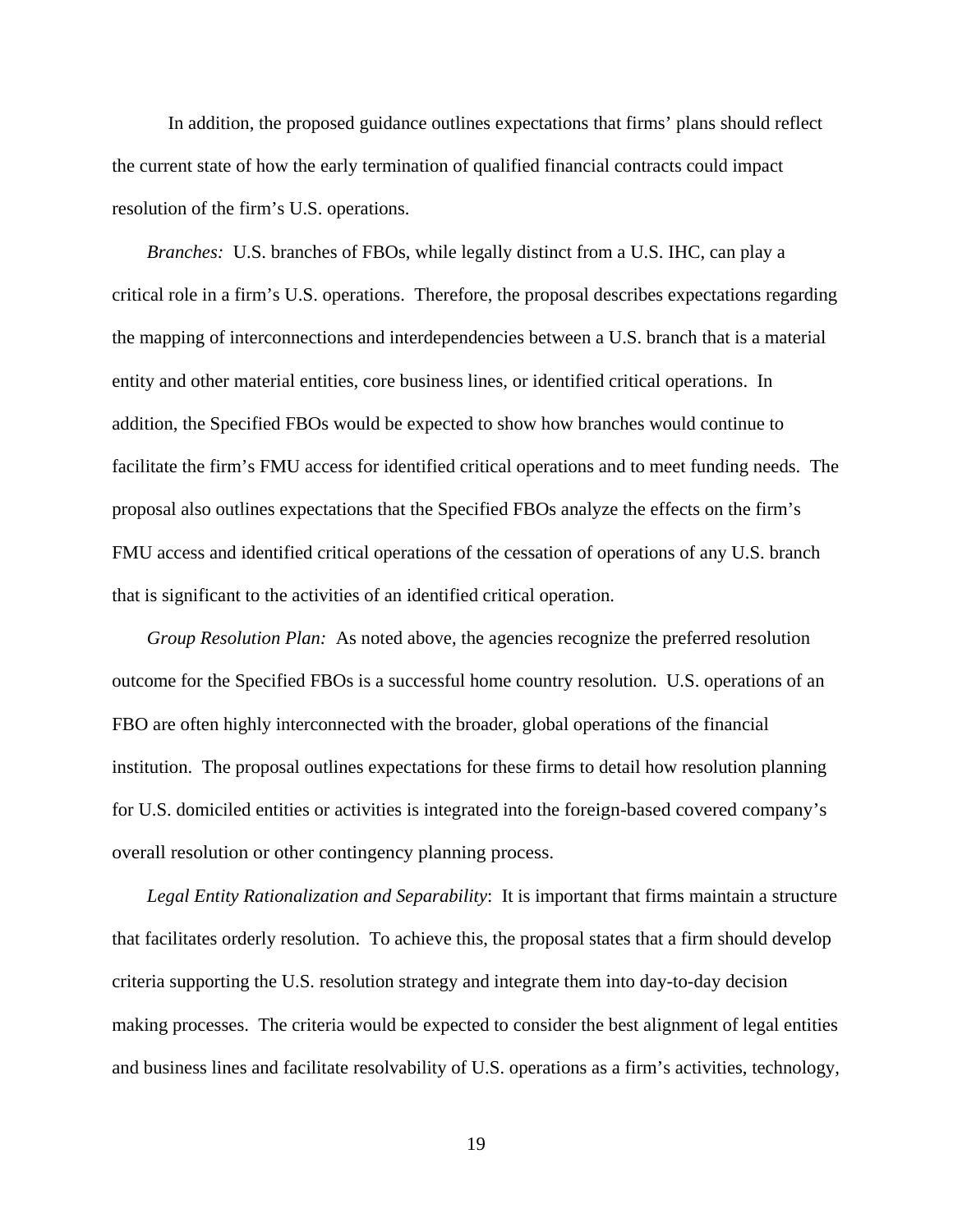In addition, the proposed guidance outlines expectations that firms' plans should reflect the current state of how the early termination of qualified financial contracts could impact resolution of the firm's U.S. operations.

*Branches:* U.S. branches of FBOs, while legally distinct from a U.S. IHC, can play a critical role in a firm's U.S. operations. Therefore, the proposal describes expectations regarding the mapping of interconnections and interdependencies between a U.S. branch that is a material entity and other material entities, core business lines, or identified critical operations. In addition, the Specified FBOs would be expected to show how branches would continue to facilitate the firm's FMU access for identified critical operations and to meet funding needs. The proposal also outlines expectations that the Specified FBOs analyze the effects on the firm's FMU access and identified critical operations of the cessation of operations of any U.S. branch that is significant to the activities of an identified critical operation.

*Group Resolution Plan:* As noted above, the agencies recognize the preferred resolution outcome for the Specified FBOs is a successful home country resolution. U.S. operations of an FBO are often highly interconnected with the broader, global operations of the financial institution. The proposal outlines expectations for these firms to detail how resolution planning for U.S. domiciled entities or activities is integrated into the foreign-based covered company's overall resolution or other contingency planning process.

*Legal Entity Rationalization and Separability*: It is important that firms maintain a structure that facilitates orderly resolution. To achieve this, the proposal states that a firm should develop criteria supporting the U.S. resolution strategy and integrate them into day-to-day decision making processes. The criteria would be expected to consider the best alignment of legal entities and business lines and facilitate resolvability of U.S. operations as a firm's activities, technology,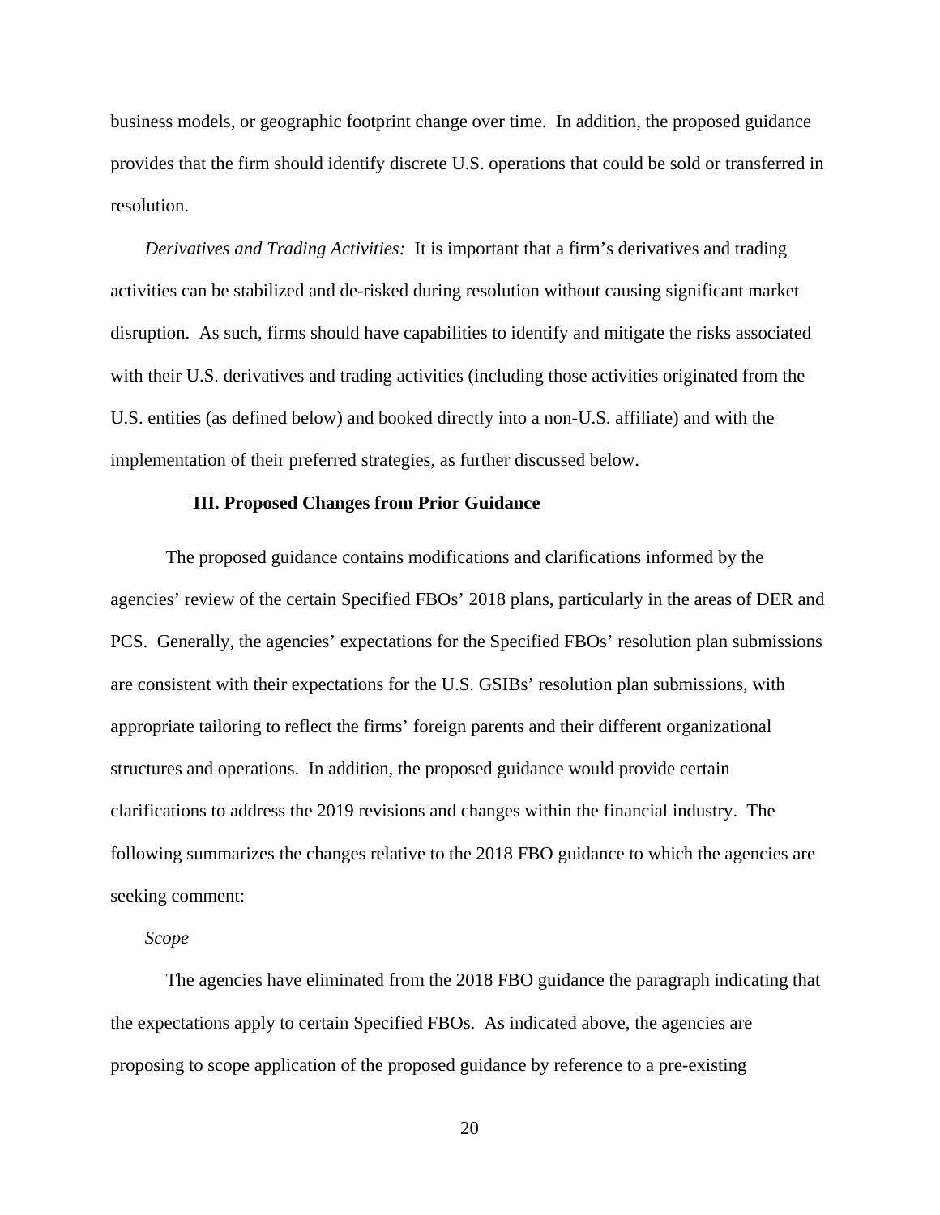business models, or geographic footprint change over time. In addition, the proposed guidance provides that the firm should identify discrete U.S. operations that could be sold or transferred in resolution.

*Derivatives and Trading Activities:* It is important that a firm's derivatives and trading activities can be stabilized and de-risked during resolution without causing significant market disruption. As such, firms should have capabilities to identify and mitigate the risks associated with their U.S. derivatives and trading activities (including those activities originated from the U.S. entities (as defined below) and booked directly into a non-U.S. affiliate) and with the implementation of their preferred strategies, as further discussed below.

### III. Proposed Changes from Prior Guidance

The proposed guidance contains modifications and clarifications informed by the agencies' review of the certain Specified FBOs' 2018 plans, particularly in the areas of DER and PCS. Generally, the agencies' expectations for the Specified FBOs' resolution plan submissions are consistent with their expectations for the U.S. GSIBs' resolution plan submissions, with appropriate tailoring to reflect the firms' foreign parents and their different organizational structures and operations. In addition, the proposed guidance would provide certain clarifications to address the 2019 revisions and changes within the financial industry. The following summarizes the changes relative to the 2018 FBO guidance to which the agencies are seeking comment:

*Scope*

The agencies have eliminated from the 2018 FBO guidance the paragraph indicating that the expectations apply to certain Specified FBOs. As indicated above, the agencies are proposing to scope application of the proposed guidance by reference to a pre-existing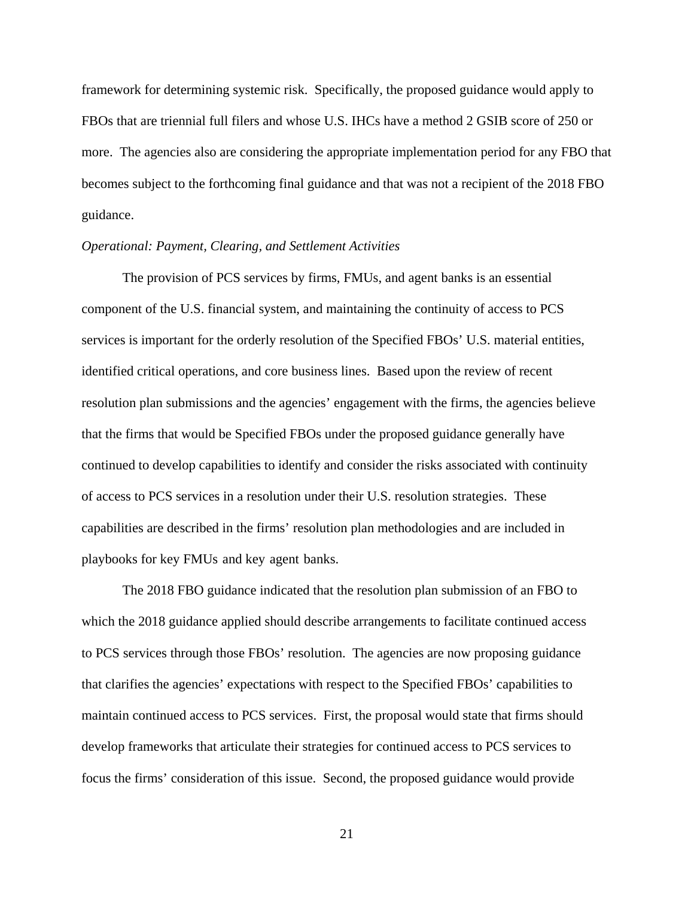framework for determining systemic risk. Specifically, the proposed guidance would apply to FBOs that are triennial full filers and whose U.S. IHCs have a method 2 GSIB score of 250 or more. The agencies also are considering the appropriate implementation period for any FBO that becomes subject to the forthcoming final guidance and that was not a recipient of the 2018 FBO guidance.

*Operational: Payment, Clearing, and Settlement Activities*

The provision of PCS services by firms, FMUs, and agent banks is an essential component of the U.S. financial system, and maintaining the continuity of access to PCS services is important for the orderly resolution of the Specified FBOs' U.S. material entities, identified critical operations, and core business lines. Based upon the review of recent resolution plan submissions and the agencies' engagement with the firms, the agencies believe that the firms that would be Specified FBOs under the proposed guidance generally have continued to develop capabilities to identify and consider the risks associated with continuity of access to PCS services in a resolution under their U.S. resolution strategies. These capabilities are described in the firms' resolution plan methodologies and are included in playbooks for key FMUs and key agent banks.

The 2018 FBO guidance indicated that the resolution plan submission of an FBO to which the 2018 guidance applied should describe arrangements to facilitate continued access to PCS services through those FBOs' resolution. The agencies are now proposing guidance that clarifies the agencies' expectations with respect to the Specified FBOs' capabilities to maintain continued access to PCS services. First, the proposal would state that firms should develop frameworks that articulate their strategies for continued access to PCS services to focus the firms' consideration of this issue. Second, the proposed guidance would provide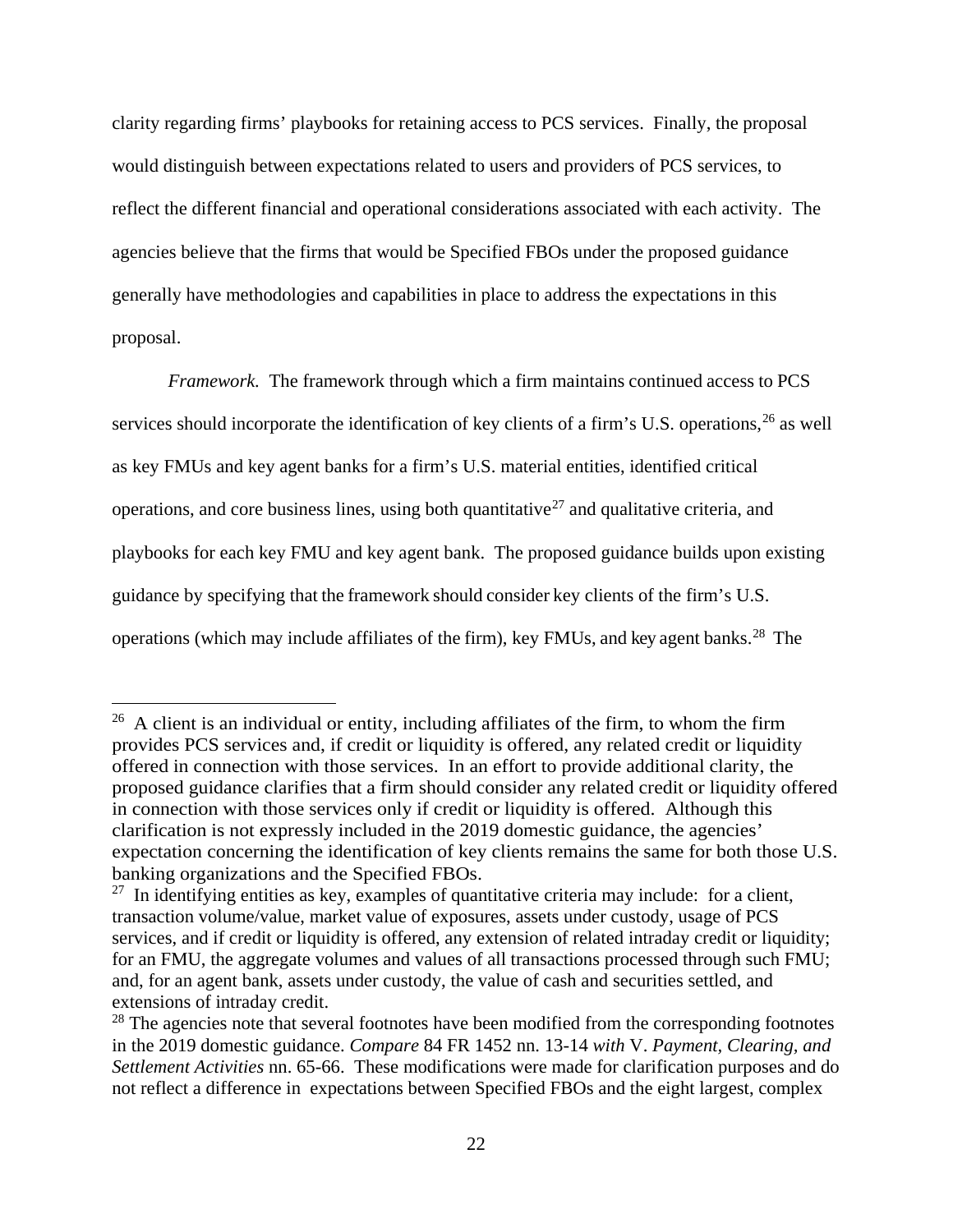clarity regarding firms' playbooks for retaining access to PCS services. Finally, the proposal would distinguish between expectations related to users and providers of PCS services, to reflect the different financial and operational considerations associated with each activity. The agencies believe that the firms that would be Specified FBOs under the proposed guidance generally have methodologies and capabilities in place to address the expectations in this proposal.

*Framework.* The framework through which a firm maintains continued access to PCS services should incorporate the identification of key clients of a firm's U.S. operations,[26] as well as key FMUs and key agent banks for a firm's U.S. material entities, identified critical operations, and core business lines, using both quantitative[27] and qualitative criteria, and playbooks for each key FMU and key agent bank. The proposed guidance builds upon existing guidance by specifying that the framework should consider key clients of the firm's U.S. operations (which may include affiliates of the firm), key FMUs, and key agent banks.[28] The

---

[26] A client is an individual or entity, including affiliates of the firm, to whom the firm provides PCS services and, if credit or liquidity is offered, any related credit or liquidity offered in connection with those services. In an effort to provide additional clarity, the proposed guidance clarifies that a firm should consider any related credit or liquidity offered in connection with those services only if credit or liquidity is offered. Although this clarification is not expressly included in the 2019 domestic guidance, the agencies' expectation concerning the identification of key clients remains the same for both those U.S. banking organizations and the Specified FBOs.

[27] In identifying entities as key, examples of quantitative criteria may include: for a client, transaction volume/value, market value of exposures, assets under custody, usage of PCS services, and if credit or liquidity is offered, any extension of related intraday credit or liquidity; for an FMU, the aggregate volumes and values of all transactions processed through such FMU; and, for an agent bank, assets under custody, the value of cash and securities settled, and extensions of intraday credit.

[28] The agencies note that several footnotes have been modified from the corresponding footnotes in the 2019 domestic guidance. *Compare* 84 FR 1452 nn. 13-14 *with* V. *Payment, Clearing, and Settlement Activities* nn. 65-66. These modifications were made for clarification purposes and do not reflect a difference in expectations between Specified FBOs and the eight largest, complex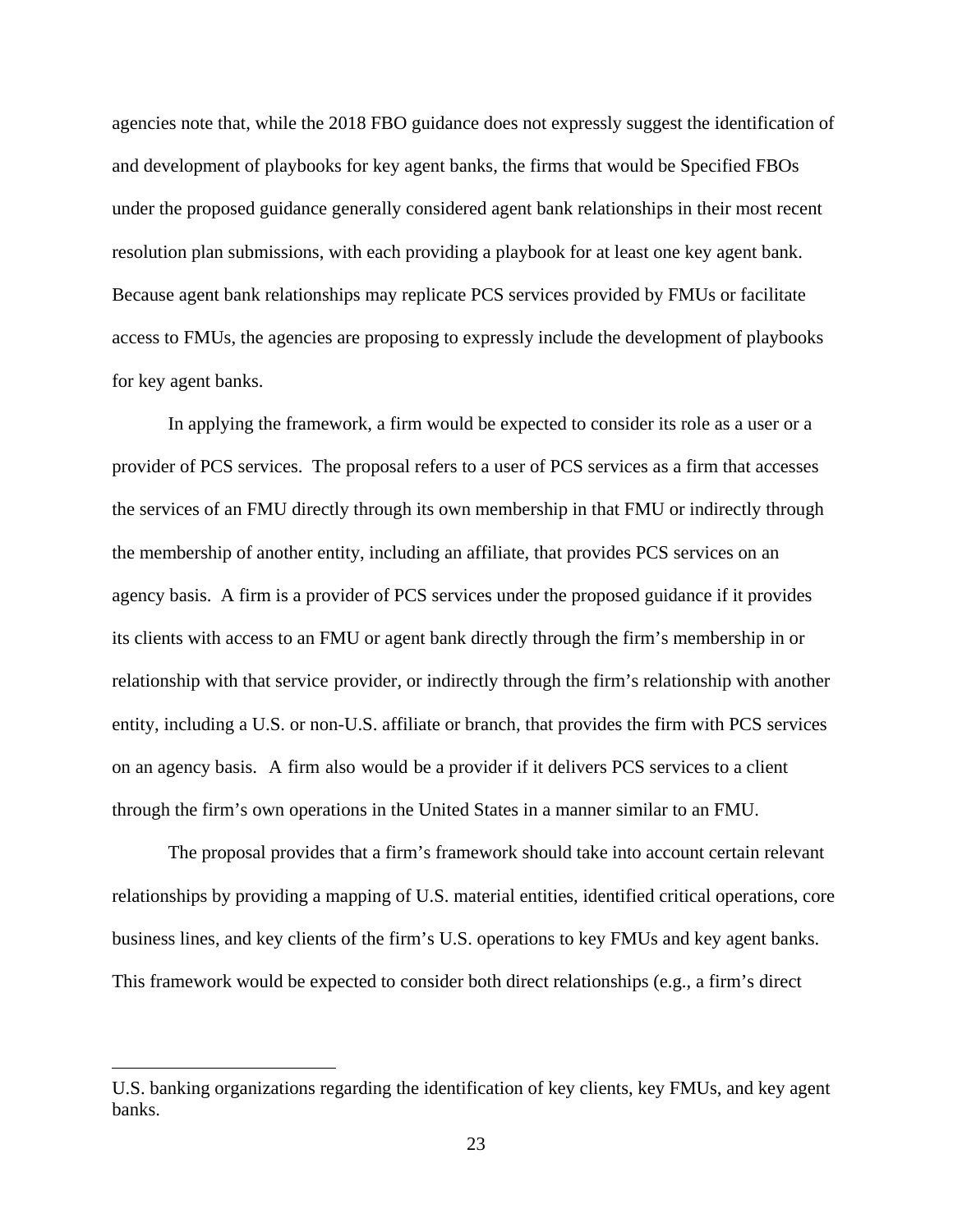agencies note that, while the 2018 FBO guidance does not expressly suggest the identification of and development of playbooks for key agent banks, the firms that would be Specified FBOs under the proposed guidance generally considered agent bank relationships in their most recent resolution plan submissions, with each providing a playbook for at least one key agent bank. Because agent bank relationships may replicate PCS services provided by FMUs or facilitate access to FMUs, the agencies are proposing to expressly include the development of playbooks for key agent banks.

In applying the framework, a firm would be expected to consider its role as a user or a provider of PCS services. The proposal refers to a user of PCS services as a firm that accesses the services of an FMU directly through its own membership in that FMU or indirectly through the membership of another entity, including an affiliate, that provides PCS services on an agency basis. A firm is a provider of PCS services under the proposed guidance if it provides its clients with access to an FMU or agent bank directly through the firm's membership in or relationship with that service provider, or indirectly through the firm's relationship with another entity, including a U.S. or non-U.S. affiliate or branch, that provides the firm with PCS services on an agency basis. A firm also would be a provider if it delivers PCS services to a client through the firm's own operations in the United States in a manner similar to an FMU.

The proposal provides that a firm's framework should take into account certain relevant relationships by providing a mapping of U.S. material entities, identified critical operations, core business lines, and key clients of the firm's U.S. operations to key FMUs and key agent banks. This framework would be expected to consider both direct relationships (e.g., a firm's direct

---

U.S. banking organizations regarding the identification of key clients, key FMUs, and key agent banks.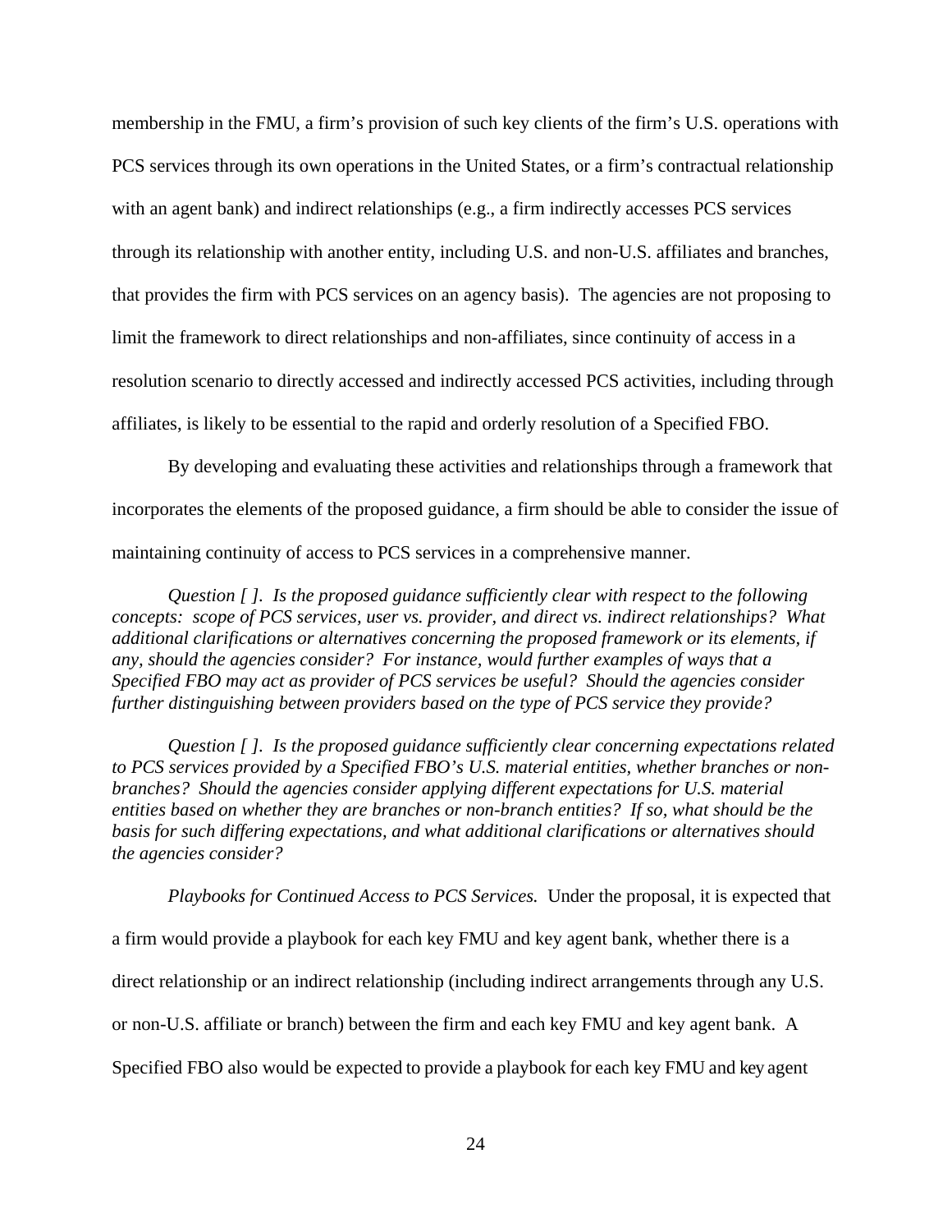membership in the FMU, a firm's provision of such key clients of the firm's U.S. operations with PCS services through its own operations in the United States, or a firm's contractual relationship with an agent bank) and indirect relationships (e.g., a firm indirectly accesses PCS services through its relationship with another entity, including U.S. and non-U.S. affiliates and branches, that provides the firm with PCS services on an agency basis). The agencies are not proposing to limit the framework to direct relationships and non-affiliates, since continuity of access in a resolution scenario to directly accessed and indirectly accessed PCS activities, including through affiliates, is likely to be essential to the rapid and orderly resolution of a Specified FBO.

By developing and evaluating these activities and relationships through a framework that incorporates the elements of the proposed guidance, a firm should be able to consider the issue of maintaining continuity of access to PCS services in a comprehensive manner.

*Question [ ]. Is the proposed guidance sufficiently clear with respect to the following concepts: scope of PCS services, user vs. provider, and direct vs. indirect relationships? What additional clarifications or alternatives concerning the proposed framework or its elements, if any, should the agencies consider? For instance, would further examples of ways that a Specified FBO may act as provider of PCS services be useful? Should the agencies consider further distinguishing between providers based on the type of PCS service they provide?*

*Question [ ]. Is the proposed guidance sufficiently clear concerning expectations related to PCS services provided by a Specified FBO's U.S. material entities, whether branches or non-branches? Should the agencies consider applying different expectations for U.S. material entities based on whether they are branches or non-branch entities? If so, what should be the basis for such differing expectations, and what additional clarifications or alternatives should the agencies consider?*

*Playbooks for Continued Access to PCS Services.* Under the proposal, it is expected that a firm would provide a playbook for each key FMU and key agent bank, whether there is a direct relationship or an indirect relationship (including indirect arrangements through any U.S. or non-U.S. affiliate or branch) between the firm and each key FMU and key agent bank. A Specified FBO also would be expected to provide a playbook for each key FMU and key agent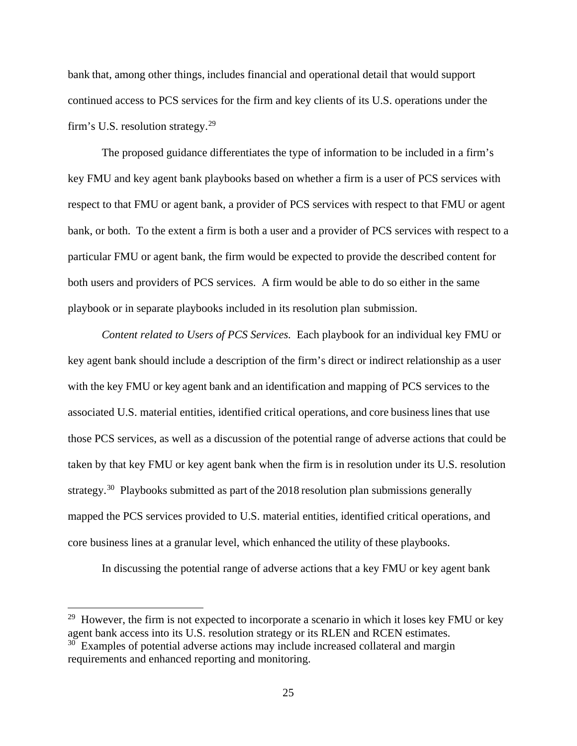bank that, among other things, includes financial and operational detail that would support continued access to PCS services for the firm and key clients of its U.S. operations under the firm's U.S. resolution strategy.[29]

The proposed guidance differentiates the type of information to be included in a firm's key FMU and key agent bank playbooks based on whether a firm is a user of PCS services with respect to that FMU or agent bank, a provider of PCS services with respect to that FMU or agent bank, or both. To the extent a firm is both a user and a provider of PCS services with respect to a particular FMU or agent bank, the firm would be expected to provide the described content for both users and providers of PCS services. A firm would be able to do so either in the same playbook or in separate playbooks included in its resolution plan submission.

*Content related to Users of PCS Services.* Each playbook for an individual key FMU or key agent bank should include a description of the firm's direct or indirect relationship as a user with the key FMU or key agent bank and an identification and mapping of PCS services to the associated U.S. material entities, identified critical operations, and core business lines that use those PCS services, as well as a discussion of the potential range of adverse actions that could be taken by that key FMU or key agent bank when the firm is in resolution under its U.S. resolution strategy.[30] Playbooks submitted as part of the 2018 resolution plan submissions generally mapped the PCS services provided to U.S. material entities, identified critical operations, and core business lines at a granular level, which enhanced the utility of these playbooks.

In discussing the potential range of adverse actions that a key FMU or key agent bank

---

[29] However, the firm is not expected to incorporate a scenario in which it loses key FMU or key agent bank access into its U.S. resolution strategy or its RLEN and RCEN estimates.

[30] Examples of potential adverse actions may include increased collateral and margin requirements and enhanced reporting and monitoring.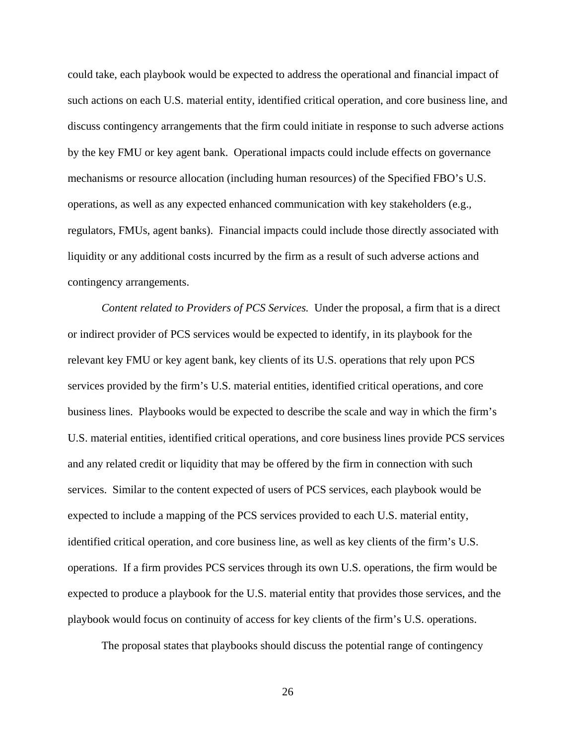could take, each playbook would be expected to address the operational and financial impact of such actions on each U.S. material entity, identified critical operation, and core business line, and discuss contingency arrangements that the firm could initiate in response to such adverse actions by the key FMU or key agent bank. Operational impacts could include effects on governance mechanisms or resource allocation (including human resources) of the Specified FBO's U.S. operations, as well as any expected enhanced communication with key stakeholders (e.g., regulators, FMUs, agent banks). Financial impacts could include those directly associated with liquidity or any additional costs incurred by the firm as a result of such adverse actions and contingency arrangements.

*Content related to Providers of PCS Services.* Under the proposal, a firm that is a direct or indirect provider of PCS services would be expected to identify, in its playbook for the relevant key FMU or key agent bank, key clients of its U.S. operations that rely upon PCS services provided by the firm's U.S. material entities, identified critical operations, and core business lines. Playbooks would be expected to describe the scale and way in which the firm's U.S. material entities, identified critical operations, and core business lines provide PCS services and any related credit or liquidity that may be offered by the firm in connection with such services. Similar to the content expected of users of PCS services, each playbook would be expected to include a mapping of the PCS services provided to each U.S. material entity, identified critical operation, and core business line, as well as key clients of the firm's U.S. operations. If a firm provides PCS services through its own U.S. operations, the firm would be expected to produce a playbook for the U.S. material entity that provides those services, and the playbook would focus on continuity of access for key clients of the firm's U.S. operations.

The proposal states that playbooks should discuss the potential range of contingency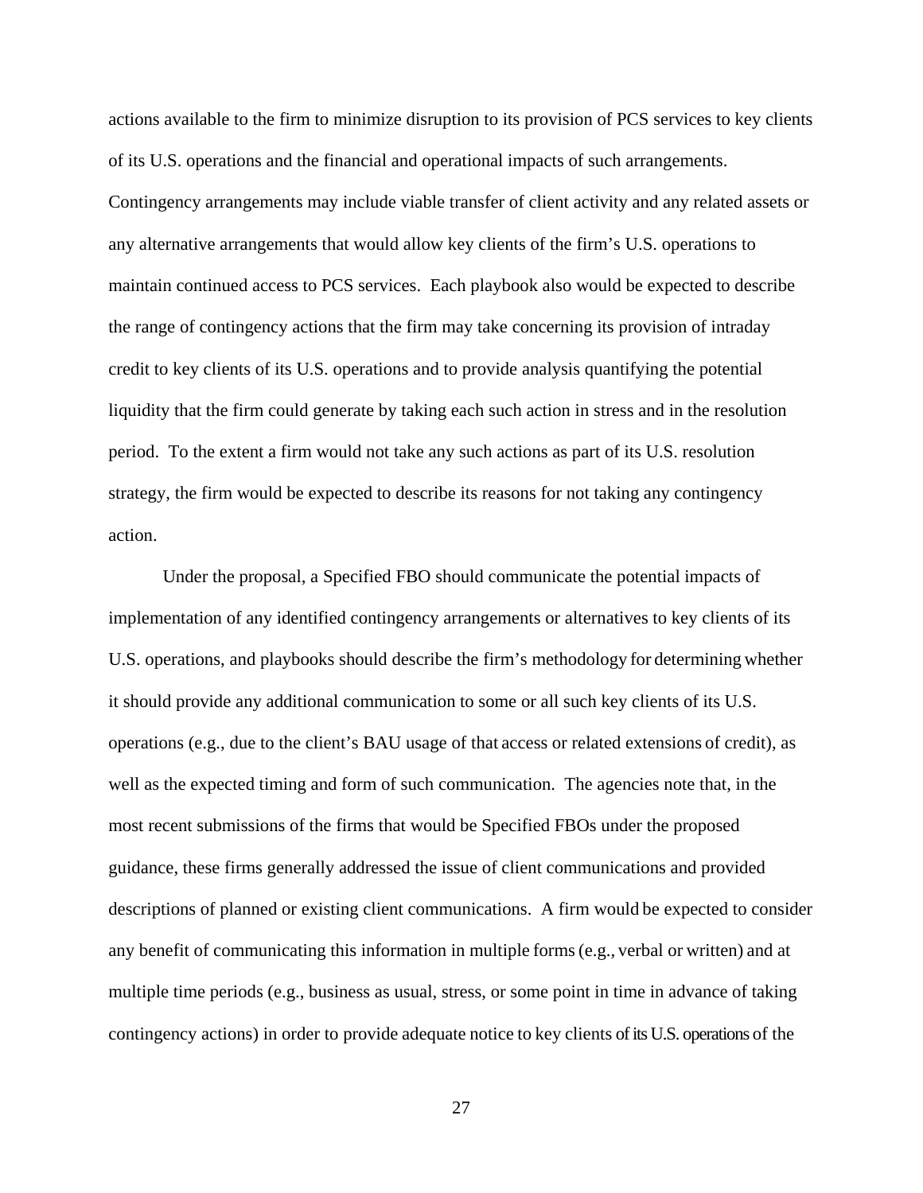actions available to the firm to minimize disruption to its provision of PCS services to key clients of its U.S. operations and the financial and operational impacts of such arrangements. Contingency arrangements may include viable transfer of client activity and any related assets or any alternative arrangements that would allow key clients of the firm's U.S. operations to maintain continued access to PCS services. Each playbook also would be expected to describe the range of contingency actions that the firm may take concerning its provision of intraday credit to key clients of its U.S. operations and to provide analysis quantifying the potential liquidity that the firm could generate by taking each such action in stress and in the resolution period. To the extent a firm would not take any such actions as part of its U.S. resolution strategy, the firm would be expected to describe its reasons for not taking any contingency action.

Under the proposal, a Specified FBO should communicate the potential impacts of implementation of any identified contingency arrangements or alternatives to key clients of its U.S. operations, and playbooks should describe the firm's methodology for determining whether it should provide any additional communication to some or all such key clients of its U.S. operations (e.g., due to the client's BAU usage of that access or related extensions of credit), as well as the expected timing and form of such communication. The agencies note that, in the most recent submissions of the firms that would be Specified FBOs under the proposed guidance, these firms generally addressed the issue of client communications and provided descriptions of planned or existing client communications. A firm would be expected to consider any benefit of communicating this information in multiple forms (e.g., verbal or written) and at multiple time periods (e.g., business as usual, stress, or some point in time in advance of taking contingency actions) in order to provide adequate notice to key clients of its U.S. operations of the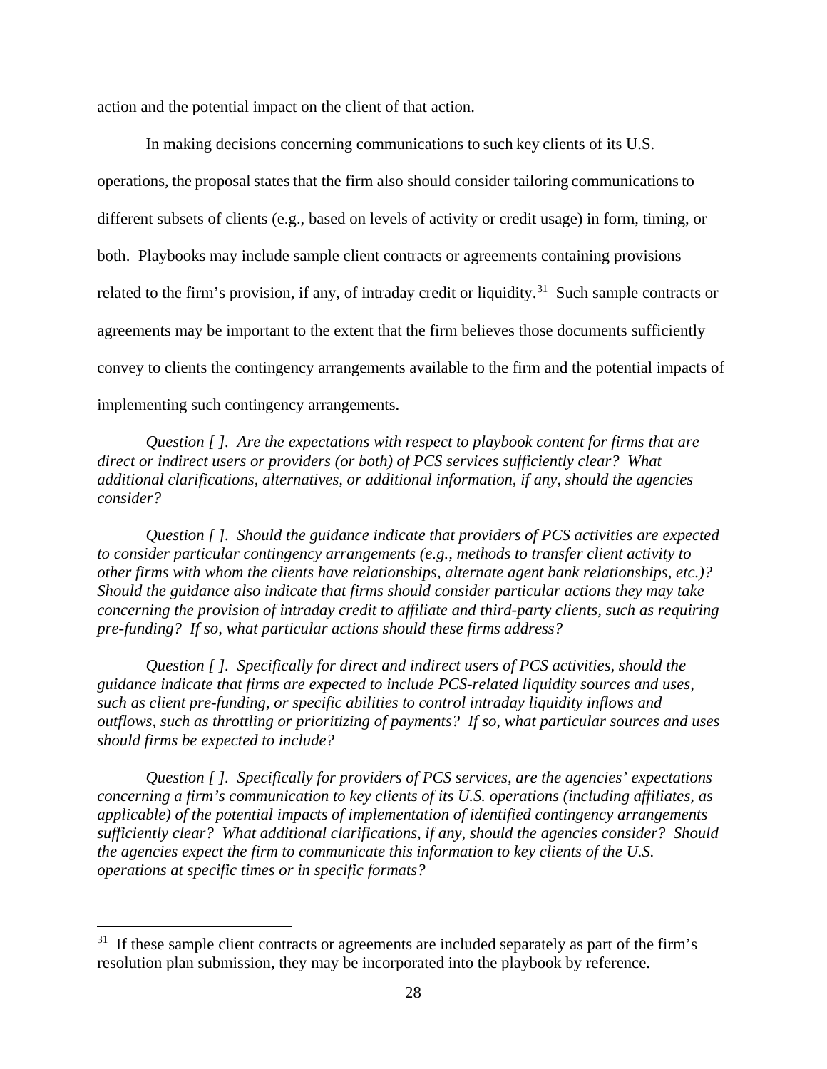action and the potential impact on the client of that action.

In making decisions concerning communications to such key clients of its U.S. operations, the proposal states that the firm also should consider tailoring communications to different subsets of clients (e.g., based on levels of activity or credit usage) in form, timing, or both. Playbooks may include sample client contracts or agreements containing provisions related to the firm's provision, if any, of intraday credit or liquidity.[31] Such sample contracts or agreements may be important to the extent that the firm believes those documents sufficiently convey to clients the contingency arrangements available to the firm and the potential impacts of implementing such contingency arrangements.

*Question [ ]. Are the expectations with respect to playbook content for firms that are direct or indirect users or providers (or both) of PCS services sufficiently clear? What additional clarifications, alternatives, or additional information, if any, should the agencies consider?*

*Question [ ]. Should the guidance indicate that providers of PCS activities are expected to consider particular contingency arrangements (e.g., methods to transfer client activity to other firms with whom the clients have relationships, alternate agent bank relationships, etc.)? Should the guidance also indicate that firms should consider particular actions they may take concerning the provision of intraday credit to affiliate and third-party clients, such as requiring pre-funding? If so, what particular actions should these firms address?*

*Question [ ]. Specifically for direct and indirect users of PCS activities, should the guidance indicate that firms are expected to include PCS-related liquidity sources and uses, such as client pre-funding, or specific abilities to control intraday liquidity inflows and outflows, such as throttling or prioritizing of payments? If so, what particular sources and uses should firms be expected to include?*

*Question [ ]. Specifically for providers of PCS services, are the agencies' expectations concerning a firm's communication to key clients of its U.S. operations (including affiliates, as applicable) of the potential impacts of implementation of identified contingency arrangements sufficiently clear? What additional clarifications, if any, should the agencies consider? Should the agencies expect the firm to communicate this information to key clients of the U.S. operations at specific times or in specific formats?*

---

[31] If these sample client contracts or agreements are included separately as part of the firm's resolution plan submission, they may be incorporated into the playbook by reference.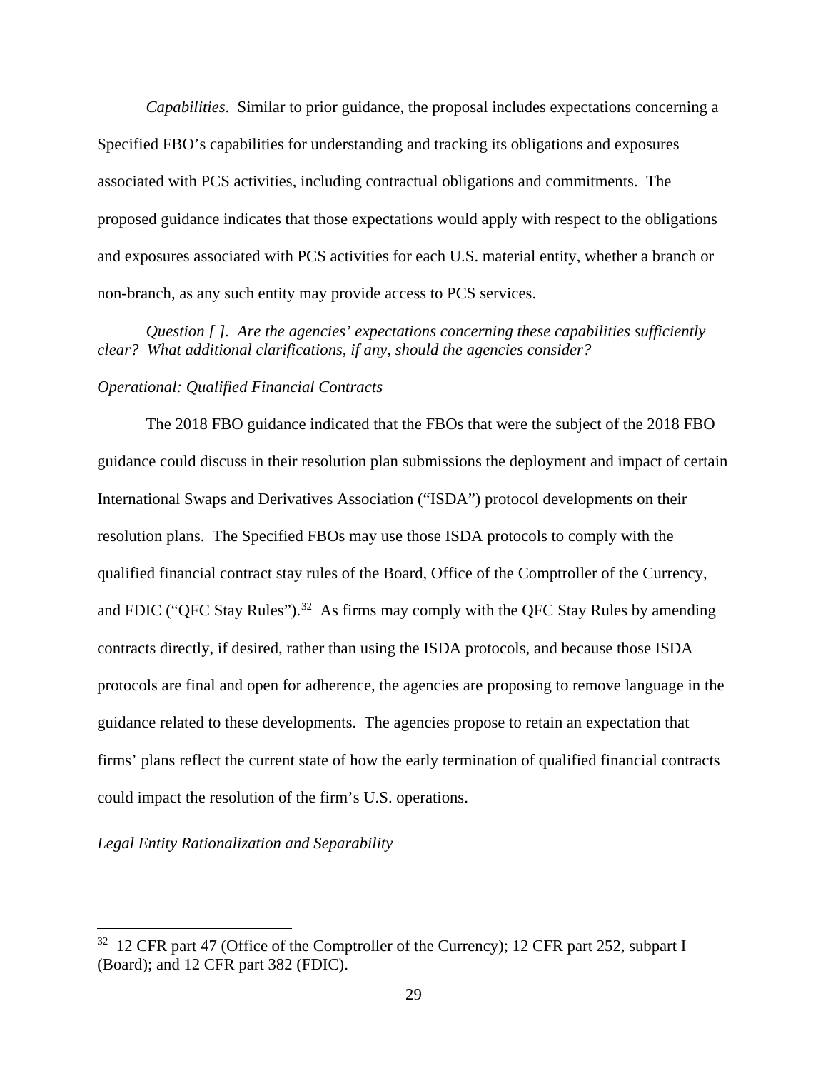*Capabilities*. Similar to prior guidance, the proposal includes expectations concerning a Specified FBO's capabilities for understanding and tracking its obligations and exposures associated with PCS activities, including contractual obligations and commitments. The proposed guidance indicates that those expectations would apply with respect to the obligations and exposures associated with PCS activities for each U.S. material entity, whether a branch or non-branch, as any such entity may provide access to PCS services.

*Question [ ]. Are the agencies' expectations concerning these capabilities sufficiently clear? What additional clarifications, if any, should the agencies consider?*

*Operational: Qualified Financial Contracts*

The 2018 FBO guidance indicated that the FBOs that were the subject of the 2018 FBO guidance could discuss in their resolution plan submissions the deployment and impact of certain International Swaps and Derivatives Association ("ISDA") protocol developments on their resolution plans. The Specified FBOs may use those ISDA protocols to comply with the qualified financial contract stay rules of the Board, Office of the Comptroller of the Currency, and FDIC ("QFC Stay Rules").[32] As firms may comply with the QFC Stay Rules by amending contracts directly, if desired, rather than using the ISDA protocols, and because those ISDA protocols are final and open for adherence, the agencies are proposing to remove language in the guidance related to these developments. The agencies propose to retain an expectation that firms' plans reflect the current state of how the early termination of qualified financial contracts could impact the resolution of the firm's U.S. operations.

*Legal Entity Rationalization and Separability*

[32] 12 CFR part 47 (Office of the Comptroller of the Currency); 12 CFR part 252, subpart I (Board); and 12 CFR part 382 (FDIC).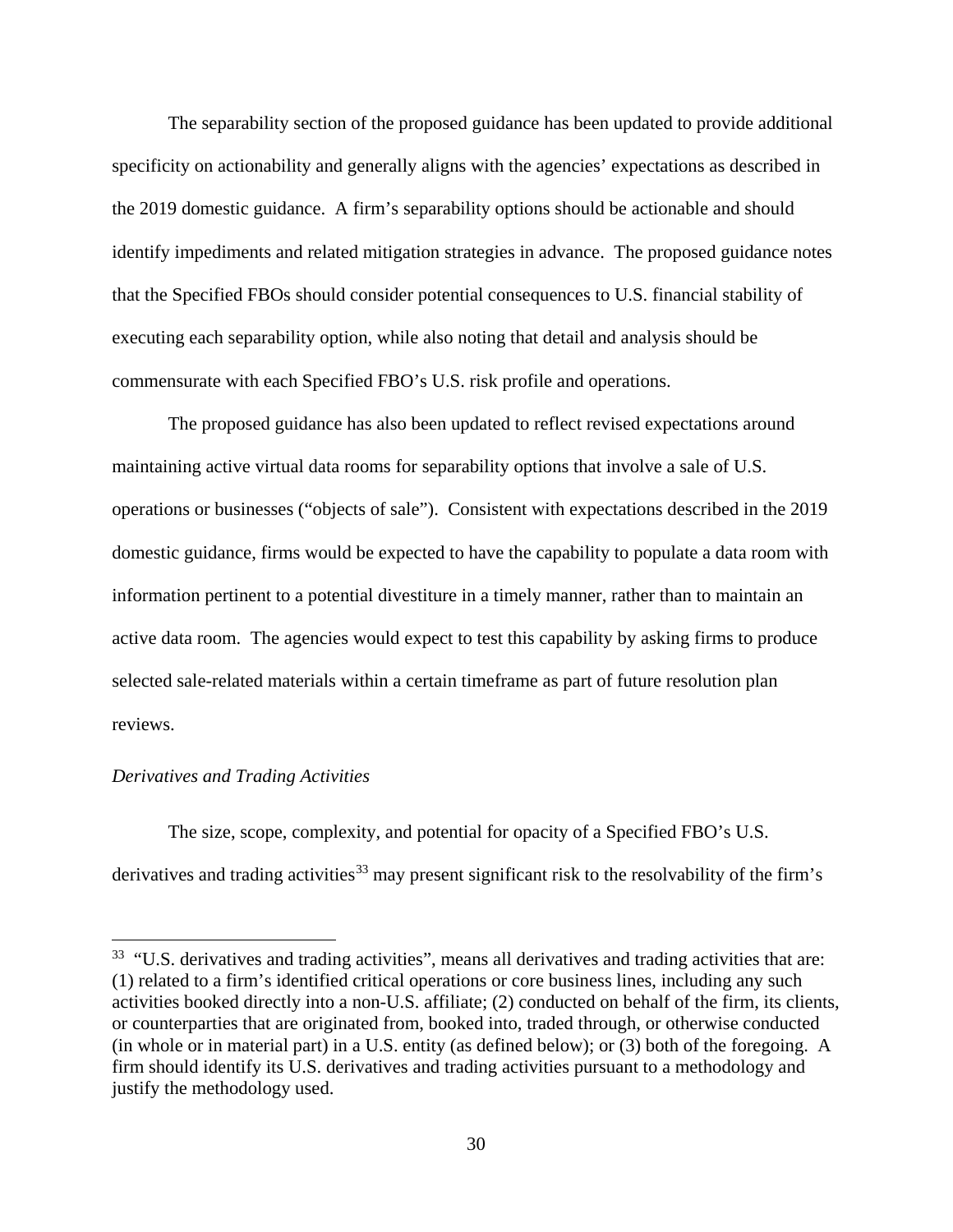The separability section of the proposed guidance has been updated to provide additional specificity on actionability and generally aligns with the agencies' expectations as described in the 2019 domestic guidance. A firm's separability options should be actionable and should identify impediments and related mitigation strategies in advance. The proposed guidance notes that the Specified FBOs should consider potential consequences to U.S. financial stability of executing each separability option, while also noting that detail and analysis should be commensurate with each Specified FBO's U.S. risk profile and operations.

The proposed guidance has also been updated to reflect revised expectations around maintaining active virtual data rooms for separability options that involve a sale of U.S. operations or businesses ("objects of sale"). Consistent with expectations described in the 2019 domestic guidance, firms would be expected to have the capability to populate a data room with information pertinent to a potential divestiture in a timely manner, rather than to maintain an active data room. The agencies would expect to test this capability by asking firms to produce selected sale-related materials within a certain timeframe as part of future resolution plan reviews.

*Derivatives and Trading Activities*

The size, scope, complexity, and potential for opacity of a Specified FBO's U.S. derivatives and trading activities[33] may present significant risk to the resolvability of the firm's

---

[33] "U.S. derivatives and trading activities", means all derivatives and trading activities that are: (1) related to a firm's identified critical operations or core business lines, including any such activities booked directly into a non-U.S. affiliate; (2) conducted on behalf of the firm, its clients, or counterparties that are originated from, booked into, traded through, or otherwise conducted (in whole or in material part) in a U.S. entity (as defined below); or (3) both of the foregoing. A firm should identify its U.S. derivatives and trading activities pursuant to a methodology and justify the methodology used.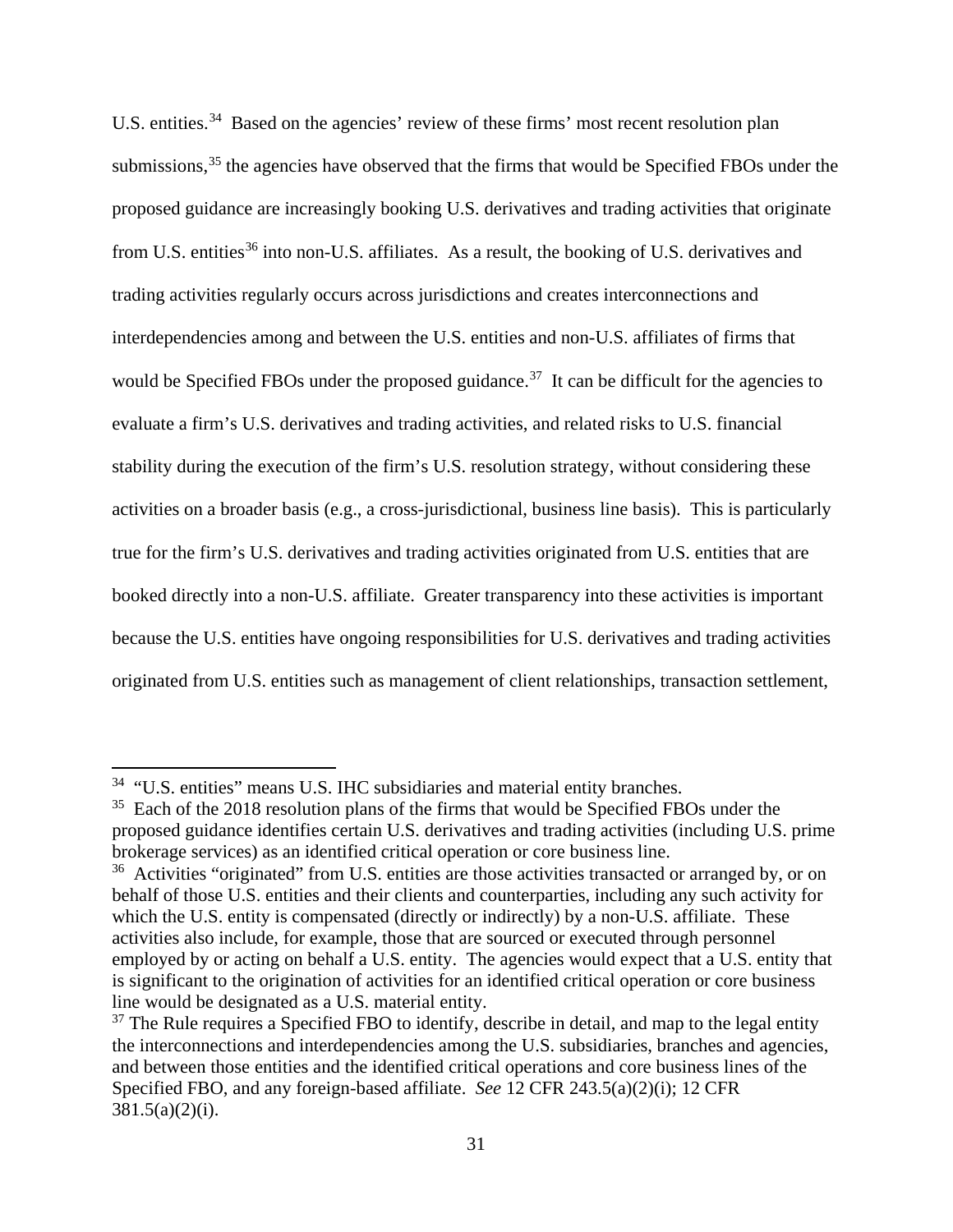U.S. entities.[34] Based on the agencies' review of these firms' most recent resolution plan submissions,[35] the agencies have observed that the firms that would be Specified FBOs under the proposed guidance are increasingly booking U.S. derivatives and trading activities that originate from U.S. entities[36] into non-U.S. affiliates. As a result, the booking of U.S. derivatives and trading activities regularly occurs across jurisdictions and creates interconnections and interdependencies among and between the U.S. entities and non-U.S. affiliates of firms that would be Specified FBOs under the proposed guidance.[37] It can be difficult for the agencies to evaluate a firm's U.S. derivatives and trading activities, and related risks to U.S. financial stability during the execution of the firm's U.S. resolution strategy, without considering these activities on a broader basis (e.g., a cross-jurisdictional, business line basis). This is particularly true for the firm's U.S. derivatives and trading activities originated from U.S. entities that are booked directly into a non-U.S. affiliate. Greater transparency into these activities is important because the U.S. entities have ongoing responsibilities for U.S. derivatives and trading activities originated from U.S. entities such as management of client relationships, transaction settlement,

---

[34] "U.S. entities" means U.S. IHC subsidiaries and material entity branches.

[35] Each of the 2018 resolution plans of the firms that would be Specified FBOs under the proposed guidance identifies certain U.S. derivatives and trading activities (including U.S. prime brokerage services) as an identified critical operation or core business line.

[36] Activities "originated" from U.S. entities are those activities transacted or arranged by, or on behalf of those U.S. entities and their clients and counterparties, including any such activity for which the U.S. entity is compensated (directly or indirectly) by a non-U.S. affiliate. These activities also include, for example, those that are sourced or executed through personnel employed by or acting on behalf a U.S. entity. The agencies would expect that a U.S. entity that is significant to the origination of activities for an identified critical operation or core business line would be designated as a U.S. material entity.

[37] The Rule requires a Specified FBO to identify, describe in detail, and map to the legal entity the interconnections and interdependencies among the U.S. subsidiaries, branches and agencies, and between those entities and the identified critical operations and core business lines of the Specified FBO, and any foreign-based affiliate. *See* 12 CFR 243.5(a)(2)(i); 12 CFR 381.5(a)(2)(i).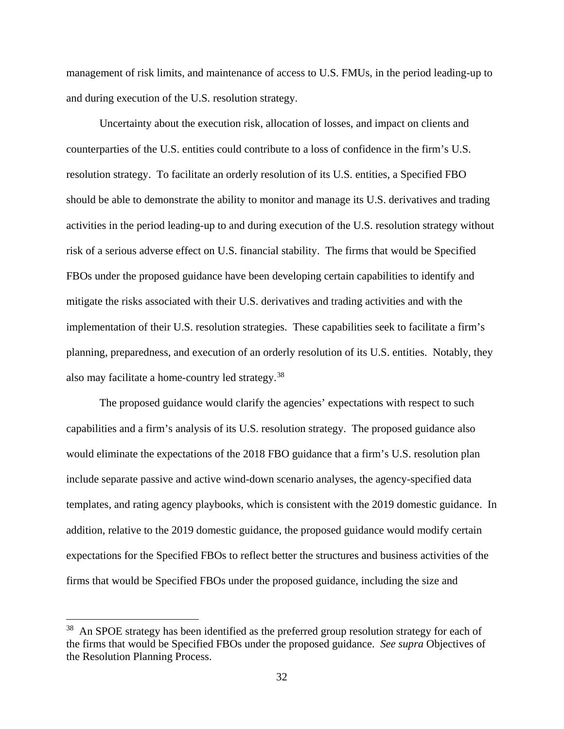management of risk limits, and maintenance of access to U.S. FMUs, in the period leading-up to and during execution of the U.S. resolution strategy.

Uncertainty about the execution risk, allocation of losses, and impact on clients and counterparties of the U.S. entities could contribute to a loss of confidence in the firm's U.S. resolution strategy. To facilitate an orderly resolution of its U.S. entities, a Specified FBO should be able to demonstrate the ability to monitor and manage its U.S. derivatives and trading activities in the period leading-up to and during execution of the U.S. resolution strategy without risk of a serious adverse effect on U.S. financial stability. The firms that would be Specified FBOs under the proposed guidance have been developing certain capabilities to identify and mitigate the risks associated with their U.S. derivatives and trading activities and with the implementation of their U.S. resolution strategies. These capabilities seek to facilitate a firm's planning, preparedness, and execution of an orderly resolution of its U.S. entities. Notably, they also may facilitate a home-country led strategy.[38]

The proposed guidance would clarify the agencies' expectations with respect to such capabilities and a firm's analysis of its U.S. resolution strategy. The proposed guidance also would eliminate the expectations of the 2018 FBO guidance that a firm's U.S. resolution plan include separate passive and active wind-down scenario analyses, the agency-specified data templates, and rating agency playbooks, which is consistent with the 2019 domestic guidance. In addition, relative to the 2019 domestic guidance, the proposed guidance would modify certain expectations for the Specified FBOs to reflect better the structures and business activities of the firms that would be Specified FBOs under the proposed guidance, including the size and

---

[38] An SPOE strategy has been identified as the preferred group resolution strategy for each of the firms that would be Specified FBOs under the proposed guidance. *See supra* Objectives of the Resolution Planning Process.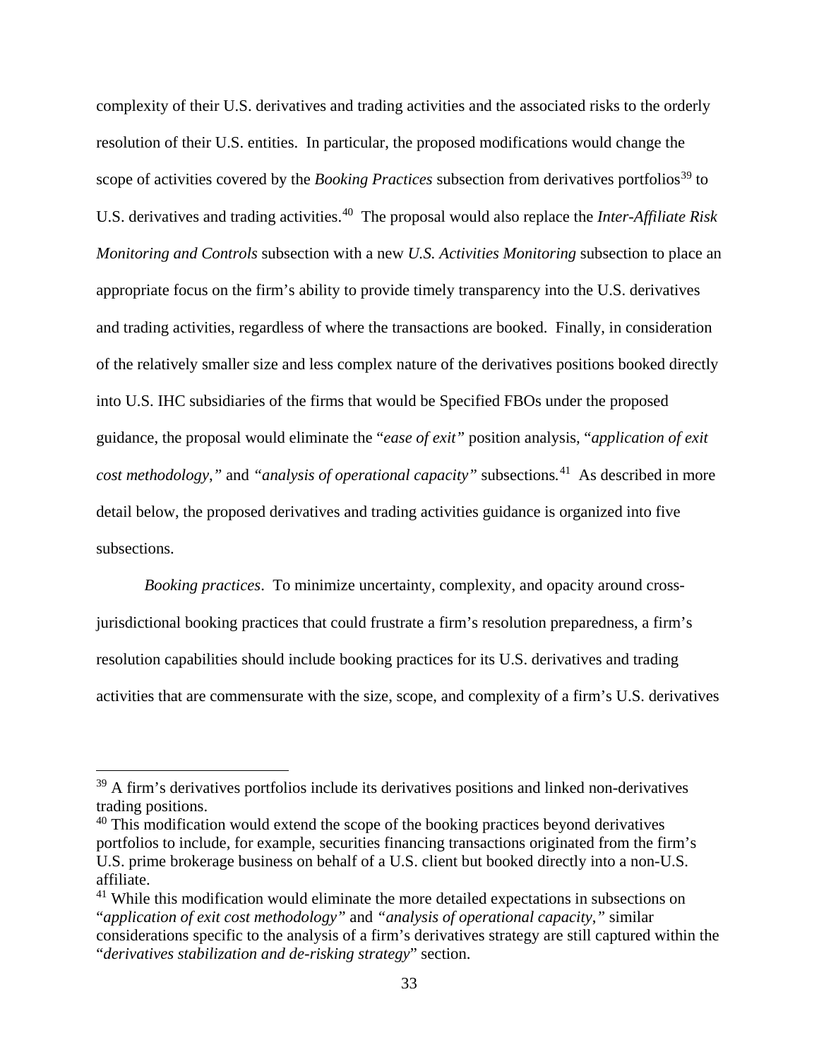complexity of their U.S. derivatives and trading activities and the associated risks to the orderly resolution of their U.S. entities. In particular, the proposed modifications would change the scope of activities covered by the *Booking Practices* subsection from derivatives portfolios[39] to U.S. derivatives and trading activities.[40] The proposal would also replace the *Inter-Affiliate Risk Monitoring and Controls* subsection with a new *U.S. Activities Monitoring* subsection to place an appropriate focus on the firm's ability to provide timely transparency into the U.S. derivatives and trading activities, regardless of where the transactions are booked. Finally, in consideration of the relatively smaller size and less complex nature of the derivatives positions booked directly into U.S. IHC subsidiaries of the firms that would be Specified FBOs under the proposed guidance, the proposal would eliminate the "*ease of exit"* position analysis, "*application of exit cost methodology*," and *"analysis of operational capacity"* subsections.[41] As described in more detail below, the proposed derivatives and trading activities guidance is organized into five subsections.

*Booking practices*. To minimize uncertainty, complexity, and opacity around cross-jurisdictional booking practices that could frustrate a firm's resolution preparedness, a firm's resolution capabilities should include booking practices for its U.S. derivatives and trading activities that are commensurate with the size, scope, and complexity of a firm's U.S. derivatives

---

[39] A firm's derivatives portfolios include its derivatives positions and linked non-derivatives trading positions.

[40] This modification would extend the scope of the booking practices beyond derivatives portfolios to include, for example, securities financing transactions originated from the firm's U.S. prime brokerage business on behalf of a U.S. client but booked directly into a non-U.S. affiliate.

[41] While this modification would eliminate the more detailed expectations in subsections on "*application of exit cost methodology"* and *"analysis of operational capacity*," similar considerations specific to the analysis of a firm's derivatives strategy are still captured within the "*derivatives stabilization and de-risking strategy*" section.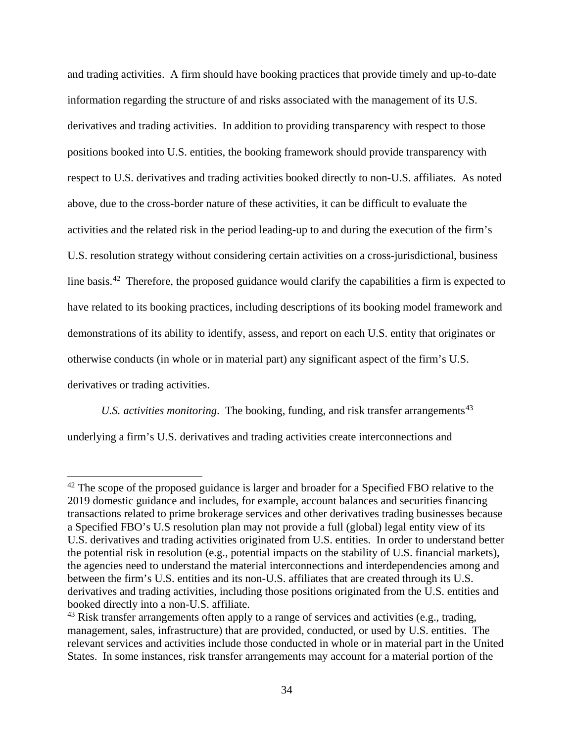and trading activities. A firm should have booking practices that provide timely and up-to-date information regarding the structure of and risks associated with the management of its U.S. derivatives and trading activities. In addition to providing transparency with respect to those positions booked into U.S. entities, the booking framework should provide transparency with respect to U.S. derivatives and trading activities booked directly to non-U.S. affiliates. As noted above, due to the cross-border nature of these activities, it can be difficult to evaluate the activities and the related risk in the period leading-up to and during the execution of the firm's U.S. resolution strategy without considering certain activities on a cross-jurisdictional, business line basis.[42] Therefore, the proposed guidance would clarify the capabilities a firm is expected to have related to its booking practices, including descriptions of its booking model framework and demonstrations of its ability to identify, assess, and report on each U.S. entity that originates or otherwise conducts (in whole or in material part) any significant aspect of the firm's U.S. derivatives or trading activities.

*U.S. activities monitoring*. The booking, funding, and risk transfer arrangements[43] underlying a firm's U.S. derivatives and trading activities create interconnections and

[42] The scope of the proposed guidance is larger and broader for a Specified FBO relative to the 2019 domestic guidance and includes, for example, account balances and securities financing transactions related to prime brokerage services and other derivatives trading businesses because a Specified FBO's U.S resolution plan may not provide a full (global) legal entity view of its U.S. derivatives and trading activities originated from U.S. entities. In order to understand better the potential risk in resolution (e.g., potential impacts on the stability of U.S. financial markets), the agencies need to understand the material interconnections and interdependencies among and between the firm's U.S. entities and its non-U.S. affiliates that are created through its U.S. derivatives and trading activities, including those positions originated from the U.S. entities and booked directly into a non-U.S. affiliate.

[43] Risk transfer arrangements often apply to a range of services and activities (e.g., trading, management, sales, infrastructure) that are provided, conducted, or used by U.S. entities. The relevant services and activities include those conducted in whole or in material part in the United States. In some instances, risk transfer arrangements may account for a material portion of the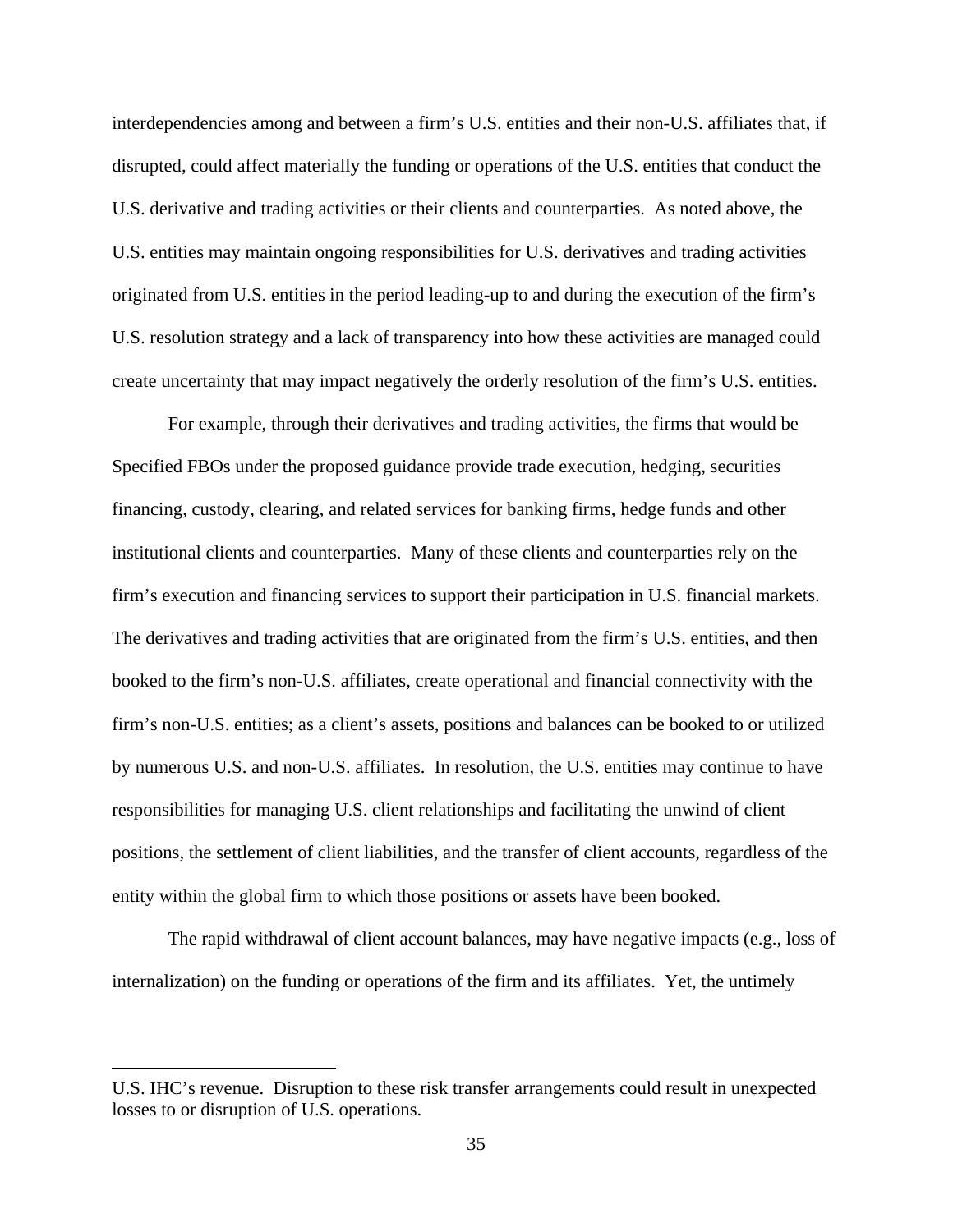interdependencies among and between a firm's U.S. entities and their non-U.S. affiliates that, if disrupted, could affect materially the funding or operations of the U.S. entities that conduct the U.S. derivative and trading activities or their clients and counterparties. As noted above, the U.S. entities may maintain ongoing responsibilities for U.S. derivatives and trading activities originated from U.S. entities in the period leading-up to and during the execution of the firm's U.S. resolution strategy and a lack of transparency into how these activities are managed could create uncertainty that may impact negatively the orderly resolution of the firm's U.S. entities.

For example, through their derivatives and trading activities, the firms that would be Specified FBOs under the proposed guidance provide trade execution, hedging, securities financing, custody, clearing, and related services for banking firms, hedge funds and other institutional clients and counterparties. Many of these clients and counterparties rely on the firm's execution and financing services to support their participation in U.S. financial markets. The derivatives and trading activities that are originated from the firm's U.S. entities, and then booked to the firm's non-U.S. affiliates, create operational and financial connectivity with the firm's non-U.S. entities; as a client's assets, positions and balances can be booked to or utilized by numerous U.S. and non-U.S. affiliates. In resolution, the U.S. entities may continue to have responsibilities for managing U.S. client relationships and facilitating the unwind of client positions, the settlement of client liabilities, and the transfer of client accounts, regardless of the entity within the global firm to which those positions or assets have been booked.

The rapid withdrawal of client account balances, may have negative impacts (e.g., loss of internalization) on the funding or operations of the firm and its affiliates. Yet, the untimely

---

U.S. IHC's revenue. Disruption to these risk transfer arrangements could result in unexpected losses to or disruption of U.S. operations.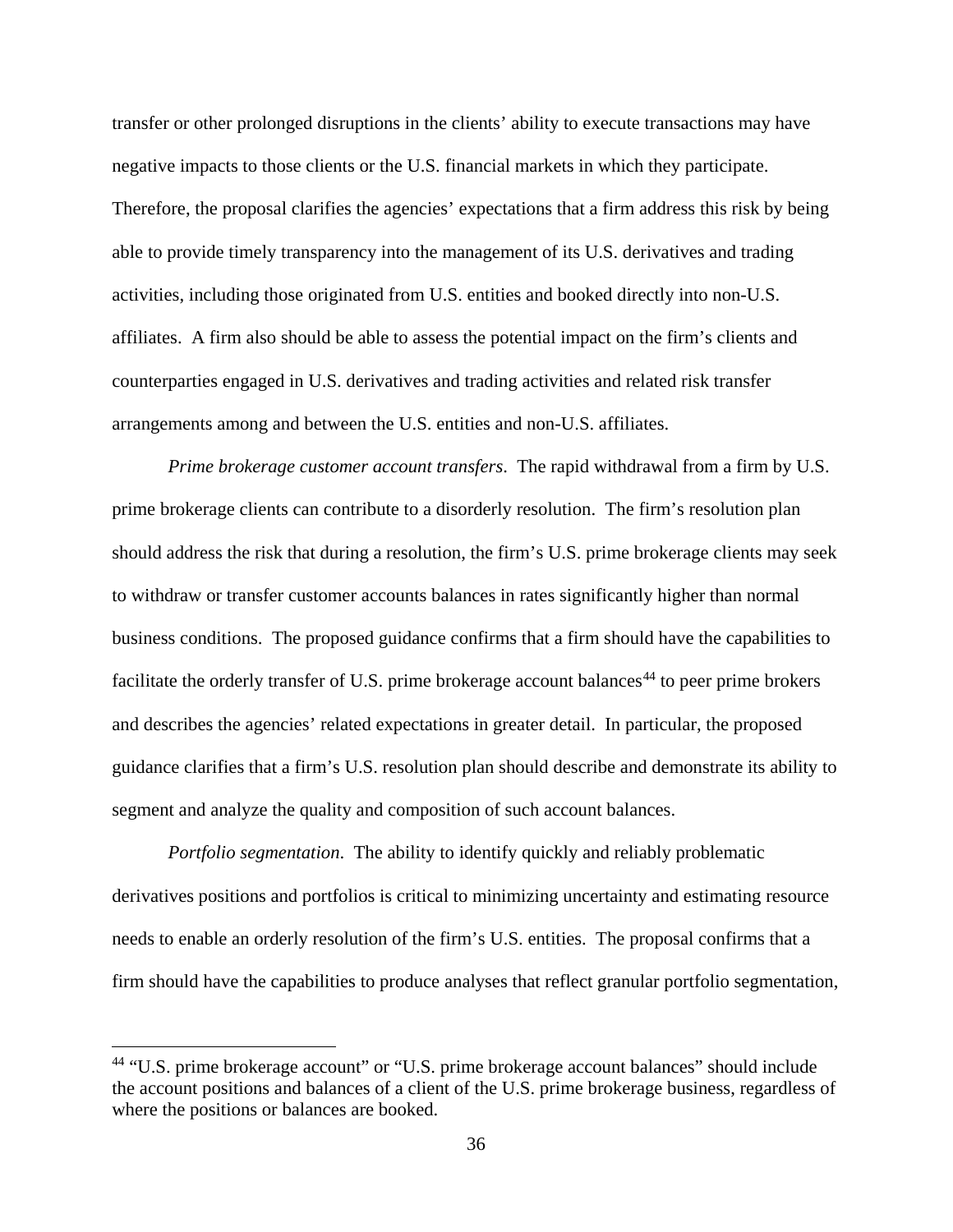transfer or other prolonged disruptions in the clients' ability to execute transactions may have negative impacts to those clients or the U.S. financial markets in which they participate. Therefore, the proposal clarifies the agencies' expectations that a firm address this risk by being able to provide timely transparency into the management of its U.S. derivatives and trading activities, including those originated from U.S. entities and booked directly into non-U.S. affiliates. A firm also should be able to assess the potential impact on the firm's clients and counterparties engaged in U.S. derivatives and trading activities and related risk transfer arrangements among and between the U.S. entities and non-U.S. affiliates.

*Prime brokerage customer account transfers*. The rapid withdrawal from a firm by U.S. prime brokerage clients can contribute to a disorderly resolution. The firm's resolution plan should address the risk that during a resolution, the firm's U.S. prime brokerage clients may seek to withdraw or transfer customer accounts balances in rates significantly higher than normal business conditions. The proposed guidance confirms that a firm should have the capabilities to facilitate the orderly transfer of U.S. prime brokerage account balances[44] to peer prime brokers and describes the agencies' related expectations in greater detail. In particular, the proposed guidance clarifies that a firm's U.S. resolution plan should describe and demonstrate its ability to segment and analyze the quality and composition of such account balances.

*Portfolio segmentation*. The ability to identify quickly and reliably problematic derivatives positions and portfolios is critical to minimizing uncertainty and estimating resource needs to enable an orderly resolution of the firm's U.S. entities. The proposal confirms that a firm should have the capabilities to produce analyses that reflect granular portfolio segmentation,

[44] "U.S. prime brokerage account" or "U.S. prime brokerage account balances" should include the account positions and balances of a client of the U.S. prime brokerage business, regardless of where the positions or balances are booked.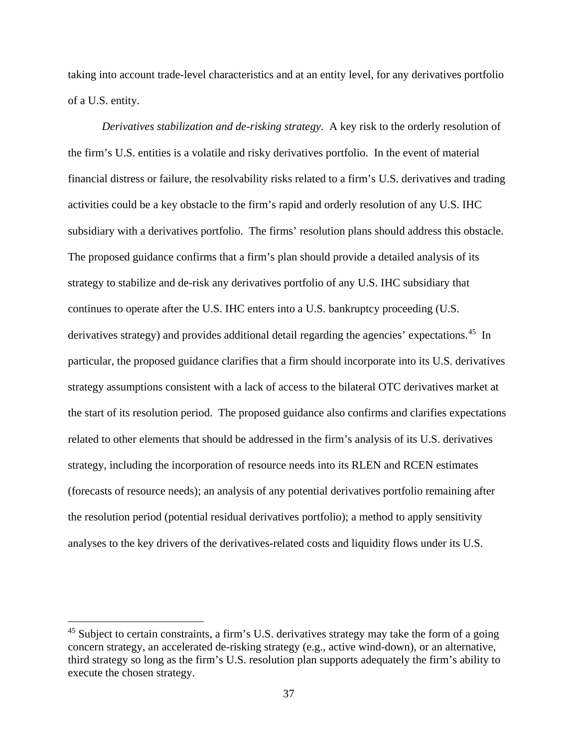taking into account trade-level characteristics and at an entity level, for any derivatives portfolio of a U.S. entity.

*Derivatives stabilization and de-risking strategy*. A key risk to the orderly resolution of the firm's U.S. entities is a volatile and risky derivatives portfolio. In the event of material financial distress or failure, the resolvability risks related to a firm's U.S. derivatives and trading activities could be a key obstacle to the firm's rapid and orderly resolution of any U.S. IHC subsidiary with a derivatives portfolio. The firms' resolution plans should address this obstacle. The proposed guidance confirms that a firm's plan should provide a detailed analysis of its strategy to stabilize and de-risk any derivatives portfolio of any U.S. IHC subsidiary that continues to operate after the U.S. IHC enters into a U.S. bankruptcy proceeding (U.S. derivatives strategy) and provides additional detail regarding the agencies' expectations.[45] In particular, the proposed guidance clarifies that a firm should incorporate into its U.S. derivatives strategy assumptions consistent with a lack of access to the bilateral OTC derivatives market at the start of its resolution period. The proposed guidance also confirms and clarifies expectations related to other elements that should be addressed in the firm's analysis of its U.S. derivatives strategy, including the incorporation of resource needs into its RLEN and RCEN estimates (forecasts of resource needs); an analysis of any potential derivatives portfolio remaining after the resolution period (potential residual derivatives portfolio); a method to apply sensitivity analyses to the key drivers of the derivatives-related costs and liquidity flows under its U.S.

[45] Subject to certain constraints, a firm's U.S. derivatives strategy may take the form of a going concern strategy, an accelerated de-risking strategy (e.g., active wind-down), or an alternative, third strategy so long as the firm's U.S. resolution plan supports adequately the firm's ability to execute the chosen strategy.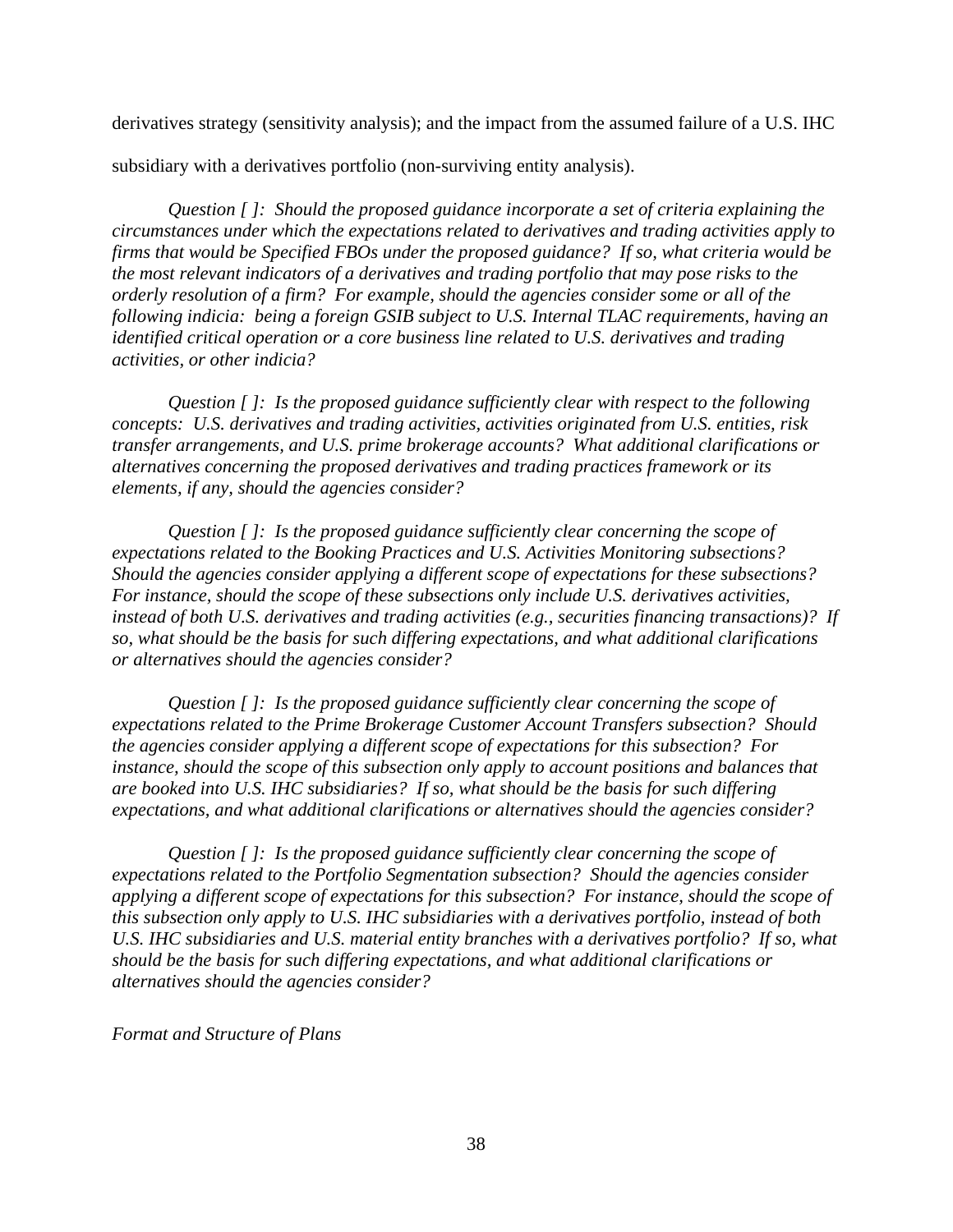derivatives strategy (sensitivity analysis); and the impact from the assumed failure of a U.S. IHC subsidiary with a derivatives portfolio (non-surviving entity analysis).

*Question [ ]: Should the proposed guidance incorporate a set of criteria explaining the circumstances under which the expectations related to derivatives and trading activities apply to firms that would be Specified FBOs under the proposed guidance? If so, what criteria would be the most relevant indicators of a derivatives and trading portfolio that may pose risks to the orderly resolution of a firm? For example, should the agencies consider some or all of the following indicia: being a foreign GSIB subject to U.S. Internal TLAC requirements, having an identified critical operation or a core business line related to U.S. derivatives and trading activities, or other indicia?*

*Question [ ]: Is the proposed guidance sufficiently clear with respect to the following concepts: U.S. derivatives and trading activities, activities originated from U.S. entities, risk transfer arrangements, and U.S. prime brokerage accounts? What additional clarifications or alternatives concerning the proposed derivatives and trading practices framework or its elements, if any, should the agencies consider?*

*Question [ ]: Is the proposed guidance sufficiently clear concerning the scope of expectations related to the Booking Practices and U.S. Activities Monitoring subsections? Should the agencies consider applying a different scope of expectations for these subsections? For instance, should the scope of these subsections only include U.S. derivatives activities, instead of both U.S. derivatives and trading activities (e.g., securities financing transactions)? If so, what should be the basis for such differing expectations, and what additional clarifications or alternatives should the agencies consider?*

*Question [ ]: Is the proposed guidance sufficiently clear concerning the scope of expectations related to the Prime Brokerage Customer Account Transfers subsection? Should the agencies consider applying a different scope of expectations for this subsection? For instance, should the scope of this subsection only apply to account positions and balances that are booked into U.S. IHC subsidiaries? If so, what should be the basis for such differing expectations, and what additional clarifications or alternatives should the agencies consider?*

*Question [ ]: Is the proposed guidance sufficiently clear concerning the scope of expectations related to the Portfolio Segmentation subsection? Should the agencies consider applying a different scope of expectations for this subsection? For instance, should the scope of this subsection only apply to U.S. IHC subsidiaries with a derivatives portfolio, instead of both U.S. IHC subsidiaries and U.S. material entity branches with a derivatives portfolio? If so, what should be the basis for such differing expectations, and what additional clarifications or alternatives should the agencies consider?*

*Format and Structure of Plans*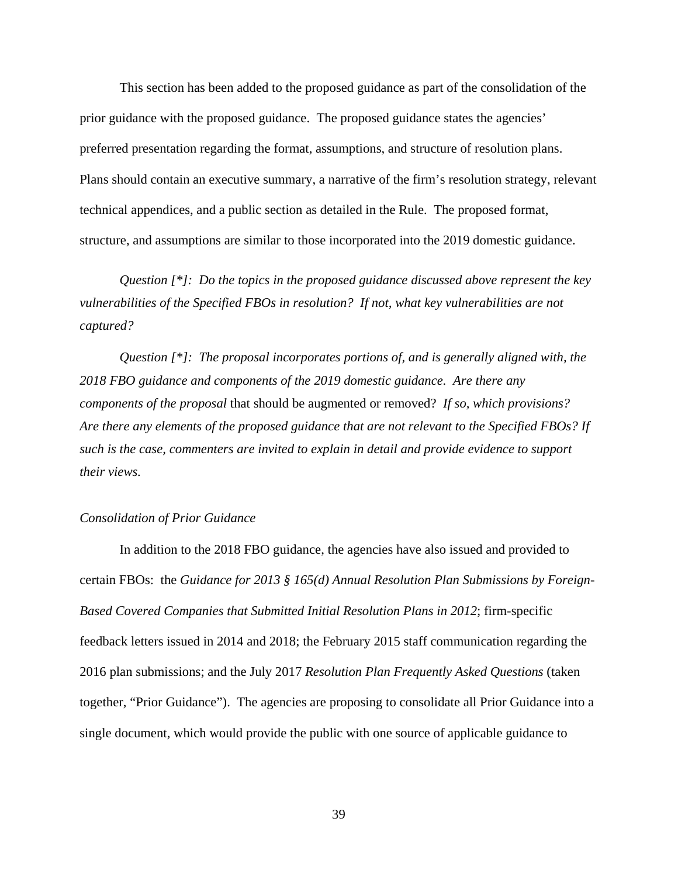This section has been added to the proposed guidance as part of the consolidation of the prior guidance with the proposed guidance. The proposed guidance states the agencies' preferred presentation regarding the format, assumptions, and structure of resolution plans. Plans should contain an executive summary, a narrative of the firm's resolution strategy, relevant technical appendices, and a public section as detailed in the Rule. The proposed format, structure, and assumptions are similar to those incorporated into the 2019 domestic guidance.

*Question [*]: Do the topics in the proposed guidance discussed above represent the key vulnerabilities of the Specified FBOs in resolution? If not, what key vulnerabilities are not captured?*

*Question [*]: The proposal incorporates portions of, and is generally aligned with, the 2018 FBO guidance and components of the 2019 domestic guidance. Are there any components of the proposal* that should be augmented or removed? *If so, which provisions? Are there any elements of the proposed guidance that are not relevant to the Specified FBOs? If such is the case, commenters are invited to explain in detail and provide evidence to support their views.*

*Consolidation of Prior Guidance*

In addition to the 2018 FBO guidance, the agencies have also issued and provided to certain FBOs: the *Guidance for 2013 § 165(d) Annual Resolution Plan Submissions by Foreign-Based Covered Companies that Submitted Initial Resolution Plans in 2012*; firm-specific feedback letters issued in 2014 and 2018; the February 2015 staff communication regarding the 2016 plan submissions; and the July 2017 *Resolution Plan Frequently Asked Questions* (taken together, "Prior Guidance"). The agencies are proposing to consolidate all Prior Guidance into a single document, which would provide the public with one source of applicable guidance to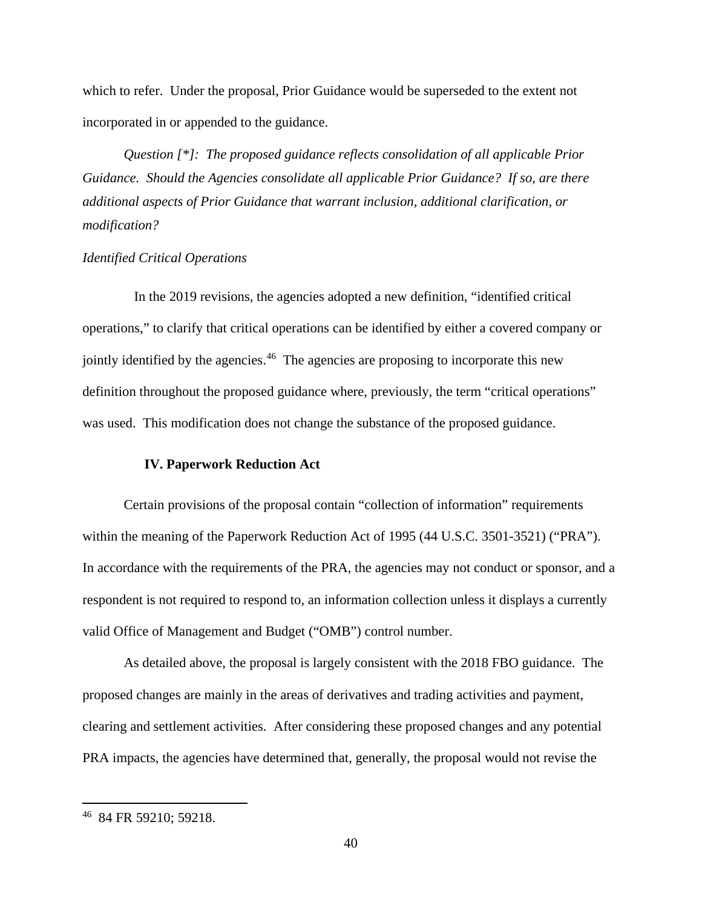which to refer. Under the proposal, Prior Guidance would be superseded to the extent not incorporated in or appended to the guidance.

*Question [*]: The proposed guidance reflects consolidation of all applicable Prior Guidance. Should the Agencies consolidate all applicable Prior Guidance? If so, are there additional aspects of Prior Guidance that warrant inclusion, additional clarification, or modification?*

*Identified Critical Operations*

In the 2019 revisions, the agencies adopted a new definition, "identified critical operations," to clarify that critical operations can be identified by either a covered company or jointly identified by the agencies.[46] The agencies are proposing to incorporate this new definition throughout the proposed guidance where, previously, the term "critical operations" was used. This modification does not change the substance of the proposed guidance.

## IV. Paperwork Reduction Act

Certain provisions of the proposal contain "collection of information" requirements within the meaning of the Paperwork Reduction Act of 1995 (44 U.S.C. 3501-3521) ("PRA"). In accordance with the requirements of the PRA, the agencies may not conduct or sponsor, and a respondent is not required to respond to, an information collection unless it displays a currently valid Office of Management and Budget ("OMB") control number.

As detailed above, the proposal is largely consistent with the 2018 FBO guidance. The proposed changes are mainly in the areas of derivatives and trading activities and payment, clearing and settlement activities. After considering these proposed changes and any potential PRA impacts, the agencies have determined that, generally, the proposal would not revise the

---

[46] 84 FR 59210; 59218.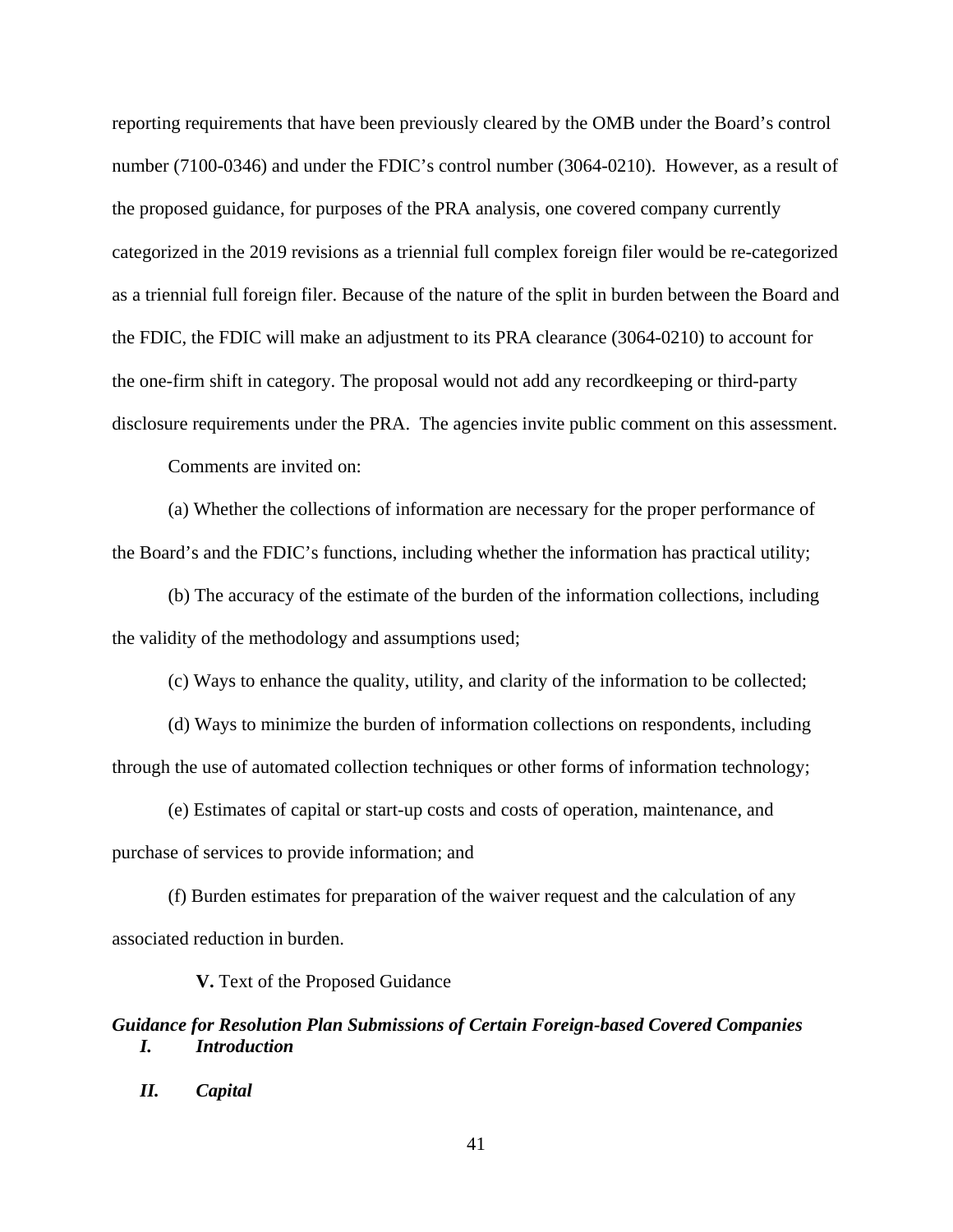reporting requirements that have been previously cleared by the OMB under the Board's control number (7100-0346) and under the FDIC's control number (3064-0210). However, as a result of the proposed guidance, for purposes of the PRA analysis, one covered company currently categorized in the 2019 revisions as a triennial full complex foreign filer would be re-categorized as a triennial full foreign filer. Because of the nature of the split in burden between the Board and the FDIC, the FDIC will make an adjustment to its PRA clearance (3064-0210) to account for the one-firm shift in category. The proposal would not add any recordkeeping or third-party disclosure requirements under the PRA. The agencies invite public comment on this assessment.

Comments are invited on:

(a) Whether the collections of information are necessary for the proper performance of the Board's and the FDIC's functions, including whether the information has practical utility;

(b) The accuracy of the estimate of the burden of the information collections, including the validity of the methodology and assumptions used;

(c) Ways to enhance the quality, utility, and clarity of the information to be collected;

(d) Ways to minimize the burden of information collections on respondents, including through the use of automated collection techniques or other forms of information technology;

(e) Estimates of capital or start-up costs and costs of operation, maintenance, and purchase of services to provide information; and

(f) Burden estimates for preparation of the waiver request and the calculation of any associated reduction in burden.

## **V.** Text of the Proposed Guidance

## ***Guidance for Resolution Plan Submissions of Certain Foreign-based Covered Companies***

### ***I. Introduction***

### ***II. Capital***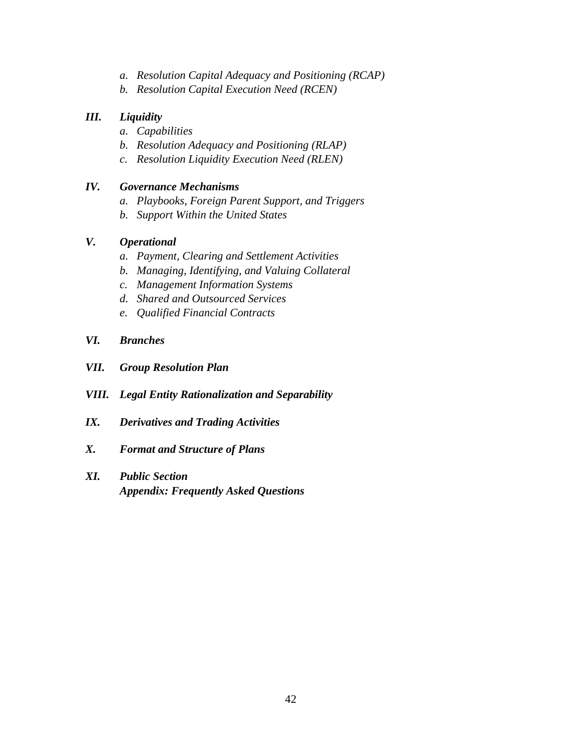a. *Resolution Capital Adequacy and Positioning (RCAP)*
   b. *Resolution Capital Execution Need (RCEN)*

***III. Liquidity***

   a. *Capabilities*
   b. *Resolution Adequacy and Positioning (RLAP)*
   c. *Resolution Liquidity Execution Need (RLEN)*

***IV. Governance Mechanisms***

   a. *Playbooks, Foreign Parent Support, and Triggers*
   b. *Support Within the United States*

***V. Operational***

   a. *Payment, Clearing and Settlement Activities*
   b. *Managing, Identifying, and Valuing Collateral*
   c. *Management Information Systems*
   d. *Shared and Outsourced Services*
   e. *Qualified Financial Contracts*

***VI. Branches***

***VII. Group Resolution Plan***

***VIII. Legal Entity Rationalization and Separability***

***IX. Derivatives and Trading Activities***

***X. Format and Structure of Plans***

***XI. Public Section***

***Appendix: Frequently Asked Questions***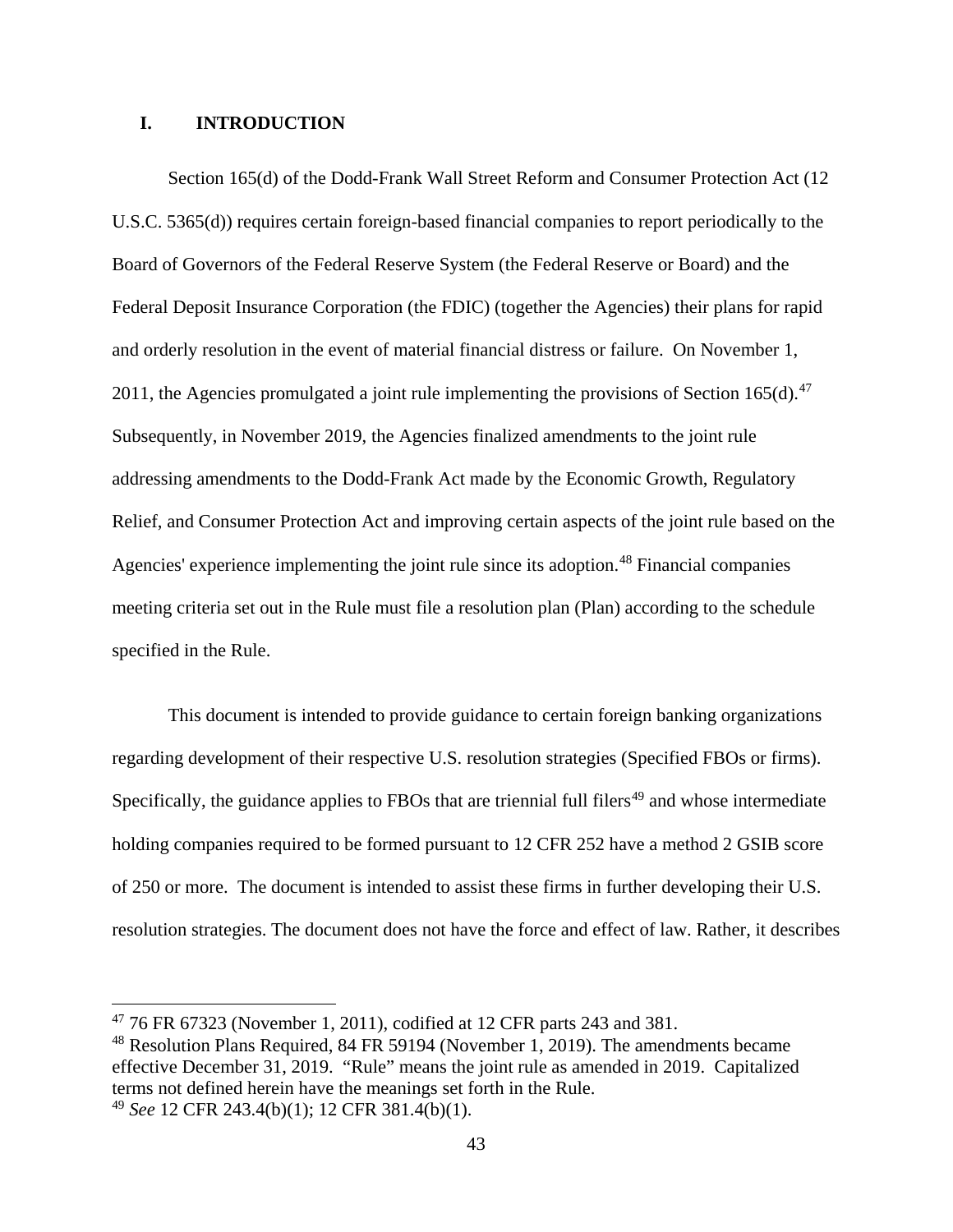## I. INTRODUCTION

Section 165(d) of the Dodd-Frank Wall Street Reform and Consumer Protection Act (12 U.S.C. 5365(d)) requires certain foreign-based financial companies to report periodically to the Board of Governors of the Federal Reserve System (the Federal Reserve or Board) and the Federal Deposit Insurance Corporation (the FDIC) (together the Agencies) their plans for rapid and orderly resolution in the event of material financial distress or failure. On November 1, 2011, the Agencies promulgated a joint rule implementing the provisions of Section 165(d).[47] Subsequently, in November 2019, the Agencies finalized amendments to the joint rule addressing amendments to the Dodd-Frank Act made by the Economic Growth, Regulatory Relief, and Consumer Protection Act and improving certain aspects of the joint rule based on the Agencies' experience implementing the joint rule since its adoption.[48] Financial companies meeting criteria set out in the Rule must file a resolution plan (Plan) according to the schedule specified in the Rule.

This document is intended to provide guidance to certain foreign banking organizations regarding development of their respective U.S. resolution strategies (Specified FBOs or firms). Specifically, the guidance applies to FBOs that are triennial full filers[49] and whose intermediate holding companies required to be formed pursuant to 12 CFR 252 have a method 2 GSIB score of 250 or more. The document is intended to assist these firms in further developing their U.S. resolution strategies. The document does not have the force and effect of law. Rather, it describes

---

[47] 76 FR 67323 (November 1, 2011), codified at 12 CFR parts 243 and 381.

[48] Resolution Plans Required, 84 FR 59194 (November 1, 2019). The amendments became effective December 31, 2019. "Rule" means the joint rule as amended in 2019. Capitalized terms not defined herein have the meanings set forth in the Rule.

[49] *See* 12 CFR 243.4(b)(1); 12 CFR 381.4(b)(1).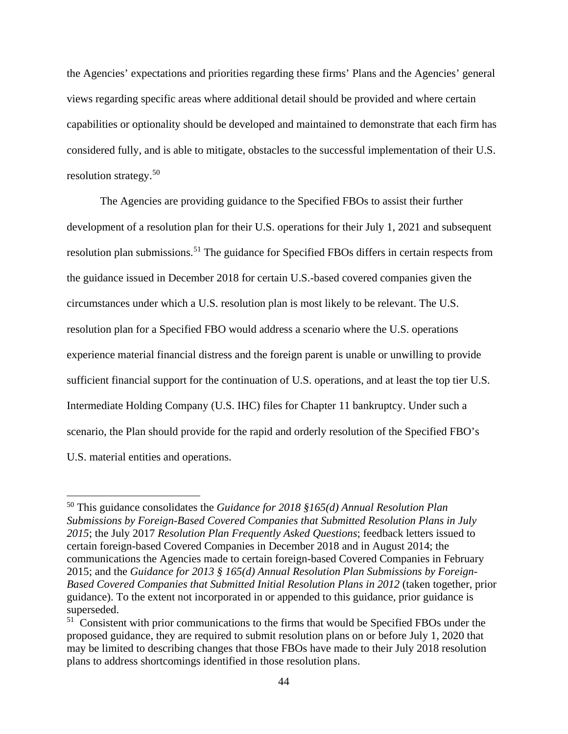the Agencies' expectations and priorities regarding these firms' Plans and the Agencies' general views regarding specific areas where additional detail should be provided and where certain capabilities or optionality should be developed and maintained to demonstrate that each firm has considered fully, and is able to mitigate, obstacles to the successful implementation of their U.S. resolution strategy.[50]

The Agencies are providing guidance to the Specified FBOs to assist their further development of a resolution plan for their U.S. operations for their July 1, 2021 and subsequent resolution plan submissions.[51] The guidance for Specified FBOs differs in certain respects from the guidance issued in December 2018 for certain U.S.-based covered companies given the circumstances under which a U.S. resolution plan is most likely to be relevant. The U.S. resolution plan for a Specified FBO would address a scenario where the U.S. operations experience material financial distress and the foreign parent is unable or unwilling to provide sufficient financial support for the continuation of U.S. operations, and at least the top tier U.S. Intermediate Holding Company (U.S. IHC) files for Chapter 11 bankruptcy. Under such a scenario, the Plan should provide for the rapid and orderly resolution of the Specified FBO's U.S. material entities and operations.

---

[50] This guidance consolidates the *Guidance for 2018 §165(d) Annual Resolution Plan Submissions by Foreign-Based Covered Companies that Submitted Resolution Plans in July 2015*; the July 2017 *Resolution Plan Frequently Asked Questions*; feedback letters issued to certain foreign-based Covered Companies in December 2018 and in August 2014; the communications the Agencies made to certain foreign-based Covered Companies in February 2015; and the *Guidance for 2013 § 165(d) Annual Resolution Plan Submissions by Foreign-Based Covered Companies that Submitted Initial Resolution Plans in 2012* (taken together, prior guidance). To the extent not incorporated in or appended to this guidance, prior guidance is superseded.

[51] Consistent with prior communications to the firms that would be Specified FBOs under the proposed guidance, they are required to submit resolution plans on or before July 1, 2020 that may be limited to describing changes that those FBOs have made to their July 2018 resolution plans to address shortcomings identified in those resolution plans.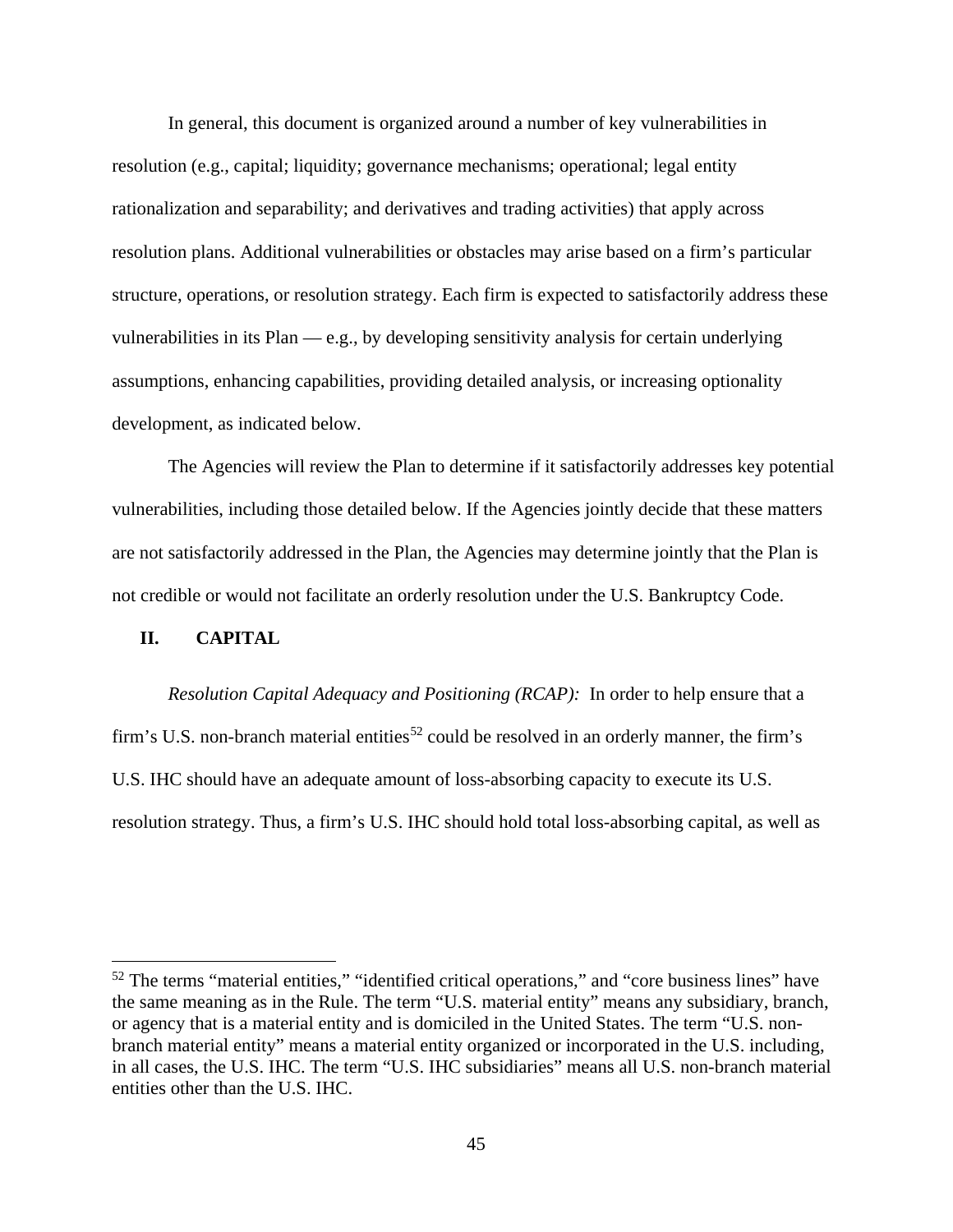In general, this document is organized around a number of key vulnerabilities in resolution (e.g., capital; liquidity; governance mechanisms; operational; legal entity rationalization and separability; and derivatives and trading activities) that apply across resolution plans. Additional vulnerabilities or obstacles may arise based on a firm's particular structure, operations, or resolution strategy. Each firm is expected to satisfactorily address these vulnerabilities in its Plan — e.g., by developing sensitivity analysis for certain underlying assumptions, enhancing capabilities, providing detailed analysis, or increasing optionality development, as indicated below.

The Agencies will review the Plan to determine if it satisfactorily addresses key potential vulnerabilities, including those detailed below. If the Agencies jointly decide that these matters are not satisfactorily addressed in the Plan, the Agencies may determine jointly that the Plan is not credible or would not facilitate an orderly resolution under the U.S. Bankruptcy Code.

## II. CAPITAL

*Resolution Capital Adequacy and Positioning (RCAP):* In order to help ensure that a firm's U.S. non-branch material entities[52] could be resolved in an orderly manner, the firm's U.S. IHC should have an adequate amount of loss-absorbing capacity to execute its U.S. resolution strategy. Thus, a firm's U.S. IHC should hold total loss-absorbing capital, as well as

[52] The terms "material entities," "identified critical operations," and "core business lines" have the same meaning as in the Rule. The term "U.S. material entity" means any subsidiary, branch, or agency that is a material entity and is domiciled in the United States. The term "U.S. non-branch material entity" means a material entity organized or incorporated in the U.S. including, in all cases, the U.S. IHC. The term "U.S. IHC subsidiaries" means all U.S. non-branch material entities other than the U.S. IHC.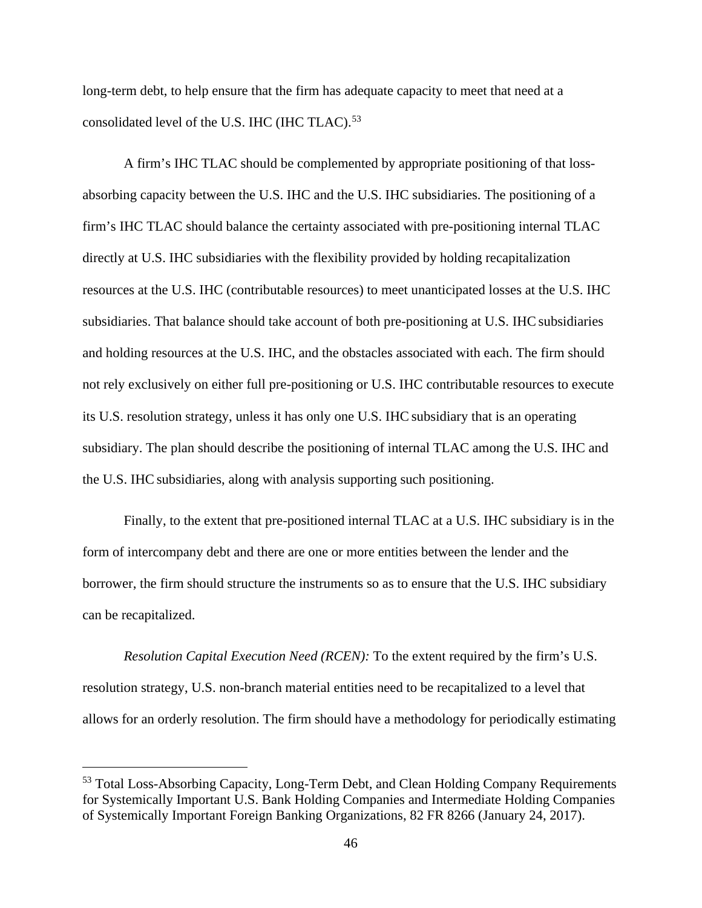long-term debt, to help ensure that the firm has adequate capacity to meet that need at a consolidated level of the U.S. IHC (IHC TLAC).[53]

A firm's IHC TLAC should be complemented by appropriate positioning of that loss-absorbing capacity between the U.S. IHC and the U.S. IHC subsidiaries. The positioning of a firm's IHC TLAC should balance the certainty associated with pre-positioning internal TLAC directly at U.S. IHC subsidiaries with the flexibility provided by holding recapitalization resources at the U.S. IHC (contributable resources) to meet unanticipated losses at the U.S. IHC subsidiaries. That balance should take account of both pre-positioning at U.S. IHC subsidiaries and holding resources at the U.S. IHC, and the obstacles associated with each. The firm should not rely exclusively on either full pre-positioning or U.S. IHC contributable resources to execute its U.S. resolution strategy, unless it has only one U.S. IHC subsidiary that is an operating subsidiary. The plan should describe the positioning of internal TLAC among the U.S. IHC and the U.S. IHC subsidiaries, along with analysis supporting such positioning.

Finally, to the extent that pre-positioned internal TLAC at a U.S. IHC subsidiary is in the form of intercompany debt and there are one or more entities between the lender and the borrower, the firm should structure the instruments so as to ensure that the U.S. IHC subsidiary can be recapitalized.

*Resolution Capital Execution Need (RCEN):* To the extent required by the firm's U.S. resolution strategy, U.S. non-branch material entities need to be recapitalized to a level that allows for an orderly resolution. The firm should have a methodology for periodically estimating

[53] Total Loss-Absorbing Capacity, Long-Term Debt, and Clean Holding Company Requirements for Systemically Important U.S. Bank Holding Companies and Intermediate Holding Companies of Systemically Important Foreign Banking Organizations, 82 FR 8266 (January 24, 2017).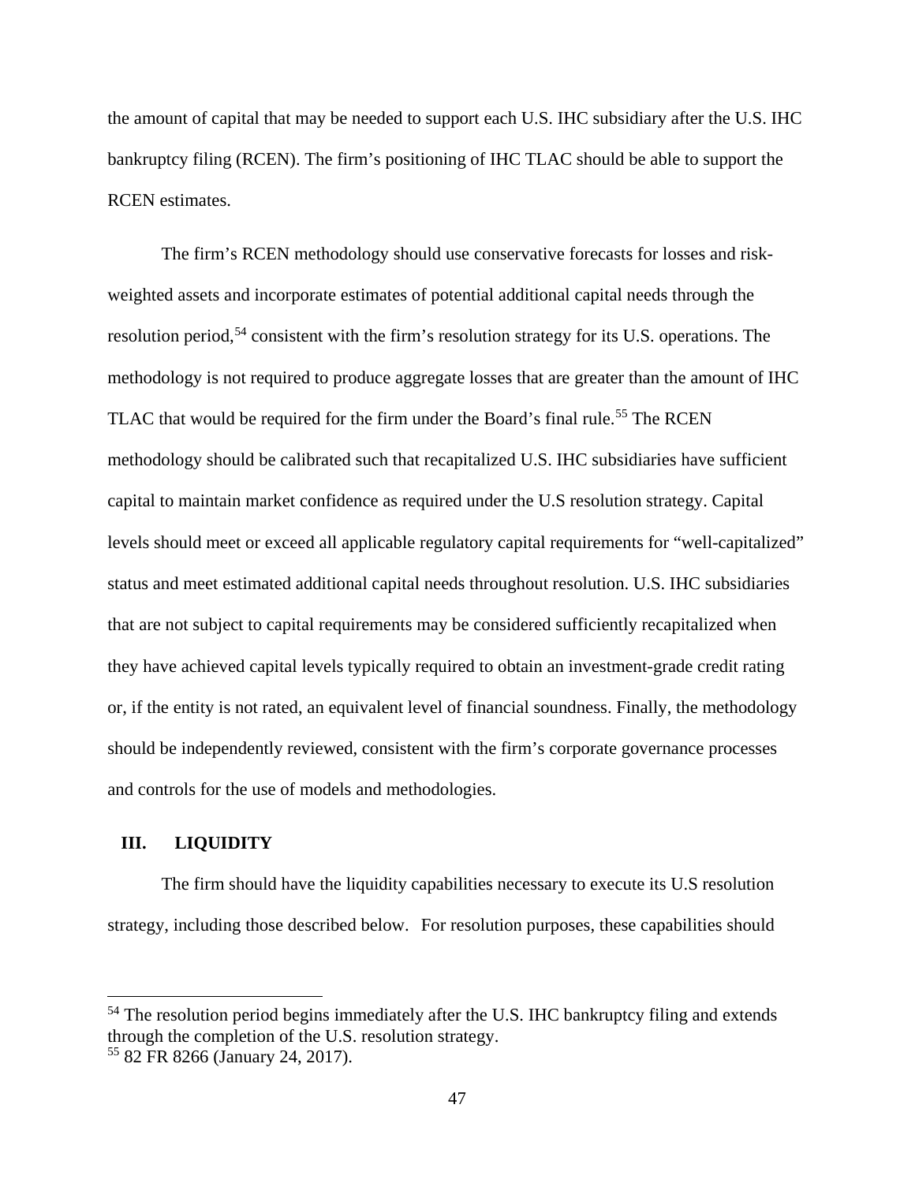the amount of capital that may be needed to support each U.S. IHC subsidiary after the U.S. IHC bankruptcy filing (RCEN). The firm's positioning of IHC TLAC should be able to support the RCEN estimates.

The firm's RCEN methodology should use conservative forecasts for losses and risk-weighted assets and incorporate estimates of potential additional capital needs through the resolution period,[54] consistent with the firm's resolution strategy for its U.S. operations. The methodology is not required to produce aggregate losses that are greater than the amount of IHC TLAC that would be required for the firm under the Board's final rule.[55] The RCEN methodology should be calibrated such that recapitalized U.S. IHC subsidiaries have sufficient capital to maintain market confidence as required under the U.S resolution strategy. Capital levels should meet or exceed all applicable regulatory capital requirements for "well-capitalized" status and meet estimated additional capital needs throughout resolution. U.S. IHC subsidiaries that are not subject to capital requirements may be considered sufficiently recapitalized when they have achieved capital levels typically required to obtain an investment-grade credit rating or, if the entity is not rated, an equivalent level of financial soundness. Finally, the methodology should be independently reviewed, consistent with the firm's corporate governance processes and controls for the use of models and methodologies.

## III. LIQUIDITY

The firm should have the liquidity capabilities necessary to execute its U.S resolution strategy, including those described below. For resolution purposes, these capabilities should

[54] The resolution period begins immediately after the U.S. IHC bankruptcy filing and extends through the completion of the U.S. resolution strategy.

[55] 82 FR 8266 (January 24, 2017).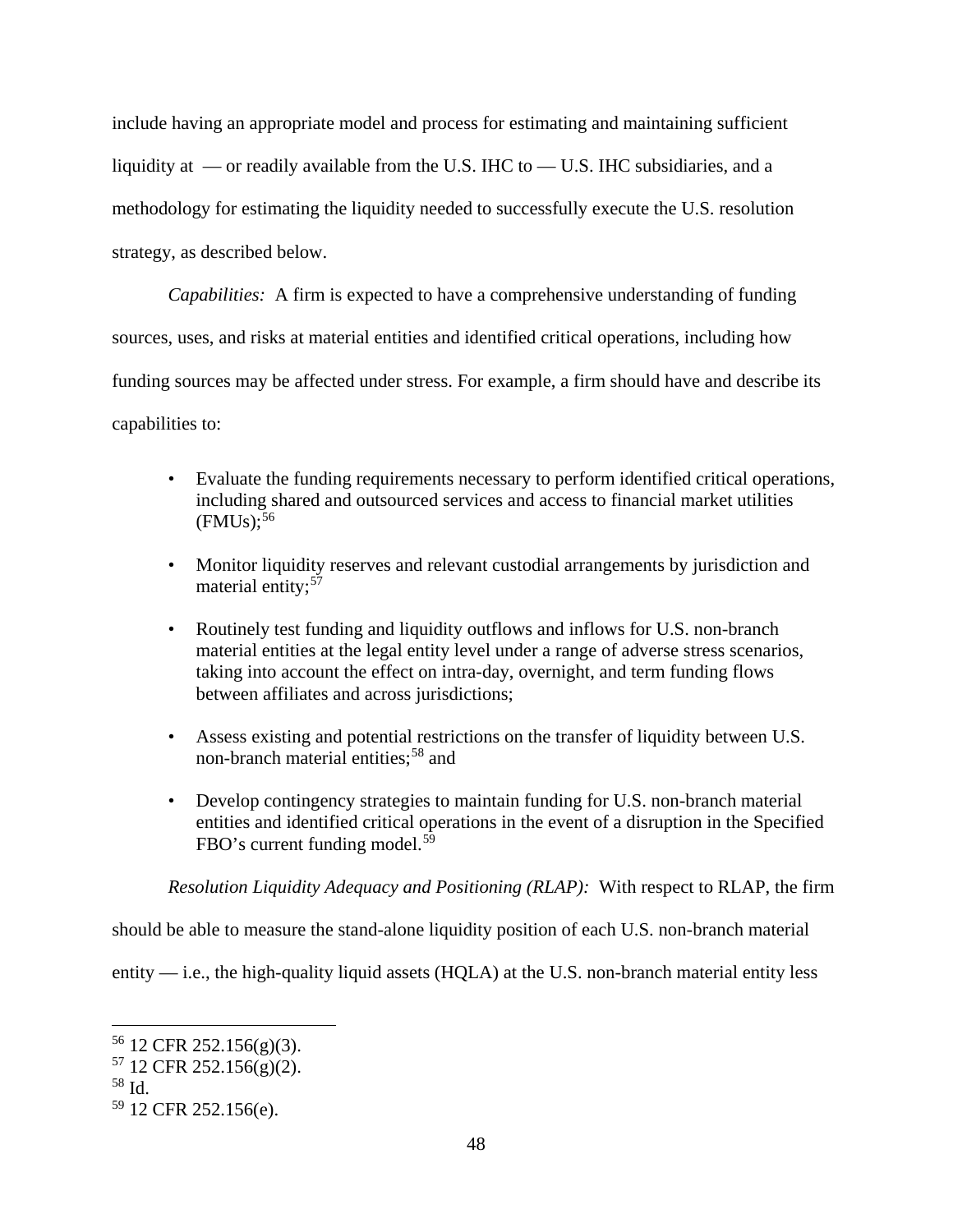include having an appropriate model and process for estimating and maintaining sufficient liquidity at — or readily available from the U.S. IHC to — U.S. IHC subsidiaries, and a methodology for estimating the liquidity needed to successfully execute the U.S. resolution strategy, as described below.

*Capabilities:* A firm is expected to have a comprehensive understanding of funding sources, uses, and risks at material entities and identified critical operations, including how funding sources may be affected under stress. For example, a firm should have and describe its capabilities to:

- Evaluate the funding requirements necessary to perform identified critical operations, including shared and outsourced services and access to financial market utilities (FMUs);[56]
- Monitor liquidity reserves and relevant custodial arrangements by jurisdiction and material entity;[57]
- Routinely test funding and liquidity outflows and inflows for U.S. non-branch material entities at the legal entity level under a range of adverse stress scenarios, taking into account the effect on intra-day, overnight, and term funding flows between affiliates and across jurisdictions;
- Assess existing and potential restrictions on the transfer of liquidity between U.S. non-branch material entities;[58] and
- Develop contingency strategies to maintain funding for U.S. non-branch material entities and identified critical operations in the event of a disruption in the Specified FBO's current funding model.[59]

*Resolution Liquidity Adequacy and Positioning (RLAP):* With respect to RLAP, the firm should be able to measure the stand-alone liquidity position of each U.S. non-branch material entity — i.e., the high-quality liquid assets (HQLA) at the U.S. non-branch material entity less

---

[56] 12 CFR 252.156(g)(3).

[57] 12 CFR 252.156(g)(2).

[58] Id.

[59] 12 CFR 252.156(e).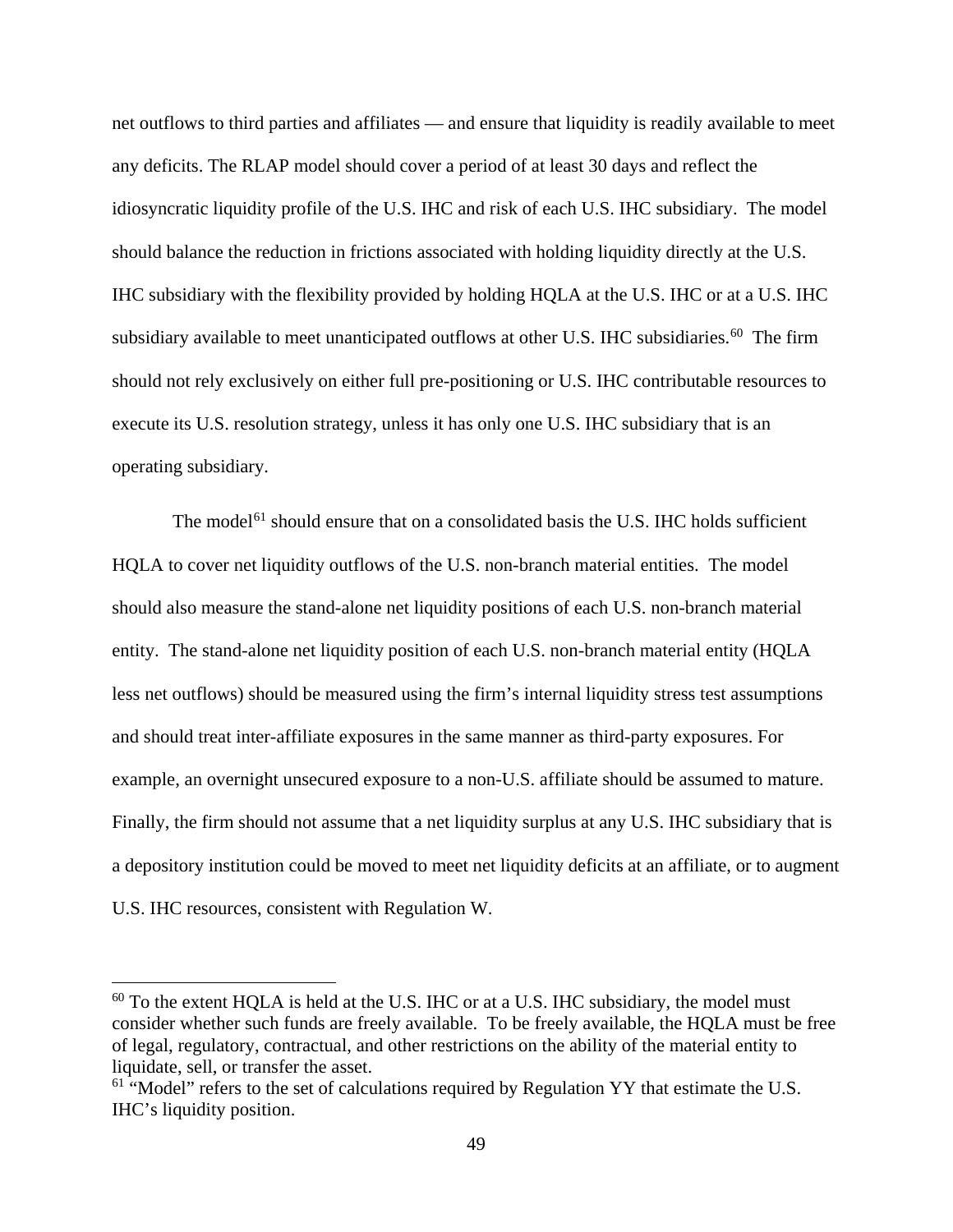net outflows to third parties and affiliates — and ensure that liquidity is readily available to meet any deficits. The RLAP model should cover a period of at least 30 days and reflect the idiosyncratic liquidity profile of the U.S. IHC and risk of each U.S. IHC subsidiary. The model should balance the reduction in frictions associated with holding liquidity directly at the U.S. IHC subsidiary with the flexibility provided by holding HQLA at the U.S. IHC or at a U.S. IHC subsidiary available to meet unanticipated outflows at other U.S. IHC subsidiaries.[60] The firm should not rely exclusively on either full pre-positioning or U.S. IHC contributable resources to execute its U.S. resolution strategy, unless it has only one U.S. IHC subsidiary that is an operating subsidiary.

The model[61] should ensure that on a consolidated basis the U.S. IHC holds sufficient HQLA to cover net liquidity outflows of the U.S. non-branch material entities. The model should also measure the stand-alone net liquidity positions of each U.S. non-branch material entity. The stand-alone net liquidity position of each U.S. non-branch material entity (HQLA less net outflows) should be measured using the firm's internal liquidity stress test assumptions and should treat inter-affiliate exposures in the same manner as third-party exposures. For example, an overnight unsecured exposure to a non-U.S. affiliate should be assumed to mature. Finally, the firm should not assume that a net liquidity surplus at any U.S. IHC subsidiary that is a depository institution could be moved to meet net liquidity deficits at an affiliate, or to augment U.S. IHC resources, consistent with Regulation W.

---

[60] To the extent HQLA is held at the U.S. IHC or at a U.S. IHC subsidiary, the model must consider whether such funds are freely available. To be freely available, the HQLA must be free of legal, regulatory, contractual, and other restrictions on the ability of the material entity to liquidate, sell, or transfer the asset.

[61] "Model" refers to the set of calculations required by Regulation YY that estimate the U.S. IHC's liquidity position.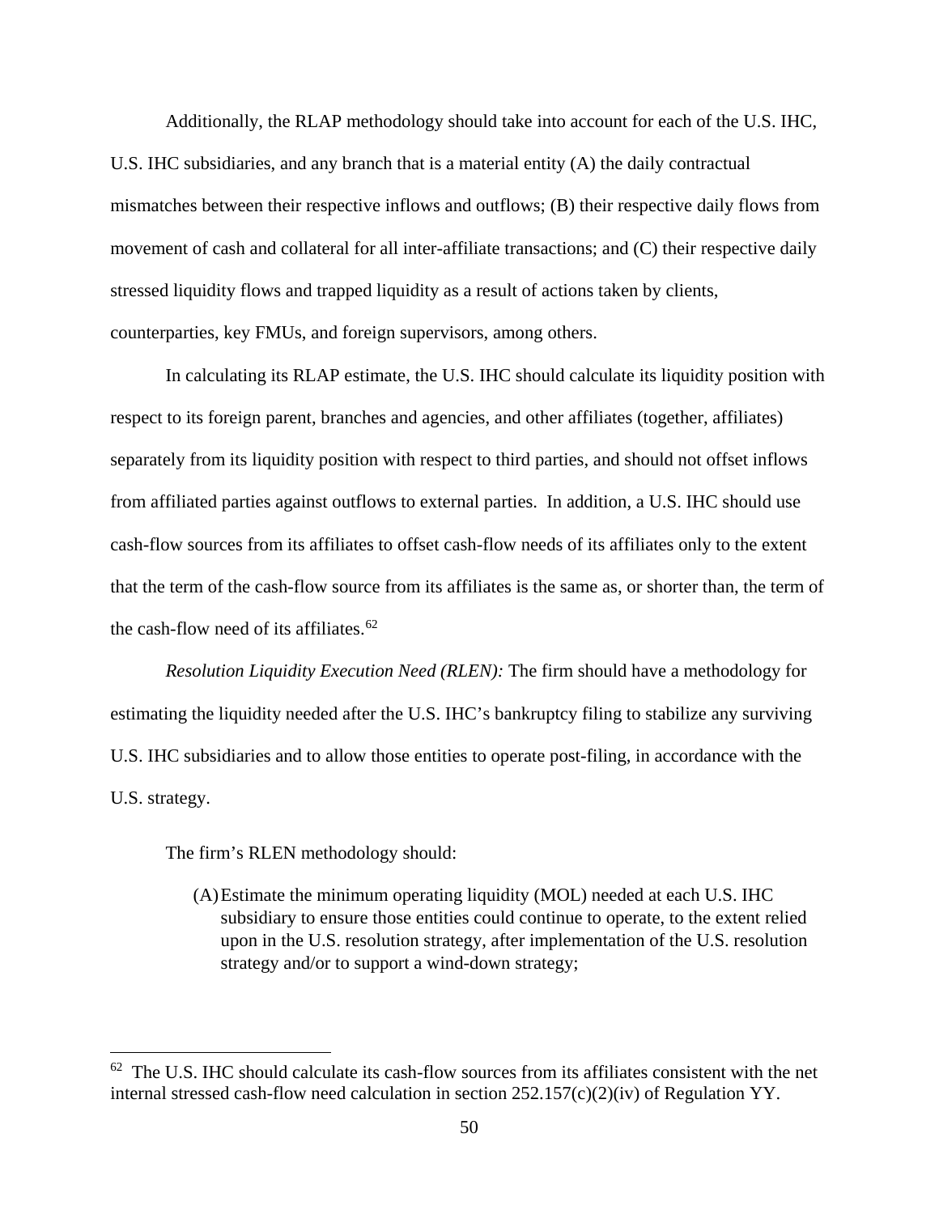Additionally, the RLAP methodology should take into account for each of the U.S. IHC, U.S. IHC subsidiaries, and any branch that is a material entity (A) the daily contractual mismatches between their respective inflows and outflows; (B) their respective daily flows from movement of cash and collateral for all inter-affiliate transactions; and (C) their respective daily stressed liquidity flows and trapped liquidity as a result of actions taken by clients, counterparties, key FMUs, and foreign supervisors, among others.

In calculating its RLAP estimate, the U.S. IHC should calculate its liquidity position with respect to its foreign parent, branches and agencies, and other affiliates (together, affiliates) separately from its liquidity position with respect to third parties, and should not offset inflows from affiliated parties against outflows to external parties. In addition, a U.S. IHC should use cash-flow sources from its affiliates to offset cash-flow needs of its affiliates only to the extent that the term of the cash-flow source from its affiliates is the same as, or shorter than, the term of the cash-flow need of its affiliates.[62]

*Resolution Liquidity Execution Need (RLEN):* The firm should have a methodology for estimating the liquidity needed after the U.S. IHC's bankruptcy filing to stabilize any surviving U.S. IHC subsidiaries and to allow those entities to operate post-filing, in accordance with the U.S. strategy.

The firm's RLEN methodology should:

(A) Estimate the minimum operating liquidity (MOL) needed at each U.S. IHC subsidiary to ensure those entities could continue to operate, to the extent relied upon in the U.S. resolution strategy, after implementation of the U.S. resolution strategy and/or to support a wind-down strategy;

---

[62] The U.S. IHC should calculate its cash-flow sources from its affiliates consistent with the net internal stressed cash-flow need calculation in section 252.157(c)(2)(iv) of Regulation YY.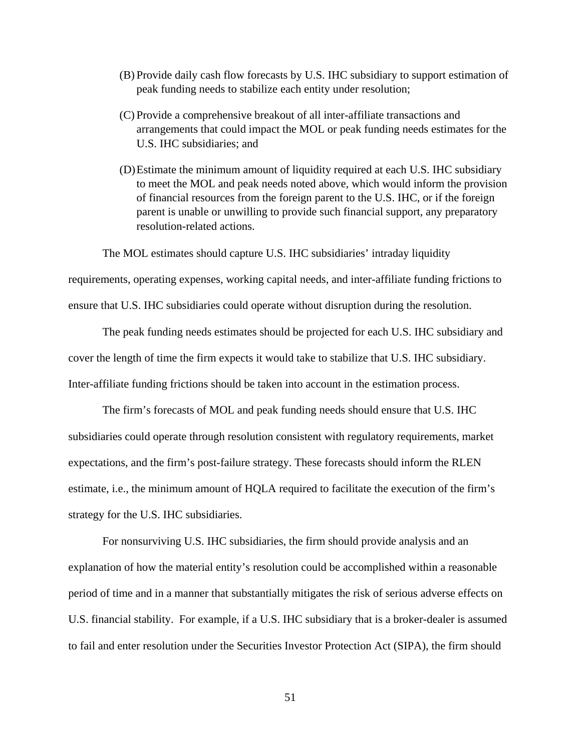(B) Provide daily cash flow forecasts by U.S. IHC subsidiary to support estimation of peak funding needs to stabilize each entity under resolution;

(C) Provide a comprehensive breakout of all inter-affiliate transactions and arrangements that could impact the MOL or peak funding needs estimates for the U.S. IHC subsidiaries; and

(D) Estimate the minimum amount of liquidity required at each U.S. IHC subsidiary to meet the MOL and peak needs noted above, which would inform the provision of financial resources from the foreign parent to the U.S. IHC, or if the foreign parent is unable or unwilling to provide such financial support, any preparatory resolution-related actions.

The MOL estimates should capture U.S. IHC subsidiaries' intraday liquidity requirements, operating expenses, working capital needs, and inter-affiliate funding frictions to ensure that U.S. IHC subsidiaries could operate without disruption during the resolution.

The peak funding needs estimates should be projected for each U.S. IHC subsidiary and cover the length of time the firm expects it would take to stabilize that U.S. IHC subsidiary. Inter-affiliate funding frictions should be taken into account in the estimation process.

The firm's forecasts of MOL and peak funding needs should ensure that U.S. IHC subsidiaries could operate through resolution consistent with regulatory requirements, market expectations, and the firm's post-failure strategy. These forecasts should inform the RLEN estimate, i.e., the minimum amount of HQLA required to facilitate the execution of the firm's strategy for the U.S. IHC subsidiaries.

For nonsurviving U.S. IHC subsidiaries, the firm should provide analysis and an explanation of how the material entity's resolution could be accomplished within a reasonable period of time and in a manner that substantially mitigates the risk of serious adverse effects on U.S. financial stability. For example, if a U.S. IHC subsidiary that is a broker-dealer is assumed to fail and enter resolution under the Securities Investor Protection Act (SIPA), the firm should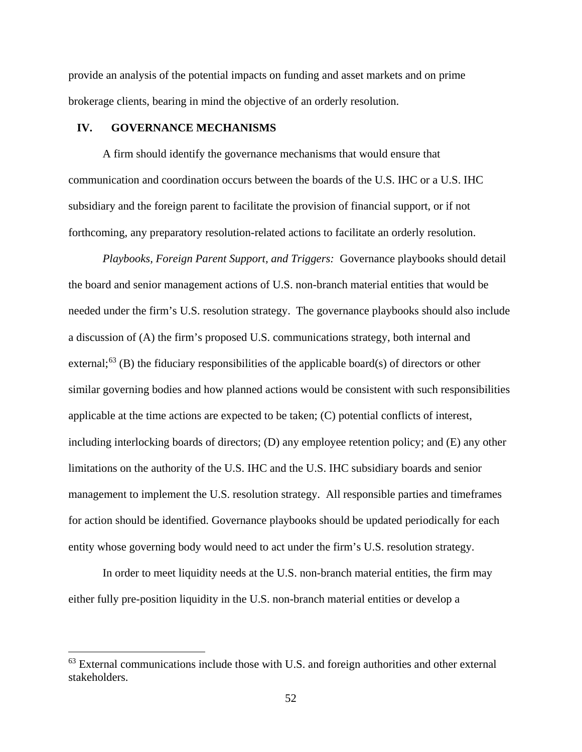provide an analysis of the potential impacts on funding and asset markets and on prime brokerage clients, bearing in mind the objective of an orderly resolution.

## IV. GOVERNANCE MECHANISMS

A firm should identify the governance mechanisms that would ensure that communication and coordination occurs between the boards of the U.S. IHC or a U.S. IHC subsidiary and the foreign parent to facilitate the provision of financial support, or if not forthcoming, any preparatory resolution-related actions to facilitate an orderly resolution.

*Playbooks, Foreign Parent Support, and Triggers:* Governance playbooks should detail the board and senior management actions of U.S. non-branch material entities that would be needed under the firm's U.S. resolution strategy. The governance playbooks should also include a discussion of (A) the firm's proposed U.S. communications strategy, both internal and external;[63] (B) the fiduciary responsibilities of the applicable board(s) of directors or other similar governing bodies and how planned actions would be consistent with such responsibilities applicable at the time actions are expected to be taken; (C) potential conflicts of interest, including interlocking boards of directors; (D) any employee retention policy; and (E) any other limitations on the authority of the U.S. IHC and the U.S. IHC subsidiary boards and senior management to implement the U.S. resolution strategy. All responsible parties and timeframes for action should be identified. Governance playbooks should be updated periodically for each entity whose governing body would need to act under the firm's U.S. resolution strategy.

In order to meet liquidity needs at the U.S. non-branch material entities, the firm may either fully pre-position liquidity in the U.S. non-branch material entities or develop a

[63] External communications include those with U.S. and foreign authorities and other external stakeholders.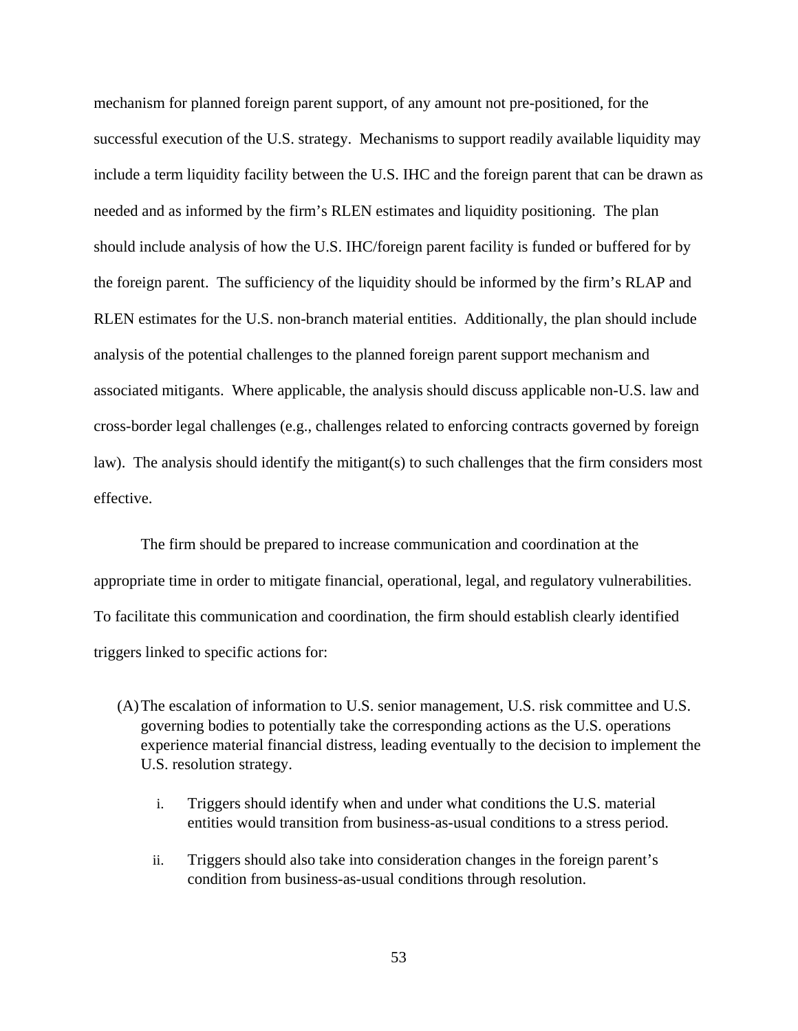mechanism for planned foreign parent support, of any amount not pre-positioned, for the successful execution of the U.S. strategy. Mechanisms to support readily available liquidity may include a term liquidity facility between the U.S. IHC and the foreign parent that can be drawn as needed and as informed by the firm's RLEN estimates and liquidity positioning. The plan should include analysis of how the U.S. IHC/foreign parent facility is funded or buffered for by the foreign parent. The sufficiency of the liquidity should be informed by the firm's RLAP and RLEN estimates for the U.S. non-branch material entities. Additionally, the plan should include analysis of the potential challenges to the planned foreign parent support mechanism and associated mitigants. Where applicable, the analysis should discuss applicable non-U.S. law and cross-border legal challenges (e.g., challenges related to enforcing contracts governed by foreign law). The analysis should identify the mitigant(s) to such challenges that the firm considers most effective.

The firm should be prepared to increase communication and coordination at the appropriate time in order to mitigate financial, operational, legal, and regulatory vulnerabilities. To facilitate this communication and coordination, the firm should establish clearly identified triggers linked to specific actions for:

(A) The escalation of information to U.S. senior management, U.S. risk committee and U.S. governing bodies to potentially take the corresponding actions as the U.S. operations experience material financial distress, leading eventually to the decision to implement the U.S. resolution strategy.

  i. Triggers should identify when and under what conditions the U.S. material entities would transition from business-as-usual conditions to a stress period.

  ii. Triggers should also take into consideration changes in the foreign parent's condition from business-as-usual conditions through resolution.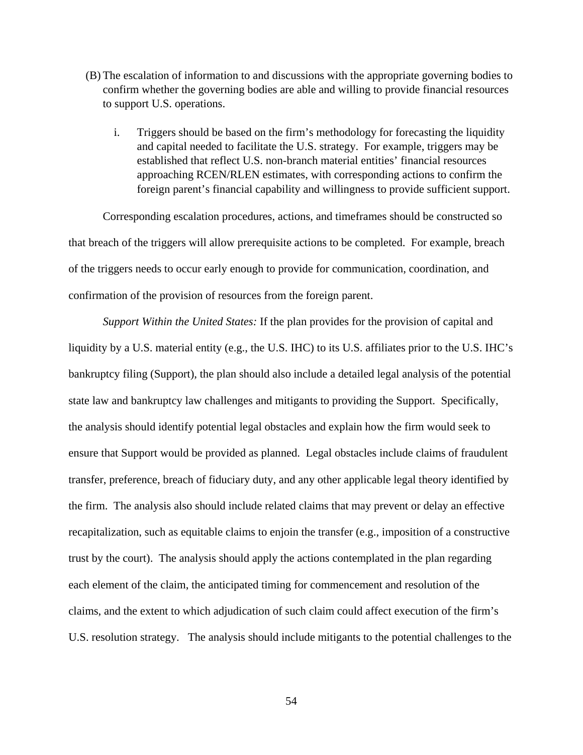(B) The escalation of information to and discussions with the appropriate governing bodies to confirm whether the governing bodies are able and willing to provide financial resources to support U.S. operations.

  i. Triggers should be based on the firm's methodology for forecasting the liquidity and capital needed to facilitate the U.S. strategy. For example, triggers may be established that reflect U.S. non-branch material entities' financial resources approaching RCEN/RLEN estimates, with corresponding actions to confirm the foreign parent's financial capability and willingness to provide sufficient support.

Corresponding escalation procedures, actions, and timeframes should be constructed so that breach of the triggers will allow prerequisite actions to be completed. For example, breach of the triggers needs to occur early enough to provide for communication, coordination, and confirmation of the provision of resources from the foreign parent.

*Support Within the United States:* If the plan provides for the provision of capital and liquidity by a U.S. material entity (e.g., the U.S. IHC) to its U.S. affiliates prior to the U.S. IHC's bankruptcy filing (Support), the plan should also include a detailed legal analysis of the potential state law and bankruptcy law challenges and mitigants to providing the Support. Specifically, the analysis should identify potential legal obstacles and explain how the firm would seek to ensure that Support would be provided as planned. Legal obstacles include claims of fraudulent transfer, preference, breach of fiduciary duty, and any other applicable legal theory identified by the firm. The analysis also should include related claims that may prevent or delay an effective recapitalization, such as equitable claims to enjoin the transfer (e.g., imposition of a constructive trust by the court). The analysis should apply the actions contemplated in the plan regarding each element of the claim, the anticipated timing for commencement and resolution of the claims, and the extent to which adjudication of such claim could affect execution of the firm's U.S. resolution strategy. The analysis should include mitigants to the potential challenges to the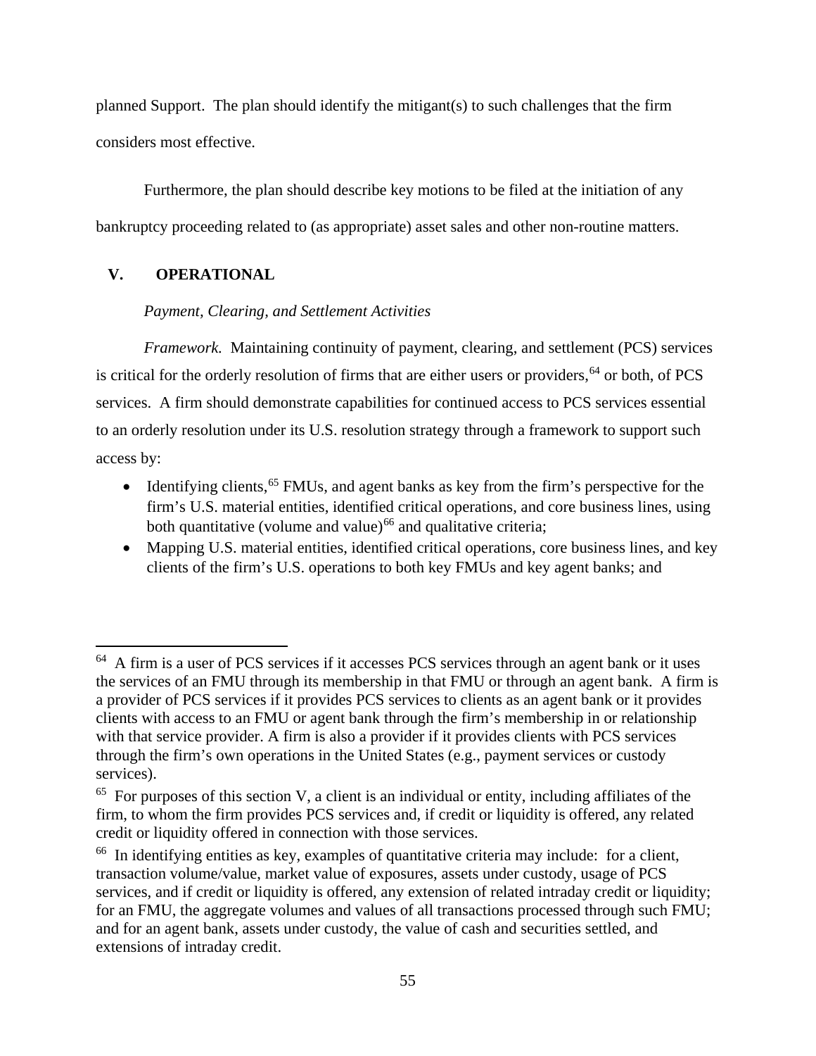planned Support. The plan should identify the mitigant(s) to such challenges that the firm considers most effective.

Furthermore, the plan should describe key motions to be filed at the initiation of any bankruptcy proceeding related to (as appropriate) asset sales and other non-routine matters.

## V. OPERATIONAL

*Payment, Clearing, and Settlement Activities*

*Framework.* Maintaining continuity of payment, clearing, and settlement (PCS) services is critical for the orderly resolution of firms that are either users or providers,[64] or both, of PCS services. A firm should demonstrate capabilities for continued access to PCS services essential to an orderly resolution under its U.S. resolution strategy through a framework to support such access by:

- Identifying clients,[65] FMUs, and agent banks as key from the firm's perspective for the firm's U.S. material entities, identified critical operations, and core business lines, using both quantitative (volume and value)[66] and qualitative criteria;
- Mapping U.S. material entities, identified critical operations, core business lines, and key clients of the firm's U.S. operations to both key FMUs and key agent banks; and

---

[64] A firm is a user of PCS services if it accesses PCS services through an agent bank or it uses the services of an FMU through its membership in that FMU or through an agent bank. A firm is a provider of PCS services if it provides PCS services to clients as an agent bank or it provides clients with access to an FMU or agent bank through the firm's membership in or relationship with that service provider. A firm is also a provider if it provides clients with PCS services through the firm's own operations in the United States (e.g., payment services or custody services).

[65] For purposes of this section V, a client is an individual or entity, including affiliates of the firm, to whom the firm provides PCS services and, if credit or liquidity is offered, any related credit or liquidity offered in connection with those services.

[66] In identifying entities as key, examples of quantitative criteria may include: for a client, transaction volume/value, market value of exposures, assets under custody, usage of PCS services, and if credit or liquidity is offered, any extension of related intraday credit or liquidity; for an FMU, the aggregate volumes and values of all transactions processed through such FMU; and for an agent bank, assets under custody, the value of cash and securities settled, and extensions of intraday credit.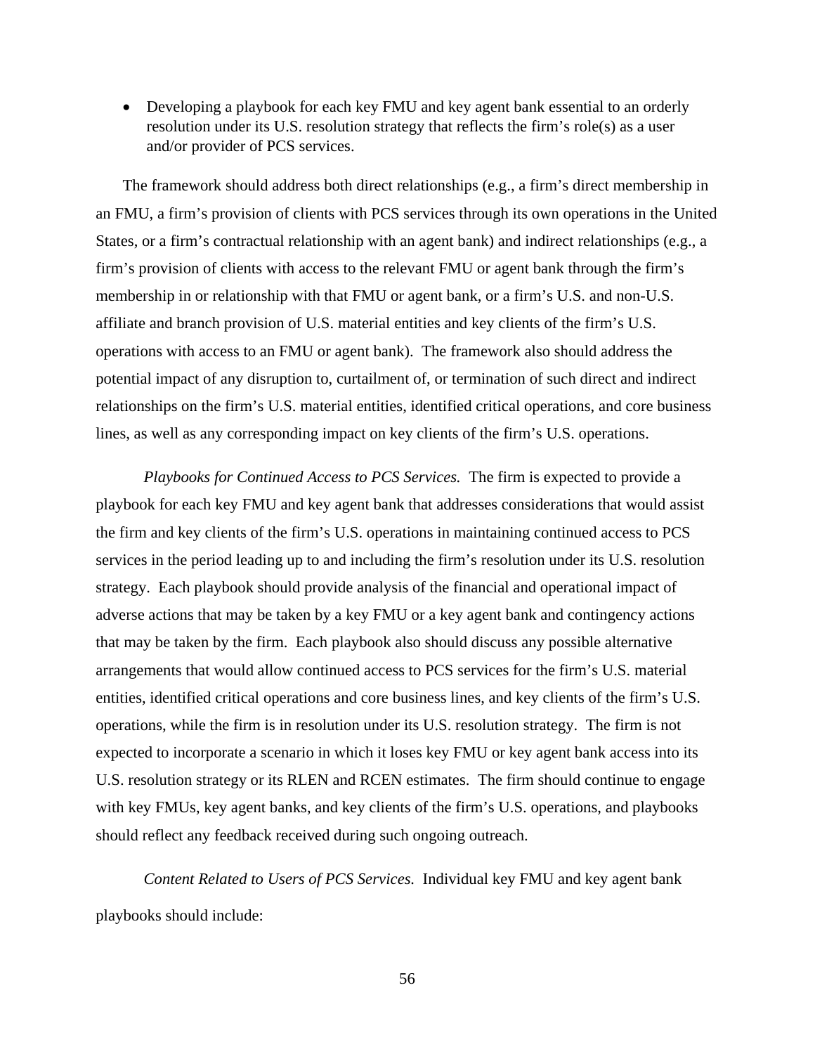- Developing a playbook for each key FMU and key agent bank essential to an orderly resolution under its U.S. resolution strategy that reflects the firm's role(s) as a user and/or provider of PCS services.

The framework should address both direct relationships (e.g., a firm's direct membership in an FMU, a firm's provision of clients with PCS services through its own operations in the United States, or a firm's contractual relationship with an agent bank) and indirect relationships (e.g., a firm's provision of clients with access to the relevant FMU or agent bank through the firm's membership in or relationship with that FMU or agent bank, or a firm's U.S. and non-U.S. affiliate and branch provision of U.S. material entities and key clients of the firm's U.S. operations with access to an FMU or agent bank). The framework also should address the potential impact of any disruption to, curtailment of, or termination of such direct and indirect relationships on the firm's U.S. material entities, identified critical operations, and core business lines, as well as any corresponding impact on key clients of the firm's U.S. operations.

*Playbooks for Continued Access to PCS Services.* The firm is expected to provide a playbook for each key FMU and key agent bank that addresses considerations that would assist the firm and key clients of the firm's U.S. operations in maintaining continued access to PCS services in the period leading up to and including the firm's resolution under its U.S. resolution strategy. Each playbook should provide analysis of the financial and operational impact of adverse actions that may be taken by a key FMU or a key agent bank and contingency actions that may be taken by the firm. Each playbook also should discuss any possible alternative arrangements that would allow continued access to PCS services for the firm's U.S. material entities, identified critical operations and core business lines, and key clients of the firm's U.S. operations, while the firm is in resolution under its U.S. resolution strategy. The firm is not expected to incorporate a scenario in which it loses key FMU or key agent bank access into its U.S. resolution strategy or its RLEN and RCEN estimates. The firm should continue to engage with key FMUs, key agent banks, and key clients of the firm's U.S. operations, and playbooks should reflect any feedback received during such ongoing outreach.

*Content Related to Users of PCS Services.* Individual key FMU and key agent bank playbooks should include: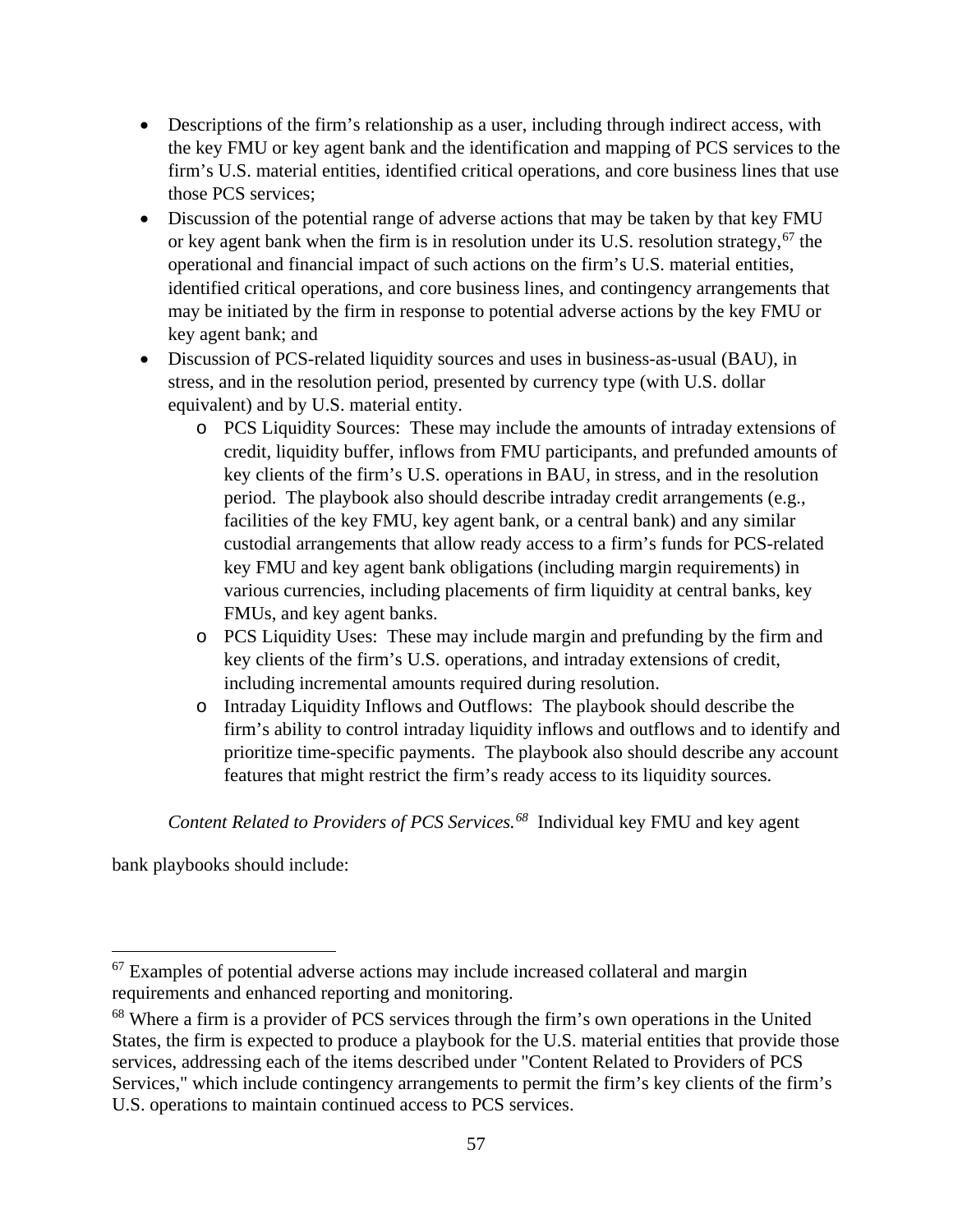- Descriptions of the firm's relationship as a user, including through indirect access, with the key FMU or key agent bank and the identification and mapping of PCS services to the firm's U.S. material entities, identified critical operations, and core business lines that use those PCS services;
- Discussion of the potential range of adverse actions that may be taken by that key FMU or key agent bank when the firm is in resolution under its U.S. resolution strategy,[67] the operational and financial impact of such actions on the firm's U.S. material entities, identified critical operations, and core business lines, and contingency arrangements that may be initiated by the firm in response to potential adverse actions by the key FMU or key agent bank; and
- Discussion of PCS-related liquidity sources and uses in business-as-usual (BAU), in stress, and in the resolution period, presented by currency type (with U.S. dollar equivalent) and by U.S. material entity.
    - PCS Liquidity Sources: These may include the amounts of intraday extensions of credit, liquidity buffer, inflows from FMU participants, and prefunded amounts of key clients of the firm's U.S. operations in BAU, in stress, and in the resolution period. The playbook also should describe intraday credit arrangements (e.g., facilities of the key FMU, key agent bank, or a central bank) and any similar custodial arrangements that allow ready access to a firm's funds for PCS-related key FMU and key agent bank obligations (including margin requirements) in various currencies, including placements of firm liquidity at central banks, key FMUs, and key agent banks.
    - PCS Liquidity Uses: These may include margin and prefunding by the firm and key clients of the firm's U.S. operations, and intraday extensions of credit, including incremental amounts required during resolution.
    - Intraday Liquidity Inflows and Outflows: The playbook should describe the firm's ability to control intraday liquidity inflows and outflows and to identify and prioritize time-specific payments. The playbook also should describe any account features that might restrict the firm's ready access to its liquidity sources.

*Content Related to Providers of PCS Services.*[68] Individual key FMU and key agent bank playbooks should include:

---

[67] Examples of potential adverse actions may include increased collateral and margin requirements and enhanced reporting and monitoring.

[68] Where a firm is a provider of PCS services through the firm's own operations in the United States, the firm is expected to produce a playbook for the U.S. material entities that provide those services, addressing each of the items described under "Content Related to Providers of PCS Services," which include contingency arrangements to permit the firm's key clients of the firm's U.S. operations to maintain continued access to PCS services.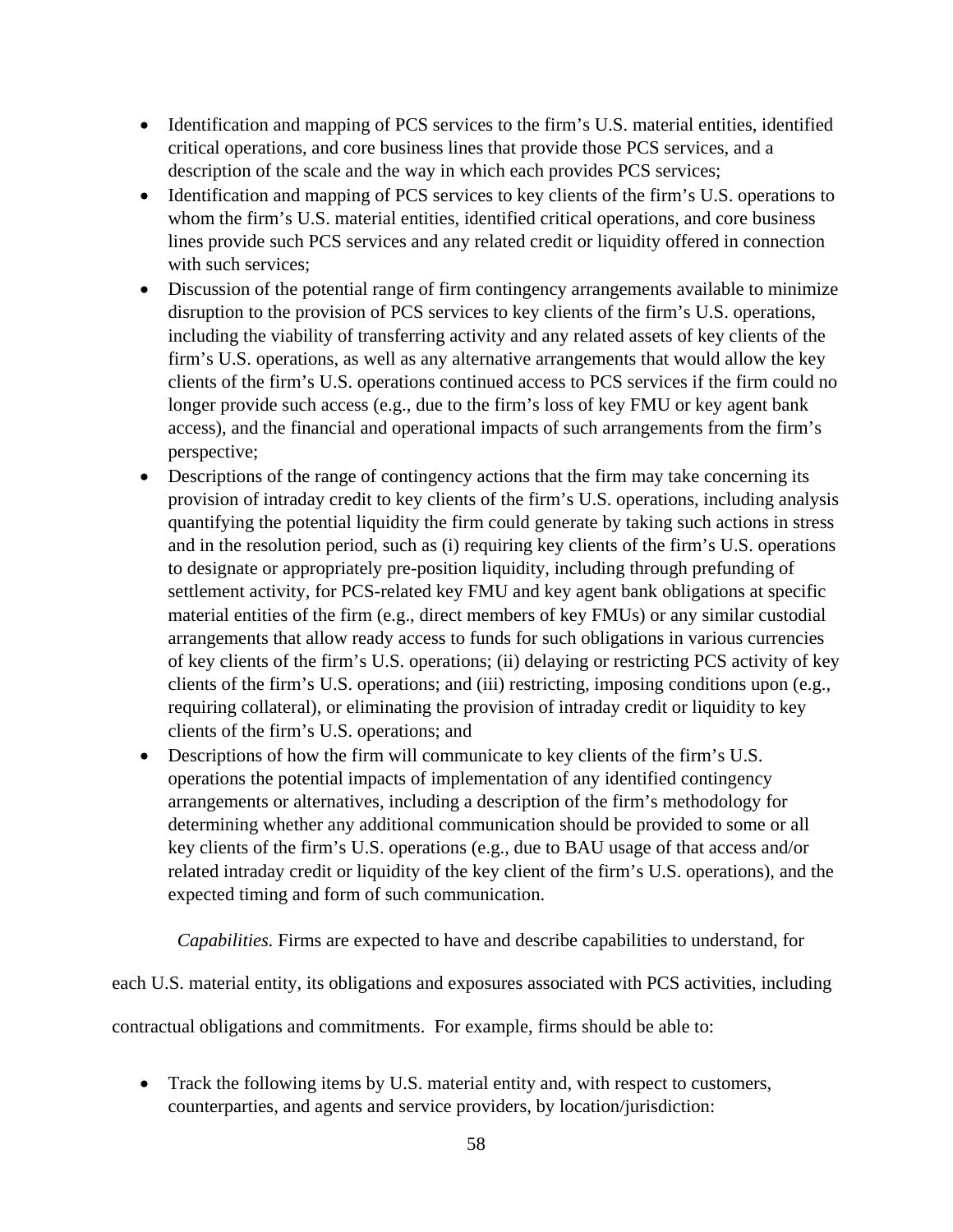- Identification and mapping of PCS services to the firm's U.S. material entities, identified critical operations, and core business lines that provide those PCS services, and a description of the scale and the way in which each provides PCS services;
- Identification and mapping of PCS services to key clients of the firm's U.S. operations to whom the firm's U.S. material entities, identified critical operations, and core business lines provide such PCS services and any related credit or liquidity offered in connection with such services;
- Discussion of the potential range of firm contingency arrangements available to minimize disruption to the provision of PCS services to key clients of the firm's U.S. operations, including the viability of transferring activity and any related assets of key clients of the firm's U.S. operations, as well as any alternative arrangements that would allow the key clients of the firm's U.S. operations continued access to PCS services if the firm could no longer provide such access (e.g., due to the firm's loss of key FMU or key agent bank access), and the financial and operational impacts of such arrangements from the firm's perspective;
- Descriptions of the range of contingency actions that the firm may take concerning its provision of intraday credit to key clients of the firm's U.S. operations, including analysis quantifying the potential liquidity the firm could generate by taking such actions in stress and in the resolution period, such as (i) requiring key clients of the firm's U.S. operations to designate or appropriately pre-position liquidity, including through prefunding of settlement activity, for PCS-related key FMU and key agent bank obligations at specific material entities of the firm (e.g., direct members of key FMUs) or any similar custodial arrangements that allow ready access to funds for such obligations in various currencies of key clients of the firm's U.S. operations; (ii) delaying or restricting PCS activity of key clients of the firm's U.S. operations; and (iii) restricting, imposing conditions upon (e.g., requiring collateral), or eliminating the provision of intraday credit or liquidity to key clients of the firm's U.S. operations; and
- Descriptions of how the firm will communicate to key clients of the firm's U.S. operations the potential impacts of implementation of any identified contingency arrangements or alternatives, including a description of the firm's methodology for determining whether any additional communication should be provided to some or all key clients of the firm's U.S. operations (e.g., due to BAU usage of that access and/or related intraday credit or liquidity of the key client of the firm's U.S. operations), and the expected timing and form of such communication.

*Capabilities.* Firms are expected to have and describe capabilities to understand, for each U.S. material entity, its obligations and exposures associated with PCS activities, including contractual obligations and commitments. For example, firms should be able to:

- Track the following items by U.S. material entity and, with respect to customers, counterparties, and agents and service providers, by location/jurisdiction: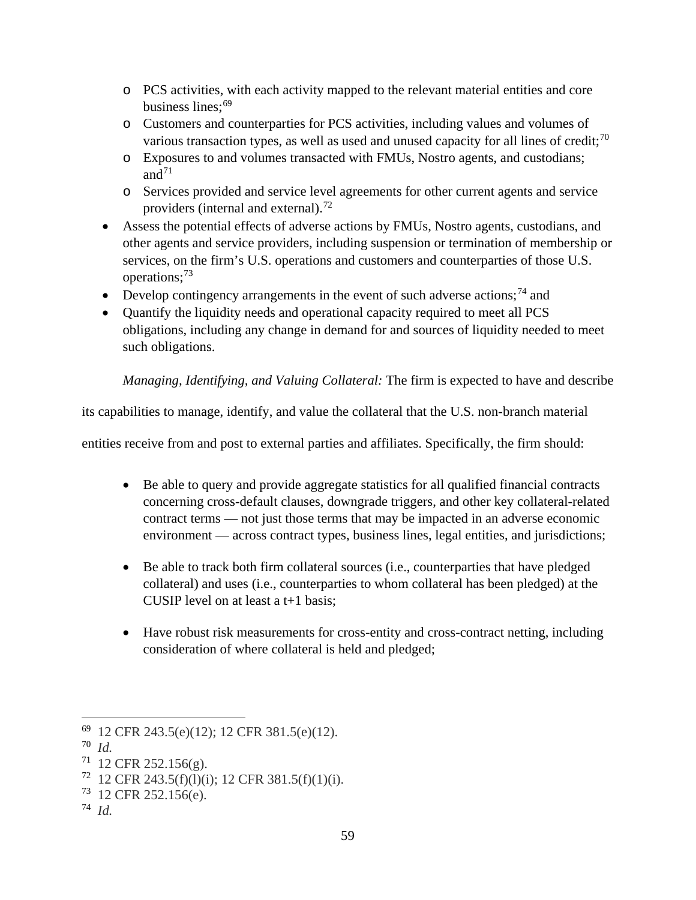- PCS activities, with each activity mapped to the relevant material entities and core business lines;[69]
    - Customers and counterparties for PCS activities, including values and volumes of various transaction types, as well as used and unused capacity for all lines of credit;[70]
    - Exposures to and volumes transacted with FMUs, Nostro agents, and custodians; and[71]
    - Services provided and service level agreements for other current agents and service providers (internal and external).[72]
- Assess the potential effects of adverse actions by FMUs, Nostro agents, custodians, and other agents and service providers, including suspension or termination of membership or services, on the firm's U.S. operations and customers and counterparties of those U.S. operations;[73]
- Develop contingency arrangements in the event of such adverse actions;[74] and
- Quantify the liquidity needs and operational capacity required to meet all PCS obligations, including any change in demand for and sources of liquidity needed to meet such obligations.

*Managing, Identifying, and Valuing Collateral:* The firm is expected to have and describe its capabilities to manage, identify, and value the collateral that the U.S. non-branch material entities receive from and post to external parties and affiliates. Specifically, the firm should:

- Be able to query and provide aggregate statistics for all qualified financial contracts concerning cross-default clauses, downgrade triggers, and other key collateral-related contract terms — not just those terms that may be impacted in an adverse economic environment — across contract types, business lines, legal entities, and jurisdictions;

- Be able to track both firm collateral sources (i.e., counterparties that have pledged collateral) and uses (i.e., counterparties to whom collateral has been pledged) at the CUSIP level on at least a t+1 basis;

- Have robust risk measurements for cross-entity and cross-contract netting, including consideration of where collateral is held and pledged;

---

[69] 12 CFR 243.5(e)(12); 12 CFR 381.5(e)(12).

[70] *Id.*

[71] 12 CFR 252.156(g).

[72] 12 CFR 243.5(f)(l)(i); 12 CFR 381.5(f)(1)(i).

[73] 12 CFR 252.156(e).

[74] *Id.*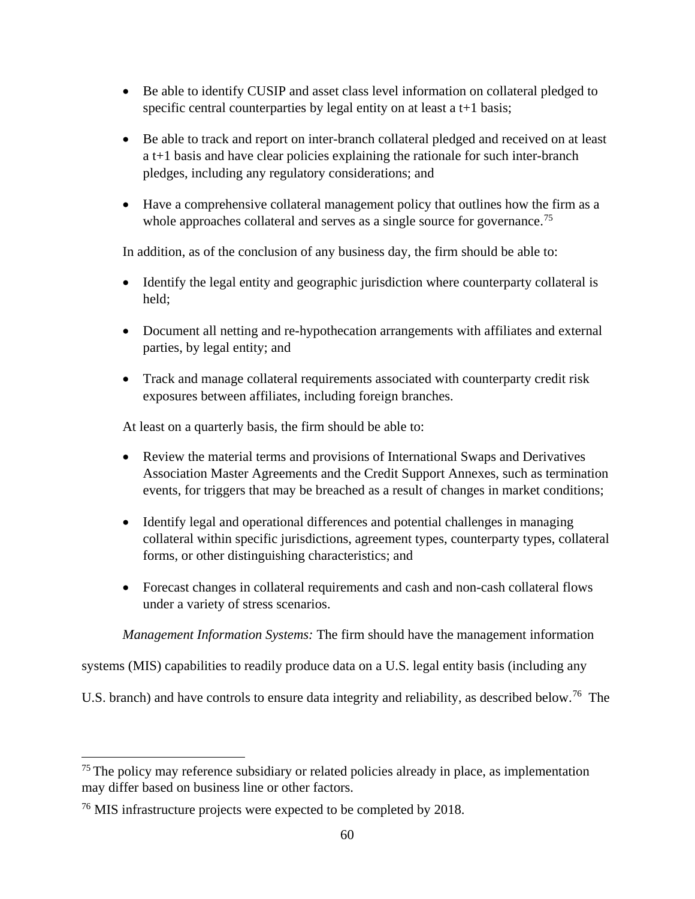- Be able to identify CUSIP and asset class level information on collateral pledged to specific central counterparties by legal entity on at least a t+1 basis;
- Be able to track and report on inter-branch collateral pledged and received on at least a t+1 basis and have clear policies explaining the rationale for such inter-branch pledges, including any regulatory considerations; and
- Have a comprehensive collateral management policy that outlines how the firm as a whole approaches collateral and serves as a single source for governance.[75]

In addition, as of the conclusion of any business day, the firm should be able to:

- Identify the legal entity and geographic jurisdiction where counterparty collateral is held;
- Document all netting and re-hypothecation arrangements with affiliates and external parties, by legal entity; and
- Track and manage collateral requirements associated with counterparty credit risk exposures between affiliates, including foreign branches.

At least on a quarterly basis, the firm should be able to:

- Review the material terms and provisions of International Swaps and Derivatives Association Master Agreements and the Credit Support Annexes, such as termination events, for triggers that may be breached as a result of changes in market conditions;
- Identify legal and operational differences and potential challenges in managing collateral within specific jurisdictions, agreement types, counterparty types, collateral forms, or other distinguishing characteristics; and
- Forecast changes in collateral requirements and cash and non-cash collateral flows under a variety of stress scenarios.

*Management Information Systems:* The firm should have the management information systems (MIS) capabilities to readily produce data on a U.S. legal entity basis (including any U.S. branch) and have controls to ensure data integrity and reliability, as described below.[76] The

---

[75] The policy may reference subsidiary or related policies already in place, as implementation may differ based on business line or other factors.

[76] MIS infrastructure projects were expected to be completed by 2018.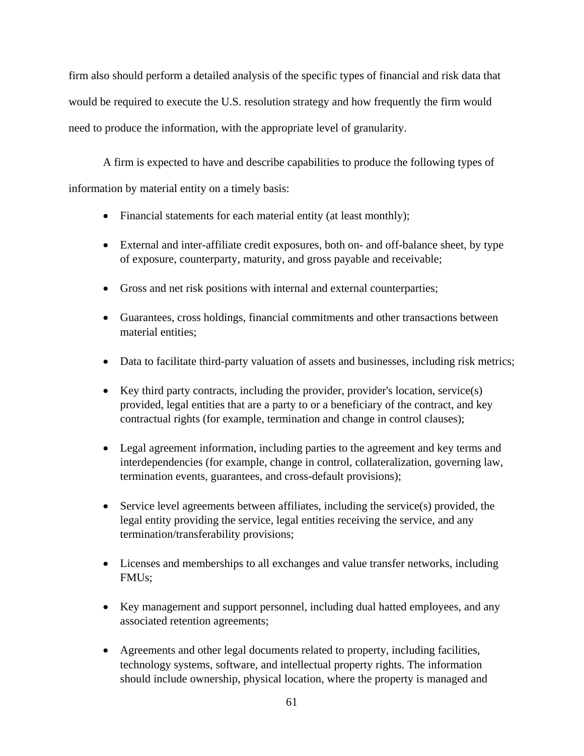firm also should perform a detailed analysis of the specific types of financial and risk data that would be required to execute the U.S. resolution strategy and how frequently the firm would need to produce the information, with the appropriate level of granularity.

A firm is expected to have and describe capabilities to produce the following types of information by material entity on a timely basis:

- Financial statements for each material entity (at least monthly);
- External and inter-affiliate credit exposures, both on- and off-balance sheet, by type of exposure, counterparty, maturity, and gross payable and receivable;
- Gross and net risk positions with internal and external counterparties;
- Guarantees, cross holdings, financial commitments and other transactions between material entities;
- Data to facilitate third-party valuation of assets and businesses, including risk metrics;
- Key third party contracts, including the provider, provider's location, service(s) provided, legal entities that are a party to or a beneficiary of the contract, and key contractual rights (for example, termination and change in control clauses);
- Legal agreement information, including parties to the agreement and key terms and interdependencies (for example, change in control, collateralization, governing law, termination events, guarantees, and cross-default provisions);
- Service level agreements between affiliates, including the service(s) provided, the legal entity providing the service, legal entities receiving the service, and any termination/transferability provisions;
- Licenses and memberships to all exchanges and value transfer networks, including FMUs;
- Key management and support personnel, including dual hatted employees, and any associated retention agreements;
- Agreements and other legal documents related to property, including facilities, technology systems, software, and intellectual property rights. The information should include ownership, physical location, where the property is managed and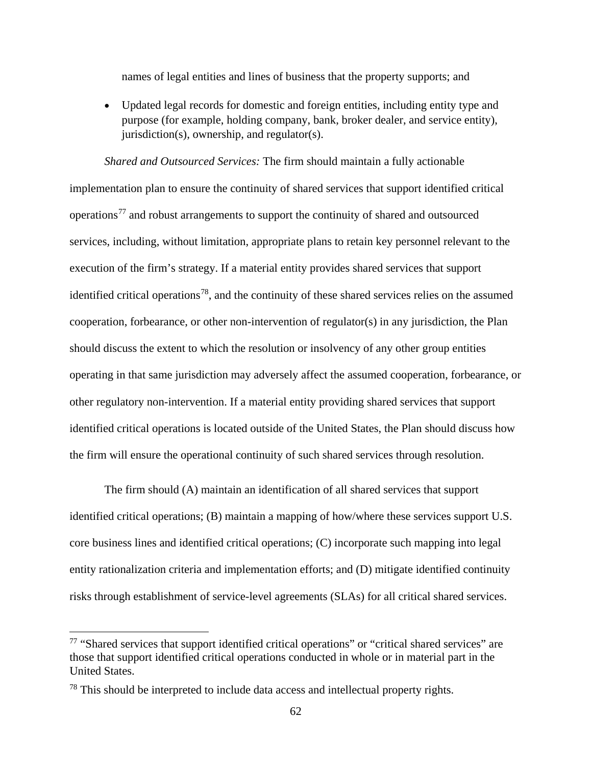names of legal entities and lines of business that the property supports; and

- Updated legal records for domestic and foreign entities, including entity type and purpose (for example, holding company, bank, broker dealer, and service entity), jurisdiction(s), ownership, and regulator(s).

*Shared and Outsourced Services:* The firm should maintain a fully actionable implementation plan to ensure the continuity of shared services that support identified critical operations[77] and robust arrangements to support the continuity of shared and outsourced services, including, without limitation, appropriate plans to retain key personnel relevant to the execution of the firm's strategy. If a material entity provides shared services that support identified critical operations[78], and the continuity of these shared services relies on the assumed cooperation, forbearance, or other non-intervention of regulator(s) in any jurisdiction, the Plan should discuss the extent to which the resolution or insolvency of any other group entities operating in that same jurisdiction may adversely affect the assumed cooperation, forbearance, or other regulatory non-intervention. If a material entity providing shared services that support identified critical operations is located outside of the United States, the Plan should discuss how the firm will ensure the operational continuity of such shared services through resolution.

The firm should (A) maintain an identification of all shared services that support identified critical operations; (B) maintain a mapping of how/where these services support U.S. core business lines and identified critical operations; (C) incorporate such mapping into legal entity rationalization criteria and implementation efforts; and (D) mitigate identified continuity risks through establishment of service-level agreements (SLAs) for all critical shared services.

[77] "Shared services that support identified critical operations" or "critical shared services" are those that support identified critical operations conducted in whole or in material part in the United States.

[78] This should be interpreted to include data access and intellectual property rights.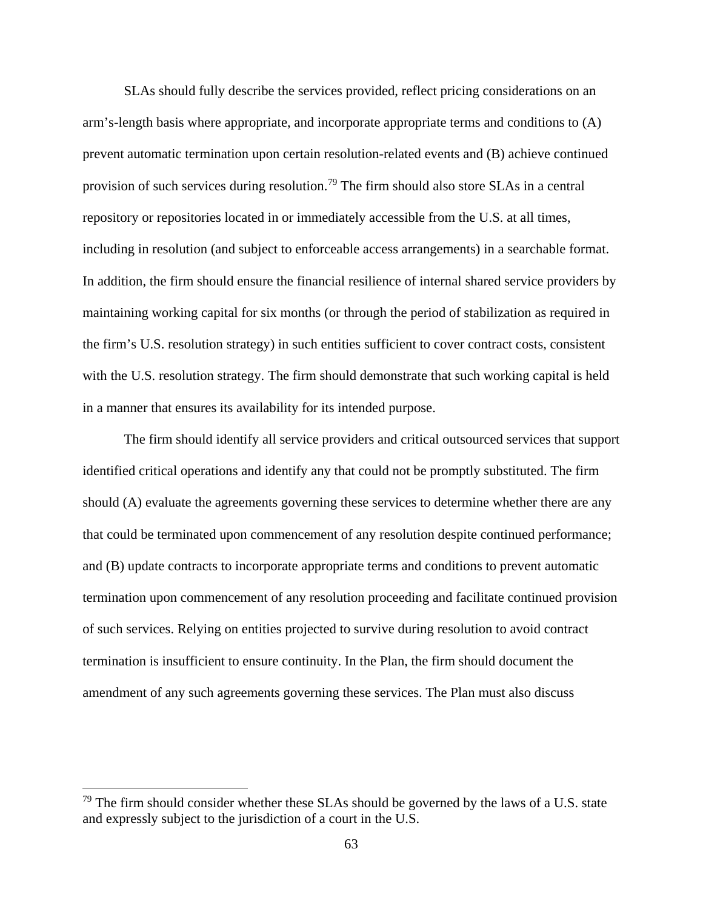SLAs should fully describe the services provided, reflect pricing considerations on an arm's-length basis where appropriate, and incorporate appropriate terms and conditions to (A) prevent automatic termination upon certain resolution-related events and (B) achieve continued provision of such services during resolution.[79] The firm should also store SLAs in a central repository or repositories located in or immediately accessible from the U.S. at all times, including in resolution (and subject to enforceable access arrangements) in a searchable format. In addition, the firm should ensure the financial resilience of internal shared service providers by maintaining working capital for six months (or through the period of stabilization as required in the firm's U.S. resolution strategy) in such entities sufficient to cover contract costs, consistent with the U.S. resolution strategy. The firm should demonstrate that such working capital is held in a manner that ensures its availability for its intended purpose.

The firm should identify all service providers and critical outsourced services that support identified critical operations and identify any that could not be promptly substituted. The firm should (A) evaluate the agreements governing these services to determine whether there are any that could be terminated upon commencement of any resolution despite continued performance; and (B) update contracts to incorporate appropriate terms and conditions to prevent automatic termination upon commencement of any resolution proceeding and facilitate continued provision of such services. Relying on entities projected to survive during resolution to avoid contract termination is insufficient to ensure continuity. In the Plan, the firm should document the amendment of any such agreements governing these services. The Plan must also discuss

[79] The firm should consider whether these SLAs should be governed by the laws of a U.S. state and expressly subject to the jurisdiction of a court in the U.S.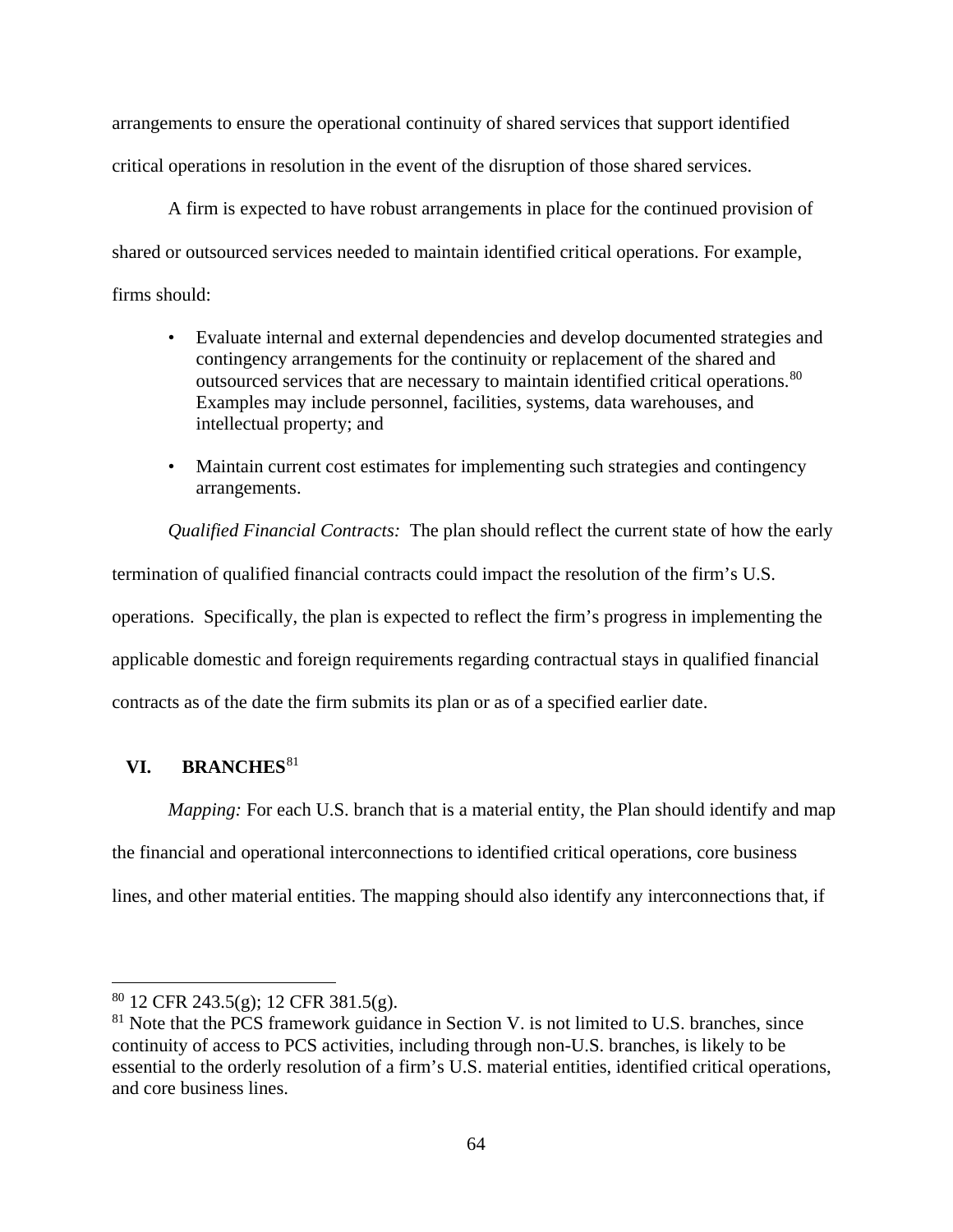arrangements to ensure the operational continuity of shared services that support identified critical operations in resolution in the event of the disruption of those shared services.

A firm is expected to have robust arrangements in place for the continued provision of shared or outsourced services needed to maintain identified critical operations. For example, firms should:

- Evaluate internal and external dependencies and develop documented strategies and contingency arrangements for the continuity or replacement of the shared and outsourced services that are necessary to maintain identified critical operations.[80] Examples may include personnel, facilities, systems, data warehouses, and intellectual property; and
- Maintain current cost estimates for implementing such strategies and contingency arrangements.

*Qualified Financial Contracts:* The plan should reflect the current state of how the early termination of qualified financial contracts could impact the resolution of the firm's U.S. operations. Specifically, the plan is expected to reflect the firm's progress in implementing the applicable domestic and foreign requirements regarding contractual stays in qualified financial contracts as of the date the firm submits its plan or as of a specified earlier date.

## VI. BRANCHES[81]

*Mapping:* For each U.S. branch that is a material entity, the Plan should identify and map the financial and operational interconnections to identified critical operations, core business lines, and other material entities. The mapping should also identify any interconnections that, if

---

[80] 12 CFR 243.5(g); 12 CFR 381.5(g).

[81] Note that the PCS framework guidance in Section V. is not limited to U.S. branches, since continuity of access to PCS activities, including through non-U.S. branches, is likely to be essential to the orderly resolution of a firm's U.S. material entities, identified critical operations, and core business lines.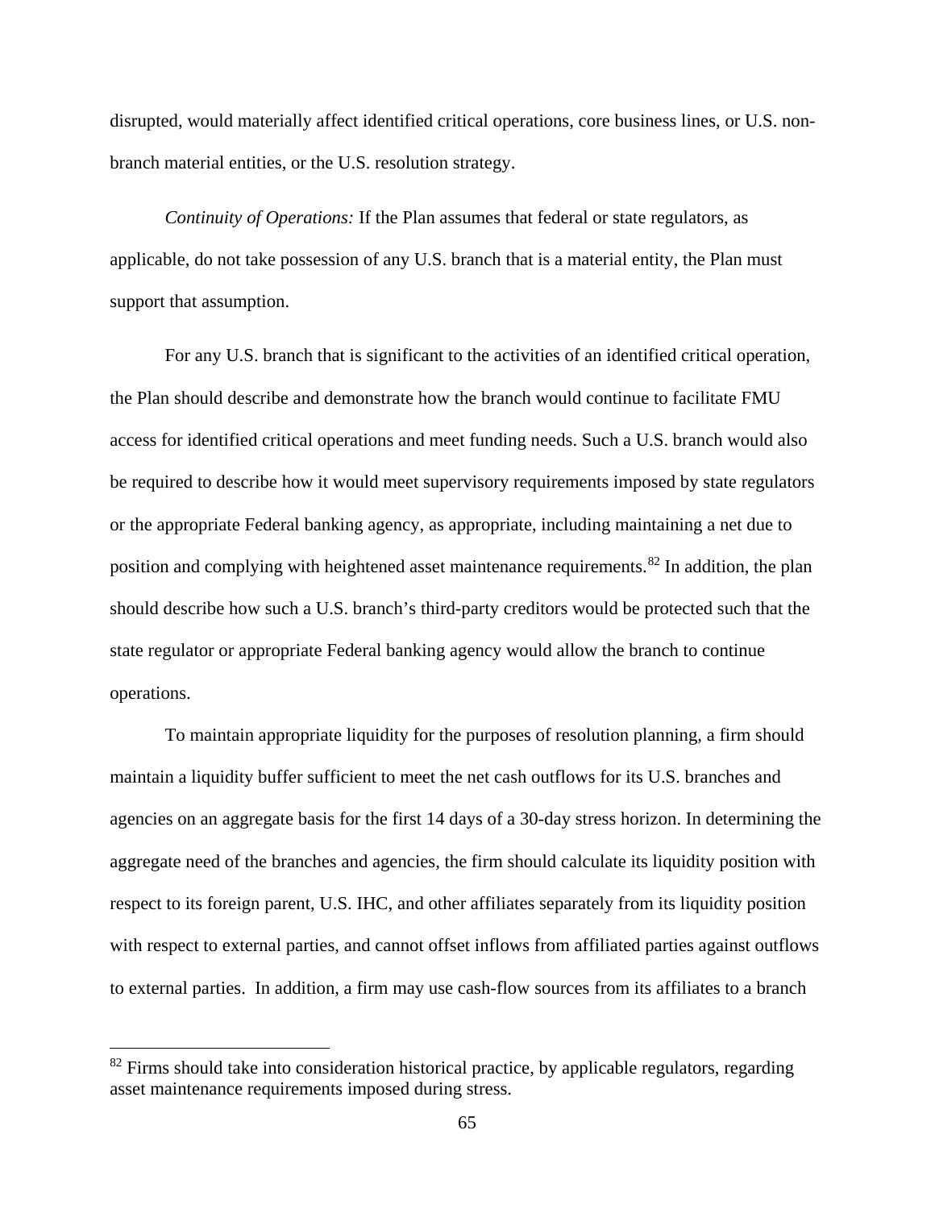disrupted, would materially affect identified critical operations, core business lines, or U.S. non-branch material entities, or the U.S. resolution strategy.

*Continuity of Operations:* If the Plan assumes that federal or state regulators, as applicable, do not take possession of any U.S. branch that is a material entity, the Plan must support that assumption.

For any U.S. branch that is significant to the activities of an identified critical operation, the Plan should describe and demonstrate how the branch would continue to facilitate FMU access for identified critical operations and meet funding needs. Such a U.S. branch would also be required to describe how it would meet supervisory requirements imposed by state regulators or the appropriate Federal banking agency, as appropriate, including maintaining a net due to position and complying with heightened asset maintenance requirements.[82] In addition, the plan should describe how such a U.S. branch's third-party creditors would be protected such that the state regulator or appropriate Federal banking agency would allow the branch to continue operations.

To maintain appropriate liquidity for the purposes of resolution planning, a firm should maintain a liquidity buffer sufficient to meet the net cash outflows for its U.S. branches and agencies on an aggregate basis for the first 14 days of a 30-day stress horizon. In determining the aggregate need of the branches and agencies, the firm should calculate its liquidity position with respect to its foreign parent, U.S. IHC, and other affiliates separately from its liquidity position with respect to external parties, and cannot offset inflows from affiliated parties against outflows to external parties. In addition, a firm may use cash-flow sources from its affiliates to a branch

[82] Firms should take into consideration historical practice, by applicable regulators, regarding asset maintenance requirements imposed during stress.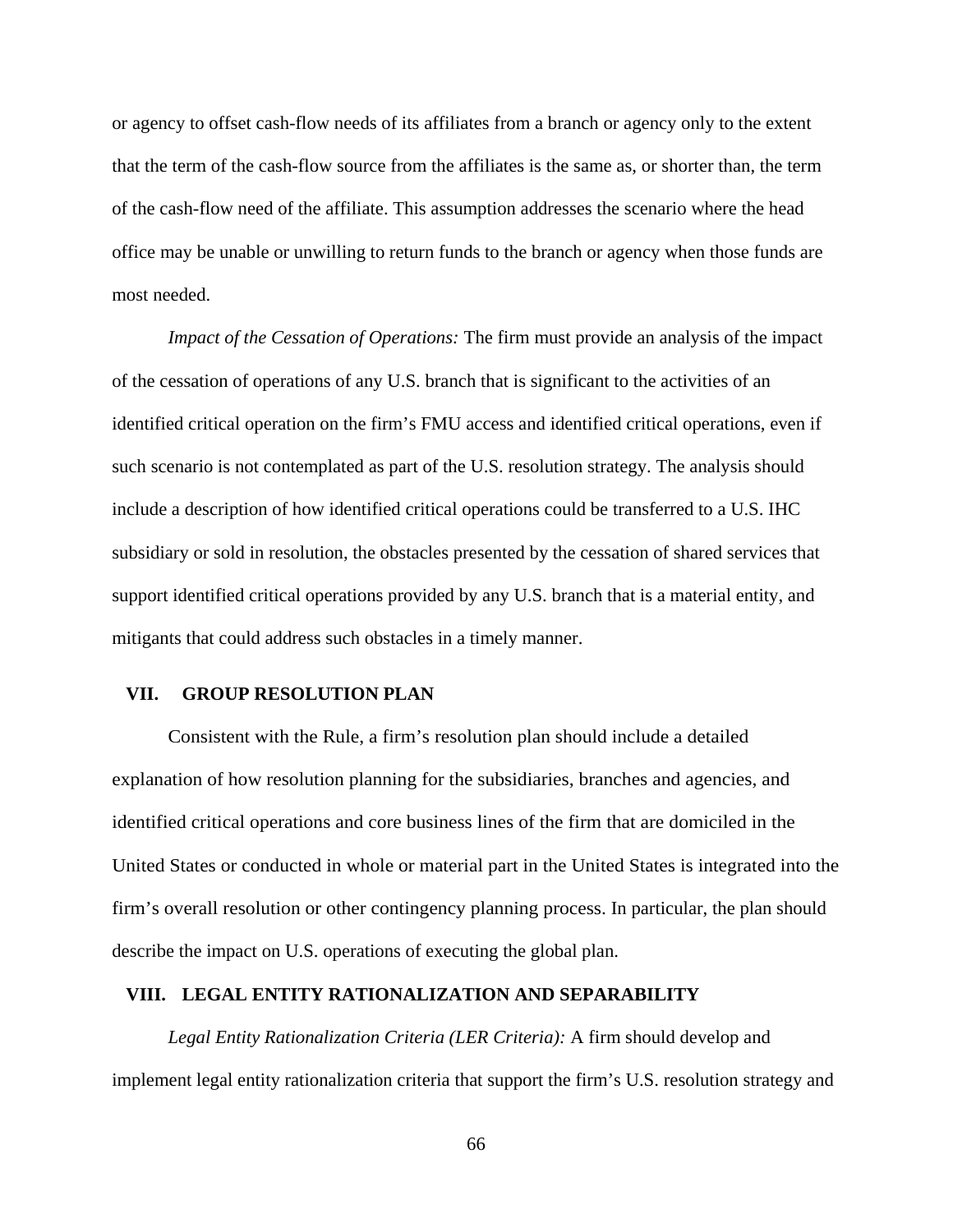or agency to offset cash-flow needs of its affiliates from a branch or agency only to the extent that the term of the cash-flow source from the affiliates is the same as, or shorter than, the term of the cash-flow need of the affiliate. This assumption addresses the scenario where the head office may be unable or unwilling to return funds to the branch or agency when those funds are most needed.

*Impact of the Cessation of Operations:* The firm must provide an analysis of the impact of the cessation of operations of any U.S. branch that is significant to the activities of an identified critical operation on the firm's FMU access and identified critical operations, even if such scenario is not contemplated as part of the U.S. resolution strategy. The analysis should include a description of how identified critical operations could be transferred to a U.S. IHC subsidiary or sold in resolution, the obstacles presented by the cessation of shared services that support identified critical operations provided by any U.S. branch that is a material entity, and mitigants that could address such obstacles in a timely manner.

## VII. GROUP RESOLUTION PLAN

Consistent with the Rule, a firm's resolution plan should include a detailed explanation of how resolution planning for the subsidiaries, branches and agencies, and identified critical operations and core business lines of the firm that are domiciled in the United States or conducted in whole or material part in the United States is integrated into the firm's overall resolution or other contingency planning process. In particular, the plan should describe the impact on U.S. operations of executing the global plan.

## VIII. LEGAL ENTITY RATIONALIZATION AND SEPARABILITY

*Legal Entity Rationalization Criteria (LER Criteria):* A firm should develop and implement legal entity rationalization criteria that support the firm's U.S. resolution strategy and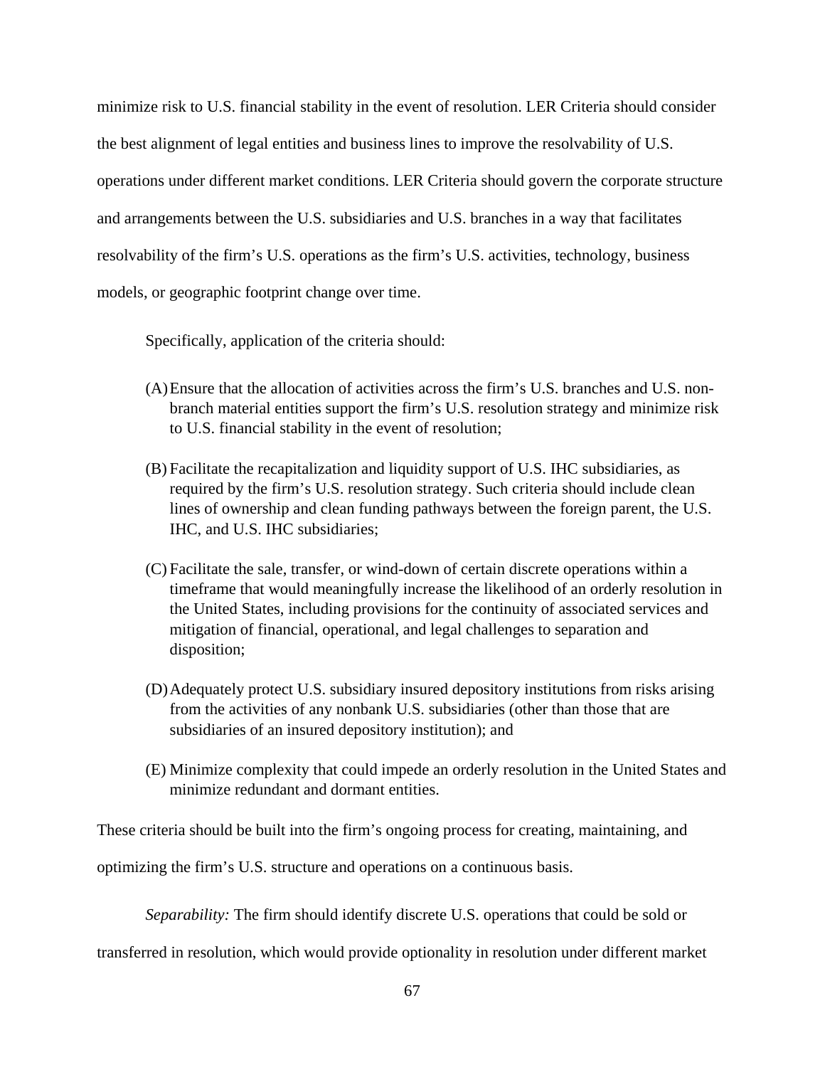minimize risk to U.S. financial stability in the event of resolution. LER Criteria should consider the best alignment of legal entities and business lines to improve the resolvability of U.S. operations under different market conditions. LER Criteria should govern the corporate structure and arrangements between the U.S. subsidiaries and U.S. branches in a way that facilitates resolvability of the firm's U.S. operations as the firm's U.S. activities, technology, business models, or geographic footprint change over time.

Specifically, application of the criteria should:

(A) Ensure that the allocation of activities across the firm's U.S. branches and U.S. non-branch material entities support the firm's U.S. resolution strategy and minimize risk to U.S. financial stability in the event of resolution;

(B) Facilitate the recapitalization and liquidity support of U.S. IHC subsidiaries, as required by the firm's U.S. resolution strategy. Such criteria should include clean lines of ownership and clean funding pathways between the foreign parent, the U.S. IHC, and U.S. IHC subsidiaries;

(C) Facilitate the sale, transfer, or wind-down of certain discrete operations within a timeframe that would meaningfully increase the likelihood of an orderly resolution in the United States, including provisions for the continuity of associated services and mitigation of financial, operational, and legal challenges to separation and disposition;

(D) Adequately protect U.S. subsidiary insured depository institutions from risks arising from the activities of any nonbank U.S. subsidiaries (other than those that are subsidiaries of an insured depository institution); and

(E) Minimize complexity that could impede an orderly resolution in the United States and minimize redundant and dormant entities.

These criteria should be built into the firm's ongoing process for creating, maintaining, and optimizing the firm's U.S. structure and operations on a continuous basis.

*Separability:* The firm should identify discrete U.S. operations that could be sold or transferred in resolution, which would provide optionality in resolution under different market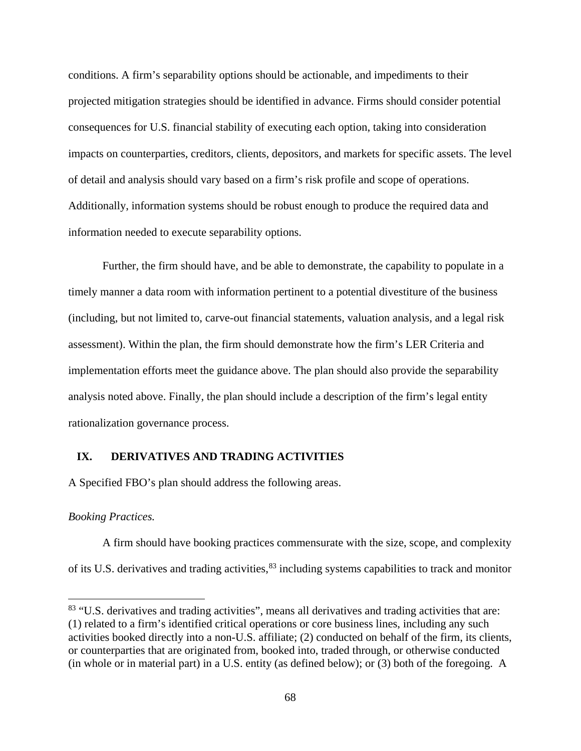conditions. A firm's separability options should be actionable, and impediments to their projected mitigation strategies should be identified in advance. Firms should consider potential consequences for U.S. financial stability of executing each option, taking into consideration impacts on counterparties, creditors, clients, depositors, and markets for specific assets. The level of detail and analysis should vary based on a firm's risk profile and scope of operations. Additionally, information systems should be robust enough to produce the required data and information needed to execute separability options.

Further, the firm should have, and be able to demonstrate, the capability to populate in a timely manner a data room with information pertinent to a potential divestiture of the business (including, but not limited to, carve-out financial statements, valuation analysis, and a legal risk assessment). Within the plan, the firm should demonstrate how the firm's LER Criteria and implementation efforts meet the guidance above. The plan should also provide the separability analysis noted above. Finally, the plan should include a description of the firm's legal entity rationalization governance process.

## IX. DERIVATIVES AND TRADING ACTIVITIES

A Specified FBO's plan should address the following areas.

*Booking Practices.*

A firm should have booking practices commensurate with the size, scope, and complexity of its U.S. derivatives and trading activities,[83] including systems capabilities to track and monitor

[83] "U.S. derivatives and trading activities", means all derivatives and trading activities that are: (1) related to a firm's identified critical operations or core business lines, including any such activities booked directly into a non-U.S. affiliate; (2) conducted on behalf of the firm, its clients, or counterparties that are originated from, booked into, traded through, or otherwise conducted (in whole or in material part) in a U.S. entity (as defined below); or (3) both of the foregoing. A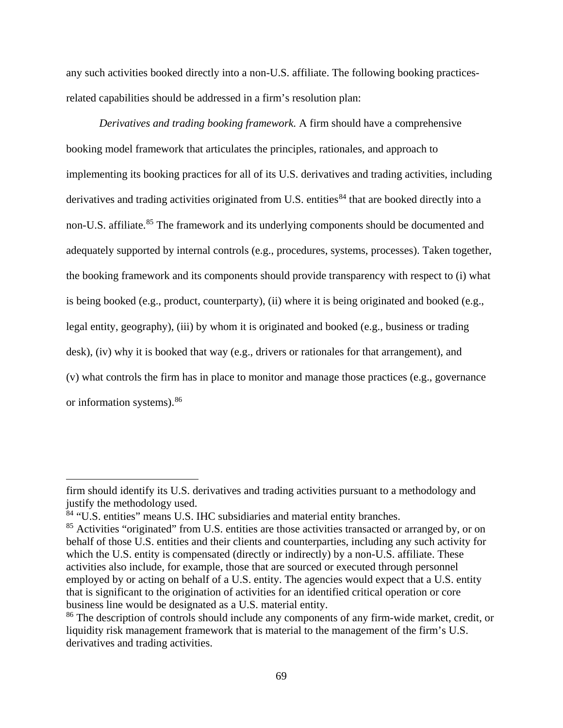any such activities booked directly into a non-U.S. affiliate. The following booking practices-related capabilities should be addressed in a firm's resolution plan:

*Derivatives and trading booking framework.* A firm should have a comprehensive booking model framework that articulates the principles, rationales, and approach to implementing its booking practices for all of its U.S. derivatives and trading activities, including derivatives and trading activities originated from U.S. entities[84] that are booked directly into a non-U.S. affiliate.[85] The framework and its underlying components should be documented and adequately supported by internal controls (e.g., procedures, systems, processes). Taken together, the booking framework and its components should provide transparency with respect to (i) what is being booked (e.g., product, counterparty), (ii) where it is being originated and booked (e.g., legal entity, geography), (iii) by whom it is originated and booked (e.g., business or trading desk), (iv) why it is booked that way (e.g., drivers or rationales for that arrangement), and (v) what controls the firm has in place to monitor and manage those practices (e.g., governance or information systems).[86]

---

firm should identify its U.S. derivatives and trading activities pursuant to a methodology and justify the methodology used.

[84] "U.S. entities" means U.S. IHC subsidiaries and material entity branches.

[85] Activities "originated" from U.S. entities are those activities transacted or arranged by, or on behalf of those U.S. entities and their clients and counterparties, including any such activity for which the U.S. entity is compensated (directly or indirectly) by a non-U.S. affiliate. These activities also include, for example, those that are sourced or executed through personnel employed by or acting on behalf of a U.S. entity. The agencies would expect that a U.S. entity that is significant to the origination of activities for an identified critical operation or core business line would be designated as a U.S. material entity.

[86] The description of controls should include any components of any firm-wide market, credit, or liquidity risk management framework that is material to the management of the firm's U.S. derivatives and trading activities.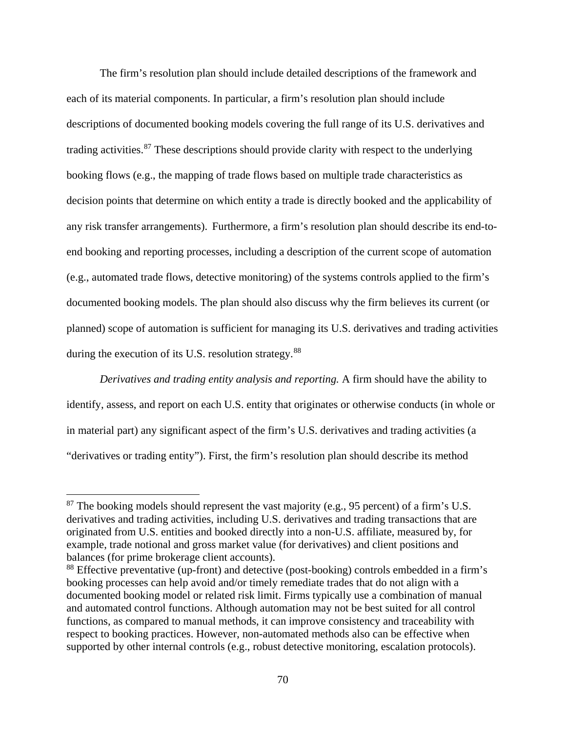The firm's resolution plan should include detailed descriptions of the framework and each of its material components. In particular, a firm's resolution plan should include descriptions of documented booking models covering the full range of its U.S. derivatives and trading activities.[87] These descriptions should provide clarity with respect to the underlying booking flows (e.g., the mapping of trade flows based on multiple trade characteristics as decision points that determine on which entity a trade is directly booked and the applicability of any risk transfer arrangements). Furthermore, a firm's resolution plan should describe its end-to-end booking and reporting processes, including a description of the current scope of automation (e.g., automated trade flows, detective monitoring) of the systems controls applied to the firm's documented booking models. The plan should also discuss why the firm believes its current (or planned) scope of automation is sufficient for managing its U.S. derivatives and trading activities during the execution of its U.S. resolution strategy.[88]

*Derivatives and trading entity analysis and reporting.* A firm should have the ability to identify, assess, and report on each U.S. entity that originates or otherwise conducts (in whole or in material part) any significant aspect of the firm's U.S. derivatives and trading activities (a "derivatives or trading entity"). First, the firm's resolution plan should describe its method

---

[87] The booking models should represent the vast majority (e.g., 95 percent) of a firm's U.S. derivatives and trading activities, including U.S. derivatives and trading transactions that are originated from U.S. entities and booked directly into a non-U.S. affiliate, measured by, for example, trade notional and gross market value (for derivatives) and client positions and balances (for prime brokerage client accounts).

[88] Effective preventative (up-front) and detective (post-booking) controls embedded in a firm's booking processes can help avoid and/or timely remediate trades that do not align with a documented booking model or related risk limit. Firms typically use a combination of manual and automated control functions. Although automation may not be best suited for all control functions, as compared to manual methods, it can improve consistency and traceability with respect to booking practices. However, non-automated methods also can be effective when supported by other internal controls (e.g., robust detective monitoring, escalation protocols).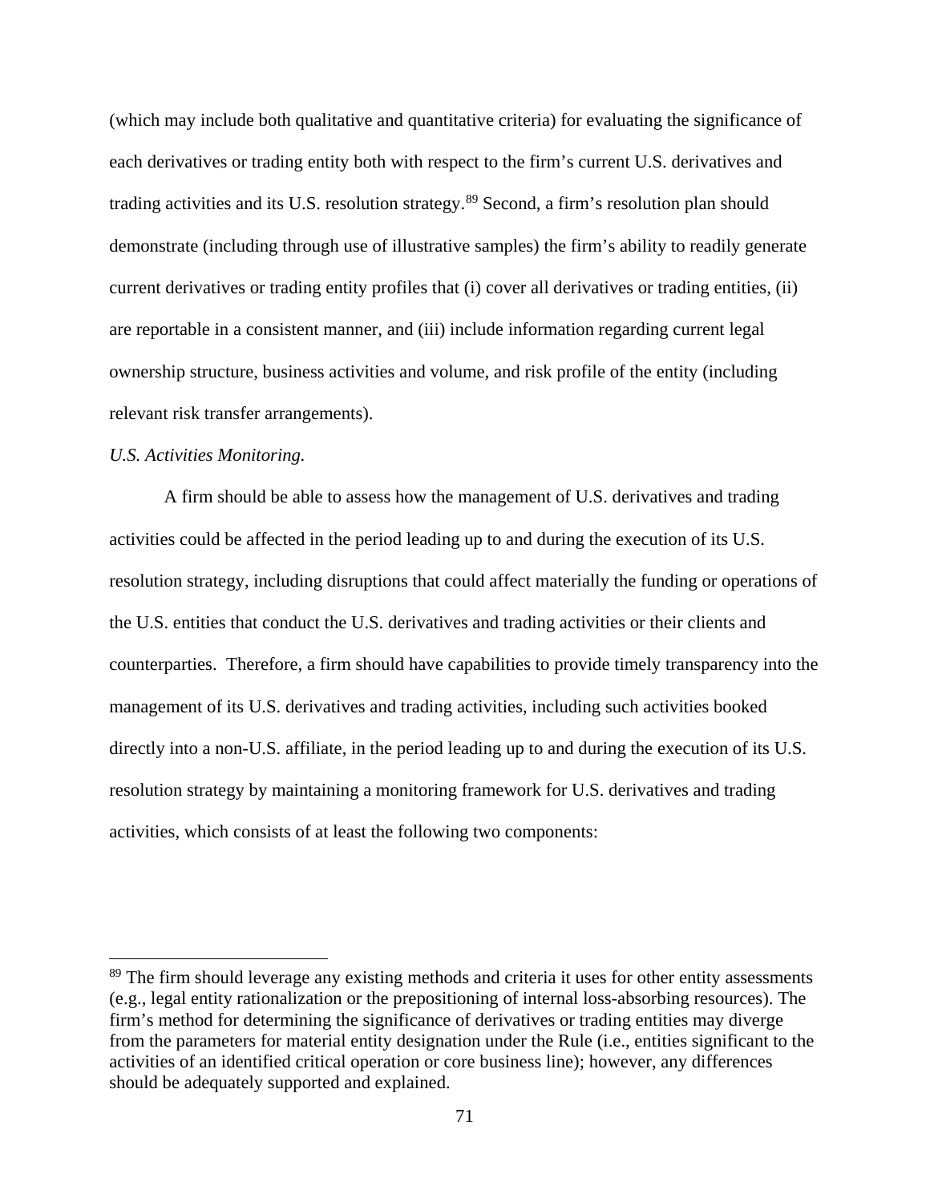(which may include both qualitative and quantitative criteria) for evaluating the significance of each derivatives or trading entity both with respect to the firm's current U.S. derivatives and trading activities and its U.S. resolution strategy.[89] Second, a firm's resolution plan should demonstrate (including through use of illustrative samples) the firm's ability to readily generate current derivatives or trading entity profiles that (i) cover all derivatives or trading entities, (ii) are reportable in a consistent manner, and (iii) include information regarding current legal ownership structure, business activities and volume, and risk profile of the entity (including relevant risk transfer arrangements).

*U.S. Activities Monitoring.*

A firm should be able to assess how the management of U.S. derivatives and trading activities could be affected in the period leading up to and during the execution of its U.S. resolution strategy, including disruptions that could affect materially the funding or operations of the U.S. entities that conduct the U.S. derivatives and trading activities or their clients and counterparties. Therefore, a firm should have capabilities to provide timely transparency into the management of its U.S. derivatives and trading activities, including such activities booked directly into a non-U.S. affiliate, in the period leading up to and during the execution of its U.S. resolution strategy by maintaining a monitoring framework for U.S. derivatives and trading activities, which consists of at least the following two components:

---

[89] The firm should leverage any existing methods and criteria it uses for other entity assessments (e.g., legal entity rationalization or the prepositioning of internal loss-absorbing resources). The firm's method for determining the significance of derivatives or trading entities may diverge from the parameters for material entity designation under the Rule (i.e., entities significant to the activities of an identified critical operation or core business line); however, any differences should be adequately supported and explained.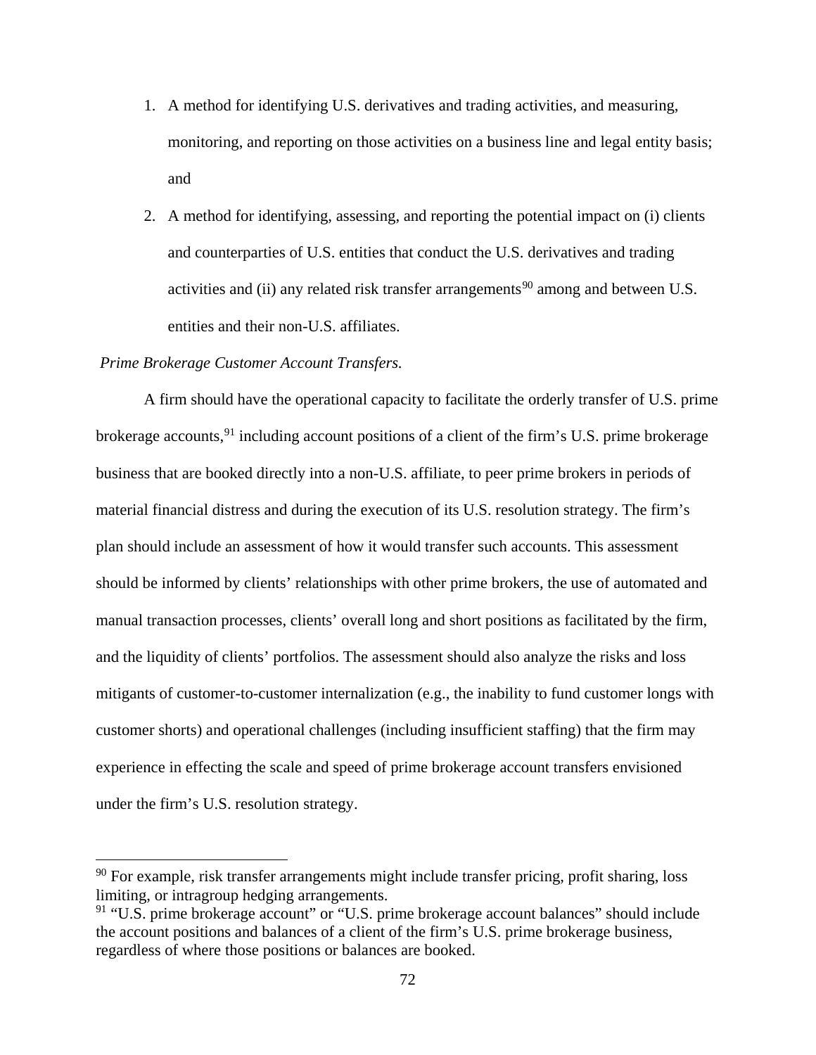1. A method for identifying U.S. derivatives and trading activities, and measuring, monitoring, and reporting on those activities on a business line and legal entity basis; and
2. A method for identifying, assessing, and reporting the potential impact on (i) clients and counterparties of U.S. entities that conduct the U.S. derivatives and trading activities and (ii) any related risk transfer arrangements[90] among and between U.S. entities and their non-U.S. affiliates.

*Prime Brokerage Customer Account Transfers.*

A firm should have the operational capacity to facilitate the orderly transfer of U.S. prime brokerage accounts,[91] including account positions of a client of the firm's U.S. prime brokerage business that are booked directly into a non-U.S. affiliate, to peer prime brokers in periods of material financial distress and during the execution of its U.S. resolution strategy. The firm's plan should include an assessment of how it would transfer such accounts. This assessment should be informed by clients' relationships with other prime brokers, the use of automated and manual transaction processes, clients' overall long and short positions as facilitated by the firm, and the liquidity of clients' portfolios. The assessment should also analyze the risks and loss mitigants of customer-to-customer internalization (e.g., the inability to fund customer longs with customer shorts) and operational challenges (including insufficient staffing) that the firm may experience in effecting the scale and speed of prime brokerage account transfers envisioned under the firm's U.S. resolution strategy.

---

[90] For example, risk transfer arrangements might include transfer pricing, profit sharing, loss limiting, or intragroup hedging arrangements.

[91] "U.S. prime brokerage account" or "U.S. prime brokerage account balances" should include the account positions and balances of a client of the firm's U.S. prime brokerage business, regardless of where those positions or balances are booked.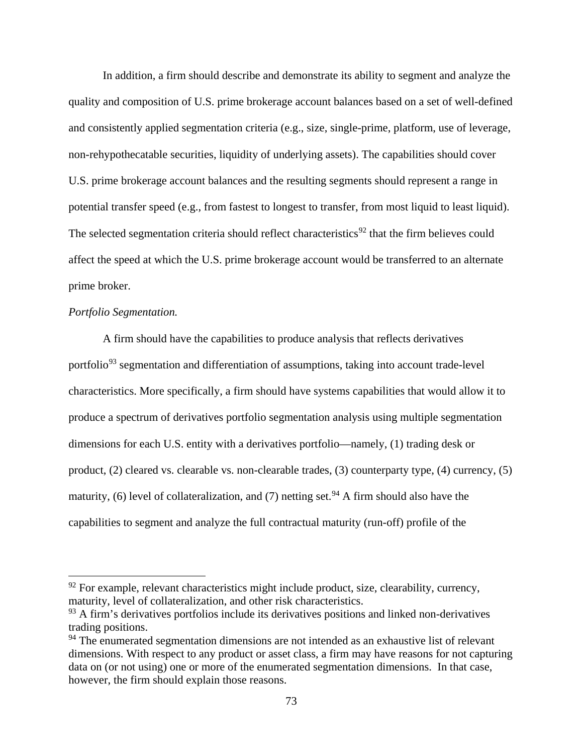In addition, a firm should describe and demonstrate its ability to segment and analyze the quality and composition of U.S. prime brokerage account balances based on a set of well-defined and consistently applied segmentation criteria (e.g., size, single-prime, platform, use of leverage, non-rehypothecatable securities, liquidity of underlying assets). The capabilities should cover U.S. prime brokerage account balances and the resulting segments should represent a range in potential transfer speed (e.g., from fastest to longest to transfer, from most liquid to least liquid). The selected segmentation criteria should reflect characteristics[92] that the firm believes could affect the speed at which the U.S. prime brokerage account would be transferred to an alternate prime broker.

*Portfolio Segmentation.*

A firm should have the capabilities to produce analysis that reflects derivatives portfolio[93] segmentation and differentiation of assumptions, taking into account trade-level characteristics. More specifically, a firm should have systems capabilities that would allow it to produce a spectrum of derivatives portfolio segmentation analysis using multiple segmentation dimensions for each U.S. entity with a derivatives portfolio—namely, (1) trading desk or product, (2) cleared vs. clearable vs. non-clearable trades, (3) counterparty type, (4) currency, (5) maturity, (6) level of collateralization, and (7) netting set.[94] A firm should also have the capabilities to segment and analyze the full contractual maturity (run-off) profile of the

---

[92] For example, relevant characteristics might include product, size, clearability, currency, maturity, level of collateralization, and other risk characteristics.

[93] A firm's derivatives portfolios include its derivatives positions and linked non-derivatives trading positions.

[94] The enumerated segmentation dimensions are not intended as an exhaustive list of relevant dimensions. With respect to any product or asset class, a firm may have reasons for not capturing data on (or not using) one or more of the enumerated segmentation dimensions. In that case, however, the firm should explain those reasons.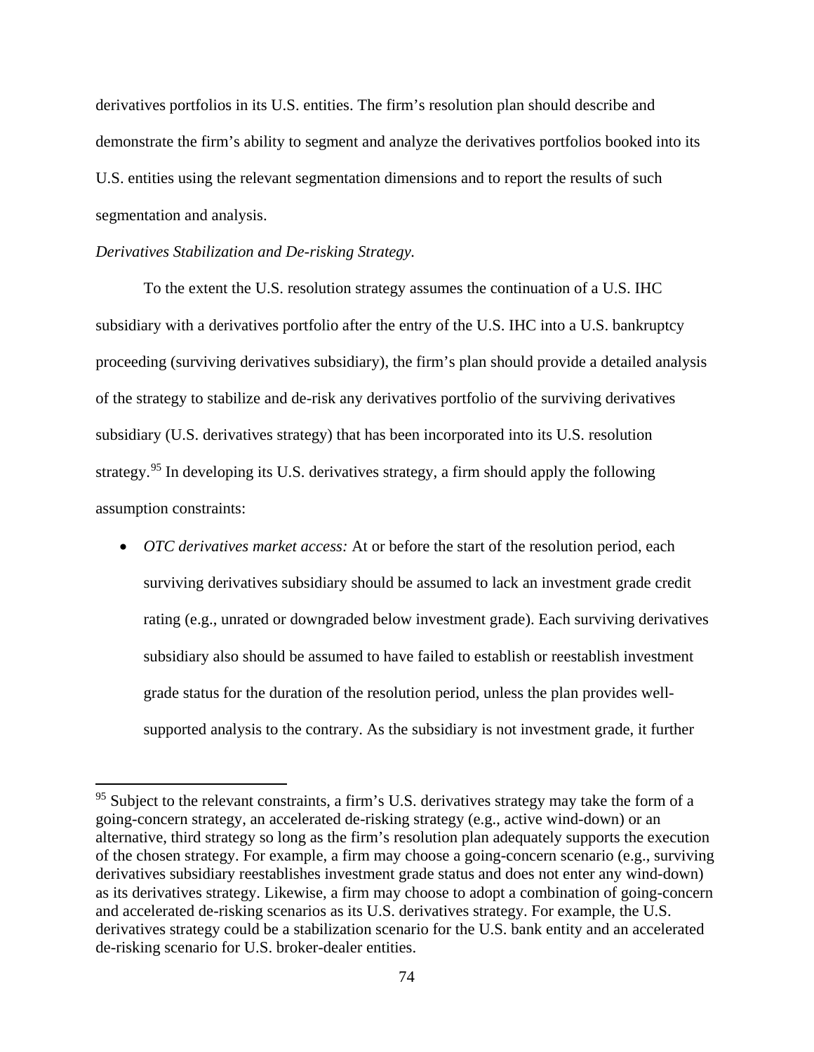derivatives portfolios in its U.S. entities. The firm's resolution plan should describe and demonstrate the firm's ability to segment and analyze the derivatives portfolios booked into its U.S. entities using the relevant segmentation dimensions and to report the results of such segmentation and analysis.

*Derivatives Stabilization and De-risking Strategy.*

To the extent the U.S. resolution strategy assumes the continuation of a U.S. IHC subsidiary with a derivatives portfolio after the entry of the U.S. IHC into a U.S. bankruptcy proceeding (surviving derivatives subsidiary), the firm's plan should provide a detailed analysis of the strategy to stabilize and de-risk any derivatives portfolio of the surviving derivatives subsidiary (U.S. derivatives strategy) that has been incorporated into its U.S. resolution strategy.[95] In developing its U.S. derivatives strategy, a firm should apply the following assumption constraints:

- *OTC derivatives market access:* At or before the start of the resolution period, each surviving derivatives subsidiary should be assumed to lack an investment grade credit rating (e.g., unrated or downgraded below investment grade). Each surviving derivatives subsidiary also should be assumed to have failed to establish or reestablish investment grade status for the duration of the resolution period, unless the plan provides well-supported analysis to the contrary. As the subsidiary is not investment grade, it further

---

[95] Subject to the relevant constraints, a firm's U.S. derivatives strategy may take the form of a going-concern strategy, an accelerated de-risking strategy (e.g., active wind-down) or an alternative, third strategy so long as the firm's resolution plan adequately supports the execution of the chosen strategy. For example, a firm may choose a going-concern scenario (e.g., surviving derivatives subsidiary reestablishes investment grade status and does not enter any wind-down) as its derivatives strategy. Likewise, a firm may choose to adopt a combination of going-concern and accelerated de-risking scenarios as its U.S. derivatives strategy. For example, the U.S. derivatives strategy could be a stabilization scenario for the U.S. bank entity and an accelerated de-risking scenario for U.S. broker-dealer entities.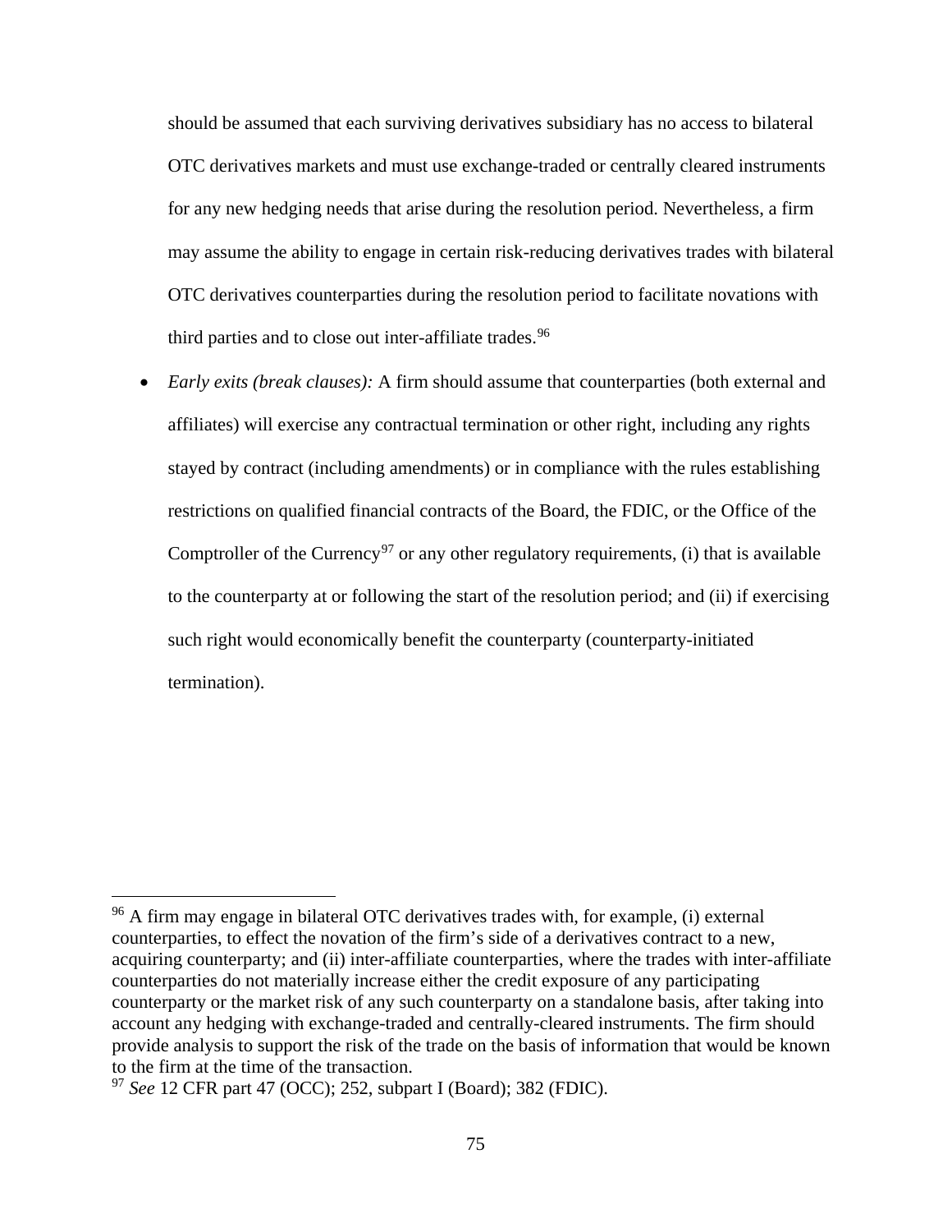should be assumed that each surviving derivatives subsidiary has no access to bilateral OTC derivatives markets and must use exchange-traded or centrally cleared instruments for any new hedging needs that arise during the resolution period. Nevertheless, a firm may assume the ability to engage in certain risk-reducing derivatives trades with bilateral OTC derivatives counterparties during the resolution period to facilitate novations with third parties and to close out inter-affiliate trades.[96]

- *Early exits (break clauses):* A firm should assume that counterparties (both external and affiliates) will exercise any contractual termination or other right, including any rights stayed by contract (including amendments) or in compliance with the rules establishing restrictions on qualified financial contracts of the Board, the FDIC, or the Office of the Comptroller of the Currency[97] or any other regulatory requirements, (i) that is available to the counterparty at or following the start of the resolution period; and (ii) if exercising such right would economically benefit the counterparty (counterparty-initiated termination).

---

[96] A firm may engage in bilateral OTC derivatives trades with, for example, (i) external counterparties, to effect the novation of the firm's side of a derivatives contract to a new, acquiring counterparty; and (ii) inter-affiliate counterparties, where the trades with inter-affiliate counterparties do not materially increase either the credit exposure of any participating counterparty or the market risk of any such counterparty on a standalone basis, after taking into account any hedging with exchange-traded and centrally-cleared instruments. The firm should provide analysis to support the risk of the trade on the basis of information that would be known to the firm at the time of the transaction.

[97] *See* 12 CFR part 47 (OCC); 252, subpart I (Board); 382 (FDIC).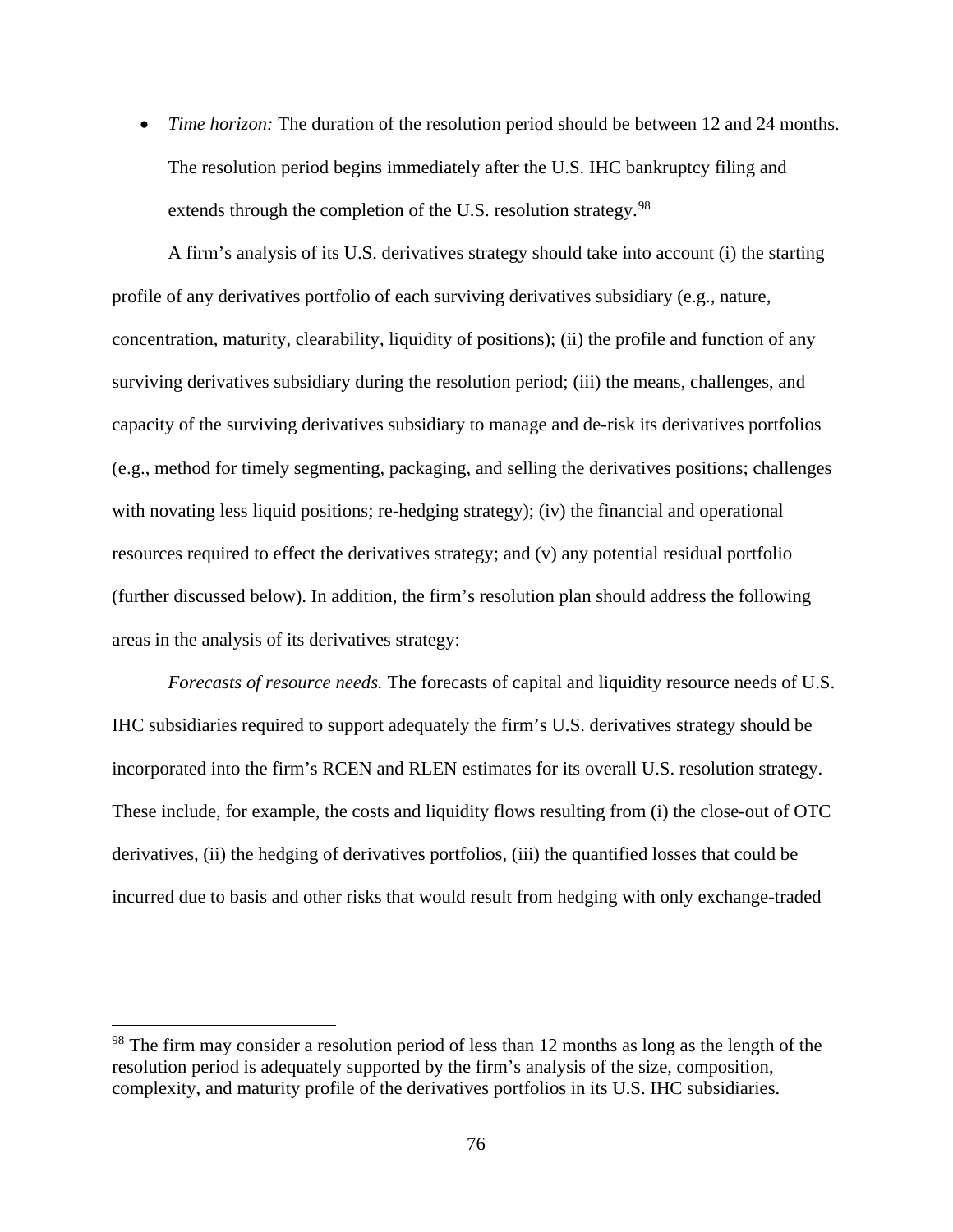- *Time horizon:* The duration of the resolution period should be between 12 and 24 months. The resolution period begins immediately after the U.S. IHC bankruptcy filing and extends through the completion of the U.S. resolution strategy.[98]

A firm's analysis of its U.S. derivatives strategy should take into account (i) the starting profile of any derivatives portfolio of each surviving derivatives subsidiary (e.g., nature, concentration, maturity, clearability, liquidity of positions); (ii) the profile and function of any surviving derivatives subsidiary during the resolution period; (iii) the means, challenges, and capacity of the surviving derivatives subsidiary to manage and de-risk its derivatives portfolios (e.g., method for timely segmenting, packaging, and selling the derivatives positions; challenges with novating less liquid positions; re-hedging strategy); (iv) the financial and operational resources required to effect the derivatives strategy; and (v) any potential residual portfolio (further discussed below). In addition, the firm's resolution plan should address the following areas in the analysis of its derivatives strategy:

*Forecasts of resource needs.* The forecasts of capital and liquidity resource needs of U.S. IHC subsidiaries required to support adequately the firm's U.S. derivatives strategy should be incorporated into the firm's RCEN and RLEN estimates for its overall U.S. resolution strategy. These include, for example, the costs and liquidity flows resulting from (i) the close-out of OTC derivatives, (ii) the hedging of derivatives portfolios, (iii) the quantified losses that could be incurred due to basis and other risks that would result from hedging with only exchange-traded

[98] The firm may consider a resolution period of less than 12 months as long as the length of the resolution period is adequately supported by the firm's analysis of the size, composition, complexity, and maturity profile of the derivatives portfolios in its U.S. IHC subsidiaries.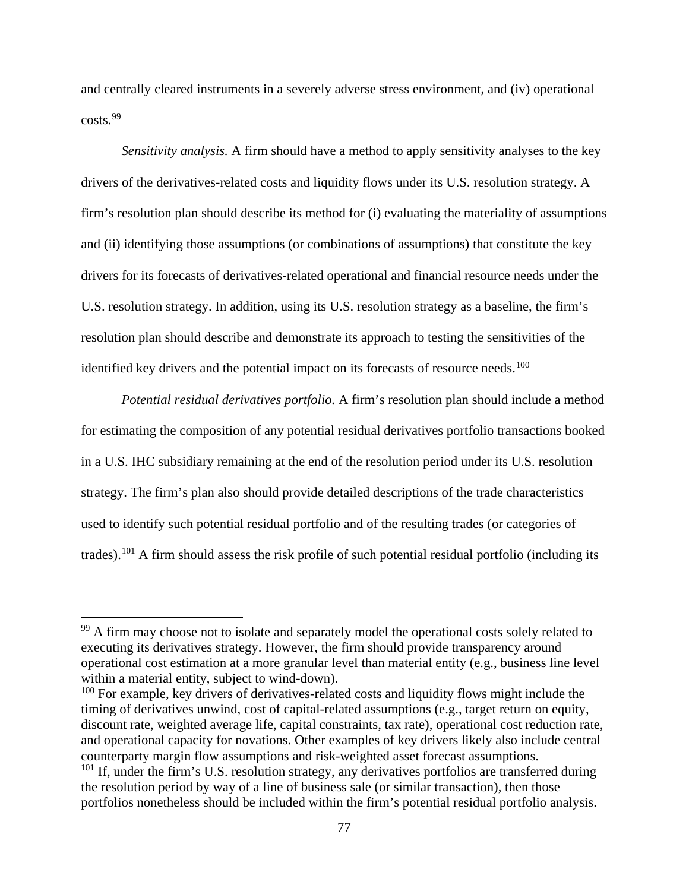and centrally cleared instruments in a severely adverse stress environment, and (iv) operational costs.[99]

*Sensitivity analysis.* A firm should have a method to apply sensitivity analyses to the key drivers of the derivatives-related costs and liquidity flows under its U.S. resolution strategy. A firm's resolution plan should describe its method for (i) evaluating the materiality of assumptions and (ii) identifying those assumptions (or combinations of assumptions) that constitute the key drivers for its forecasts of derivatives-related operational and financial resource needs under the U.S. resolution strategy. In addition, using its U.S. resolution strategy as a baseline, the firm's resolution plan should describe and demonstrate its approach to testing the sensitivities of the identified key drivers and the potential impact on its forecasts of resource needs.[100]

*Potential residual derivatives portfolio.* A firm's resolution plan should include a method for estimating the composition of any potential residual derivatives portfolio transactions booked in a U.S. IHC subsidiary remaining at the end of the resolution period under its U.S. resolution strategy. The firm's plan also should provide detailed descriptions of the trade characteristics used to identify such potential residual portfolio and of the resulting trades (or categories of trades).[101] A firm should assess the risk profile of such potential residual portfolio (including its

---

[99] A firm may choose not to isolate and separately model the operational costs solely related to executing its derivatives strategy. However, the firm should provide transparency around operational cost estimation at a more granular level than material entity (e.g., business line level within a material entity, subject to wind-down).

[100] For example, key drivers of derivatives-related costs and liquidity flows might include the timing of derivatives unwind, cost of capital-related assumptions (e.g., target return on equity, discount rate, weighted average life, capital constraints, tax rate), operational cost reduction rate, and operational capacity for novations. Other examples of key drivers likely also include central counterparty margin flow assumptions and risk-weighted asset forecast assumptions.

[101] If, under the firm's U.S. resolution strategy, any derivatives portfolios are transferred during the resolution period by way of a line of business sale (or similar transaction), then those portfolios nonetheless should be included within the firm's potential residual portfolio analysis.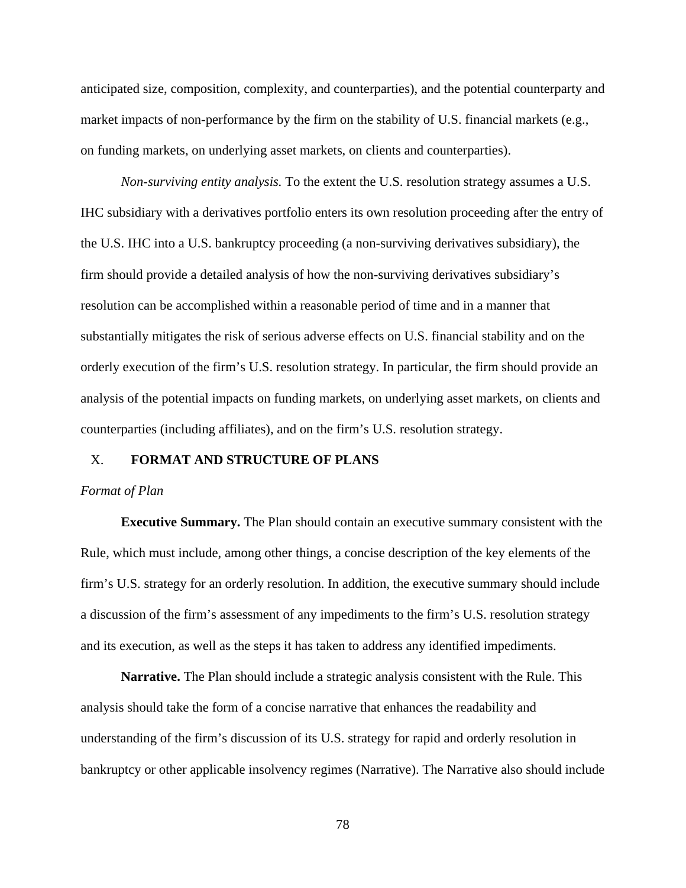anticipated size, composition, complexity, and counterparties), and the potential counterparty and market impacts of non-performance by the firm on the stability of U.S. financial markets (e.g., on funding markets, on underlying asset markets, on clients and counterparties).

*Non-surviving entity analysis.* To the extent the U.S. resolution strategy assumes a U.S. IHC subsidiary with a derivatives portfolio enters its own resolution proceeding after the entry of the U.S. IHC into a U.S. bankruptcy proceeding (a non-surviving derivatives subsidiary), the firm should provide a detailed analysis of how the non-surviving derivatives subsidiary's resolution can be accomplished within a reasonable period of time and in a manner that substantially mitigates the risk of serious adverse effects on U.S. financial stability and on the orderly execution of the firm's U.S. resolution strategy. In particular, the firm should provide an analysis of the potential impacts on funding markets, on underlying asset markets, on clients and counterparties (including affiliates), and on the firm's U.S. resolution strategy.

## X. FORMAT AND STRUCTURE OF PLANS

*Format of Plan*

**Executive Summary.** The Plan should contain an executive summary consistent with the Rule, which must include, among other things, a concise description of the key elements of the firm's U.S. strategy for an orderly resolution. In addition, the executive summary should include a discussion of the firm's assessment of any impediments to the firm's U.S. resolution strategy and its execution, as well as the steps it has taken to address any identified impediments.

**Narrative.** The Plan should include a strategic analysis consistent with the Rule. This analysis should take the form of a concise narrative that enhances the readability and understanding of the firm's discussion of its U.S. strategy for rapid and orderly resolution in bankruptcy or other applicable insolvency regimes (Narrative). The Narrative also should include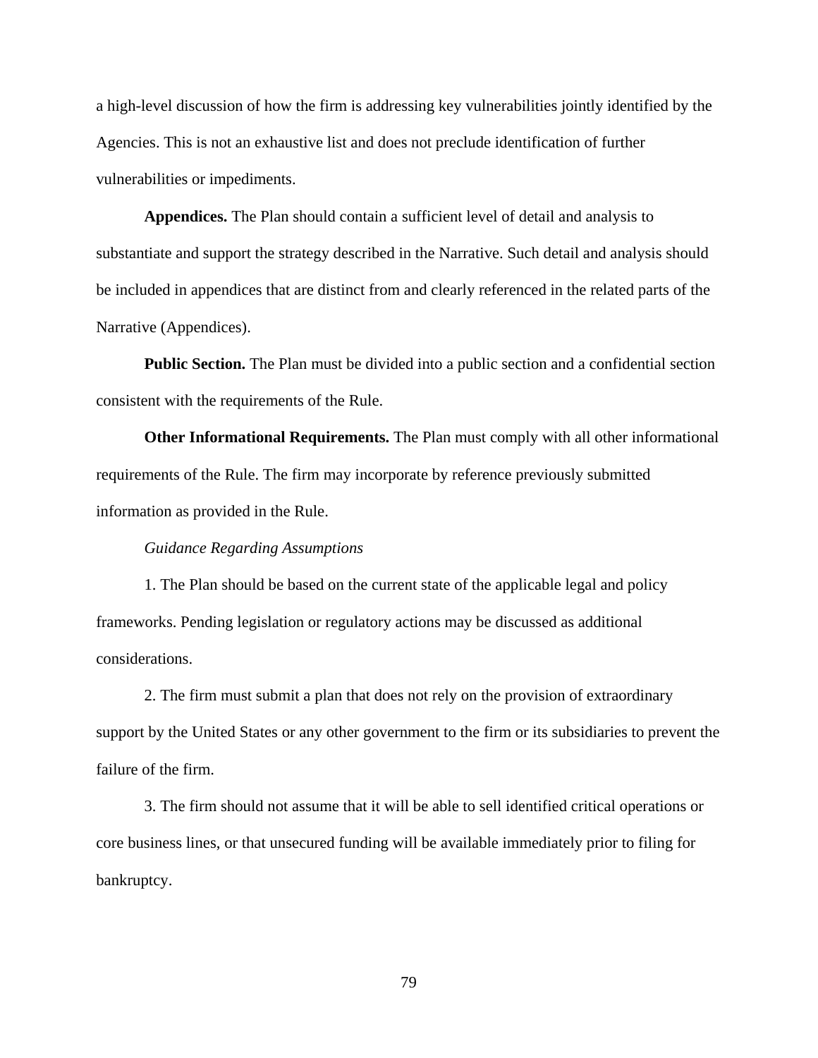a high-level discussion of how the firm is addressing key vulnerabilities jointly identified by the Agencies. This is not an exhaustive list and does not preclude identification of further vulnerabilities or impediments.

**Appendices.** The Plan should contain a sufficient level of detail and analysis to substantiate and support the strategy described in the Narrative. Such detail and analysis should be included in appendices that are distinct from and clearly referenced in the related parts of the Narrative (Appendices).

**Public Section.** The Plan must be divided into a public section and a confidential section consistent with the requirements of the Rule.

**Other Informational Requirements.** The Plan must comply with all other informational requirements of the Rule. The firm may incorporate by reference previously submitted information as provided in the Rule.

*Guidance Regarding Assumptions*

1. The Plan should be based on the current state of the applicable legal and policy frameworks. Pending legislation or regulatory actions may be discussed as additional considerations.

2. The firm must submit a plan that does not rely on the provision of extraordinary support by the United States or any other government to the firm or its subsidiaries to prevent the failure of the firm.

3. The firm should not assume that it will be able to sell identified critical operations or core business lines, or that unsecured funding will be available immediately prior to filing for bankruptcy.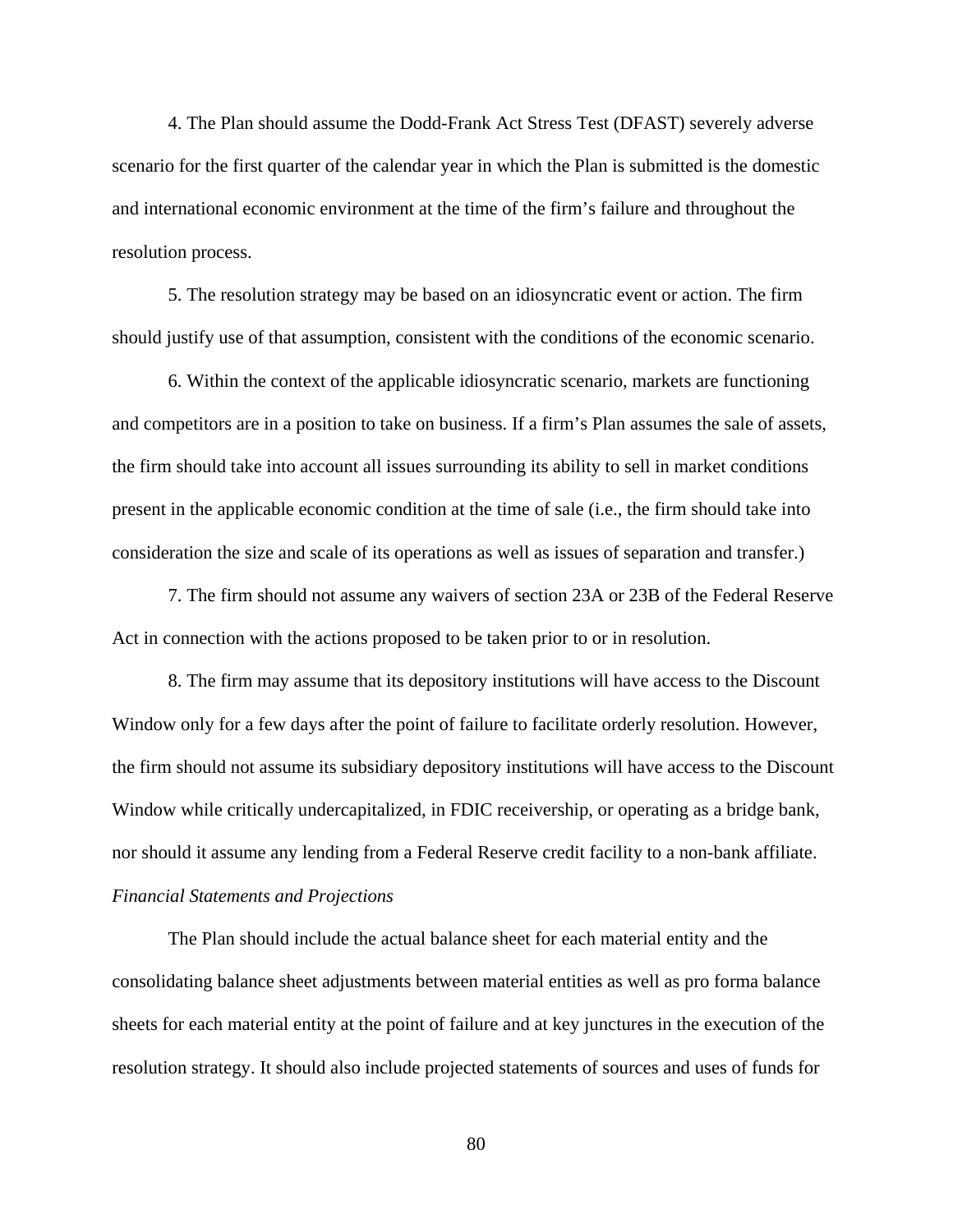4. The Plan should assume the Dodd-Frank Act Stress Test (DFAST) severely adverse scenario for the first quarter of the calendar year in which the Plan is submitted is the domestic and international economic environment at the time of the firm's failure and throughout the resolution process.

5. The resolution strategy may be based on an idiosyncratic event or action. The firm should justify use of that assumption, consistent with the conditions of the economic scenario.

6. Within the context of the applicable idiosyncratic scenario, markets are functioning and competitors are in a position to take on business. If a firm's Plan assumes the sale of assets, the firm should take into account all issues surrounding its ability to sell in market conditions present in the applicable economic condition at the time of sale (i.e., the firm should take into consideration the size and scale of its operations as well as issues of separation and transfer.)

7. The firm should not assume any waivers of section 23A or 23B of the Federal Reserve Act in connection with the actions proposed to be taken prior to or in resolution.

8. The firm may assume that its depository institutions will have access to the Discount Window only for a few days after the point of failure to facilitate orderly resolution. However, the firm should not assume its subsidiary depository institutions will have access to the Discount Window while critically undercapitalized, in FDIC receivership, or operating as a bridge bank, nor should it assume any lending from a Federal Reserve credit facility to a non-bank affiliate.

*Financial Statements and Projections*

The Plan should include the actual balance sheet for each material entity and the consolidating balance sheet adjustments between material entities as well as pro forma balance sheets for each material entity at the point of failure and at key junctures in the execution of the resolution strategy. It should also include projected statements of sources and uses of funds for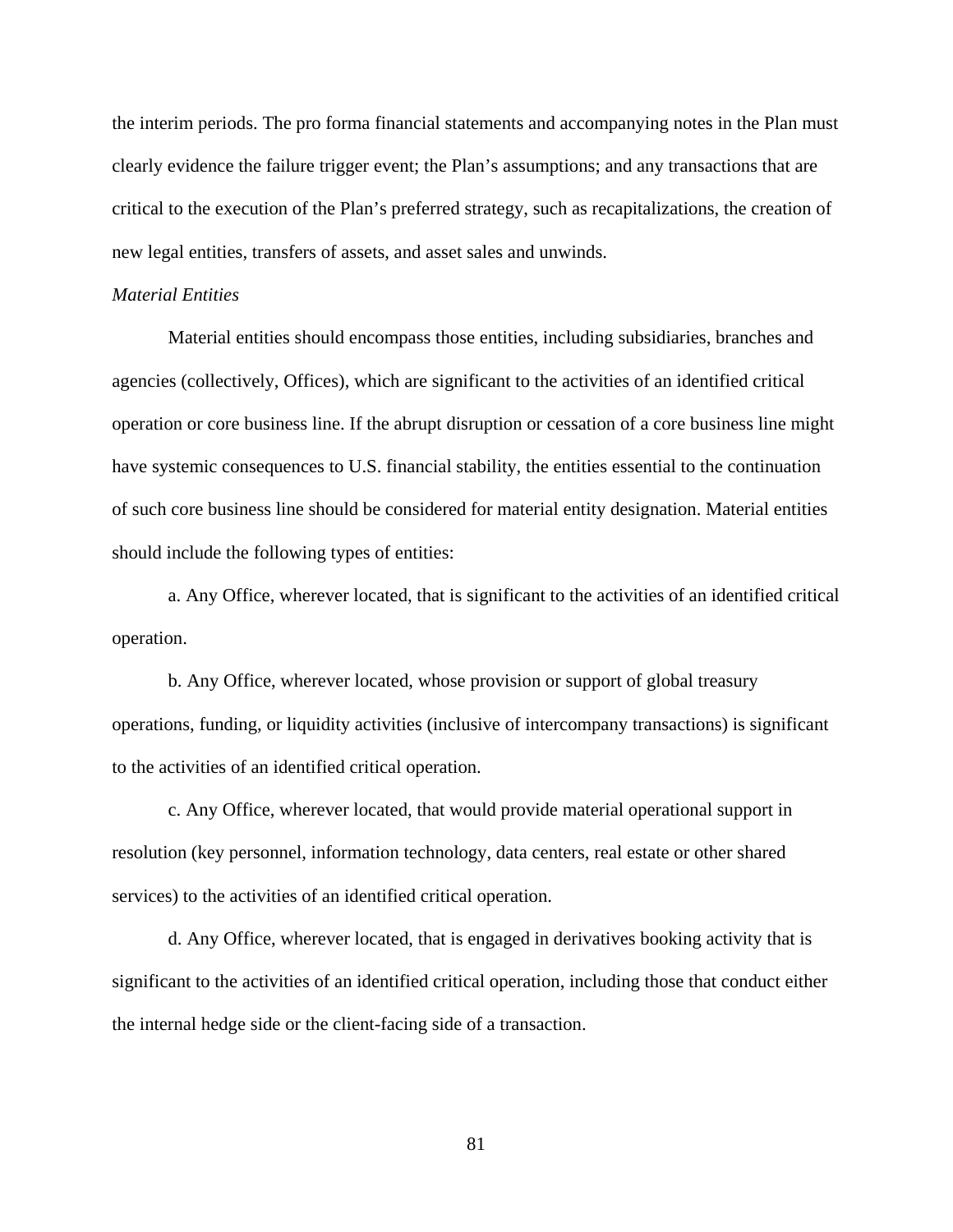the interim periods. The pro forma financial statements and accompanying notes in the Plan must clearly evidence the failure trigger event; the Plan's assumptions; and any transactions that are critical to the execution of the Plan's preferred strategy, such as recapitalizations, the creation of new legal entities, transfers of assets, and asset sales and unwinds.

*Material Entities*

Material entities should encompass those entities, including subsidiaries, branches and agencies (collectively, Offices), which are significant to the activities of an identified critical operation or core business line. If the abrupt disruption or cessation of a core business line might have systemic consequences to U.S. financial stability, the entities essential to the continuation of such core business line should be considered for material entity designation. Material entities should include the following types of entities:

a. Any Office, wherever located, that is significant to the activities of an identified critical operation.

b. Any Office, wherever located, whose provision or support of global treasury operations, funding, or liquidity activities (inclusive of intercompany transactions) is significant to the activities of an identified critical operation.

c. Any Office, wherever located, that would provide material operational support in resolution (key personnel, information technology, data centers, real estate or other shared services) to the activities of an identified critical operation.

d. Any Office, wherever located, that is engaged in derivatives booking activity that is significant to the activities of an identified critical operation, including those that conduct either the internal hedge side or the client-facing side of a transaction.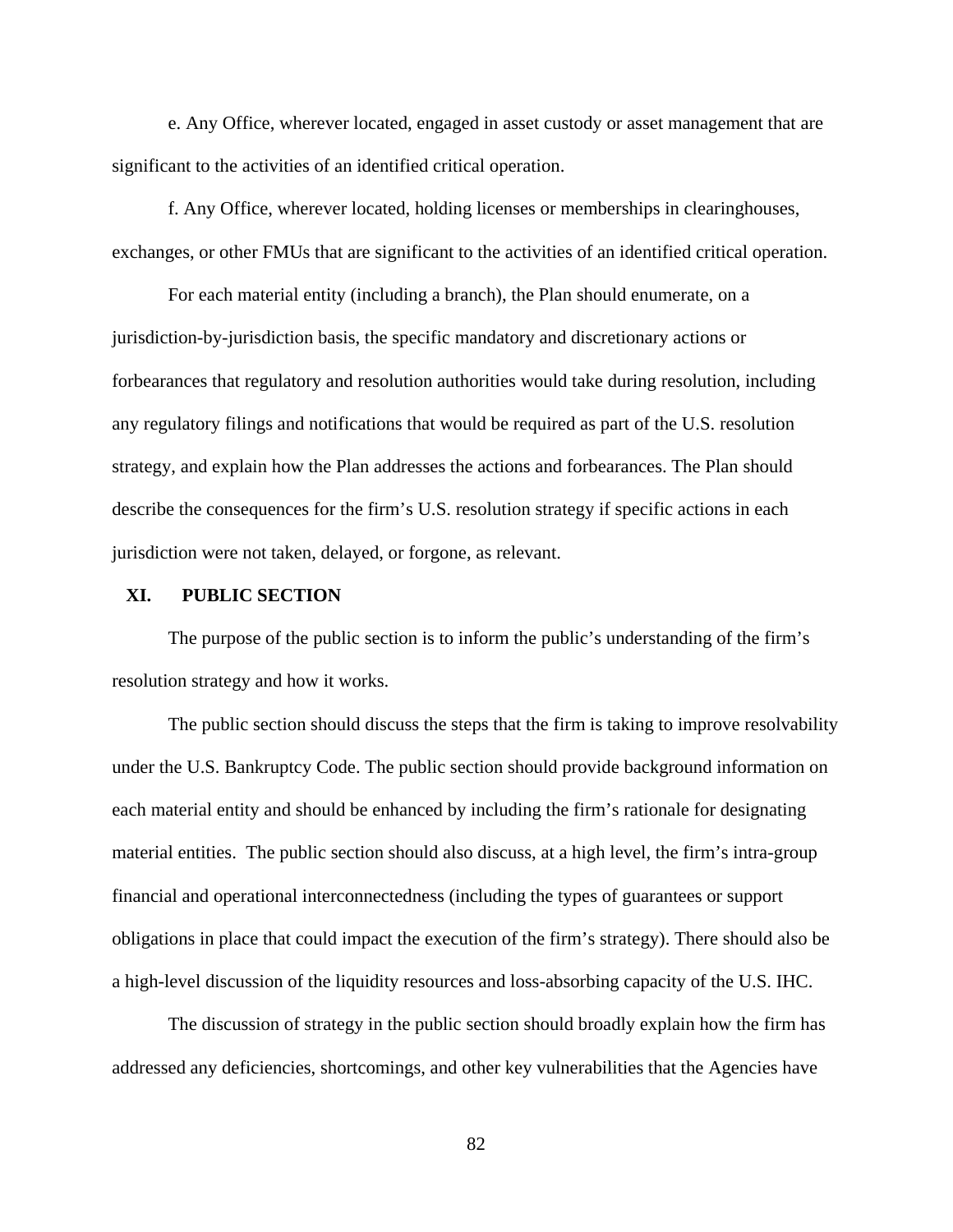e. Any Office, wherever located, engaged in asset custody or asset management that are significant to the activities of an identified critical operation.

f. Any Office, wherever located, holding licenses or memberships in clearinghouses, exchanges, or other FMUs that are significant to the activities of an identified critical operation.

For each material entity (including a branch), the Plan should enumerate, on a jurisdiction-by-jurisdiction basis, the specific mandatory and discretionary actions or forbearances that regulatory and resolution authorities would take during resolution, including any regulatory filings and notifications that would be required as part of the U.S. resolution strategy, and explain how the Plan addresses the actions and forbearances. The Plan should describe the consequences for the firm's U.S. resolution strategy if specific actions in each jurisdiction were not taken, delayed, or forgone, as relevant.

## XI. PUBLIC SECTION

The purpose of the public section is to inform the public's understanding of the firm's resolution strategy and how it works.

The public section should discuss the steps that the firm is taking to improve resolvability under the U.S. Bankruptcy Code. The public section should provide background information on each material entity and should be enhanced by including the firm's rationale for designating material entities. The public section should also discuss, at a high level, the firm's intra-group financial and operational interconnectedness (including the types of guarantees or support obligations in place that could impact the execution of the firm's strategy). There should also be a high-level discussion of the liquidity resources and loss-absorbing capacity of the U.S. IHC.

The discussion of strategy in the public section should broadly explain how the firm has addressed any deficiencies, shortcomings, and other key vulnerabilities that the Agencies have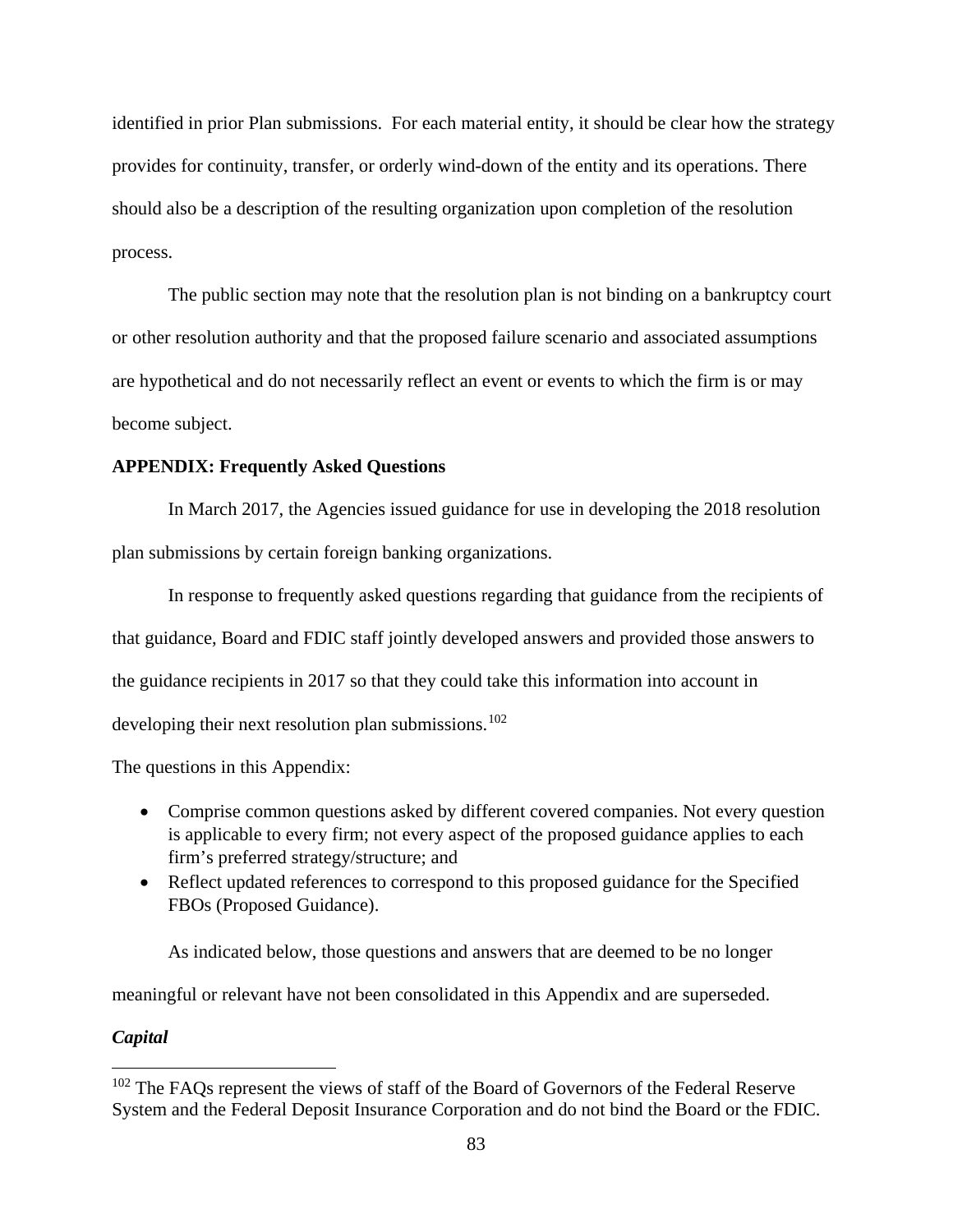identified in prior Plan submissions. For each material entity, it should be clear how the strategy provides for continuity, transfer, or orderly wind-down of the entity and its operations. There should also be a description of the resulting organization upon completion of the resolution process.

The public section may note that the resolution plan is not binding on a bankruptcy court or other resolution authority and that the proposed failure scenario and associated assumptions are hypothetical and do not necessarily reflect an event or events to which the firm is or may become subject.

**APPENDIX: Frequently Asked Questions**

In March 2017, the Agencies issued guidance for use in developing the 2018 resolution plan submissions by certain foreign banking organizations.

In response to frequently asked questions regarding that guidance from the recipients of that guidance, Board and FDIC staff jointly developed answers and provided those answers to the guidance recipients in 2017 so that they could take this information into account in developing their next resolution plan submissions.[102]

The questions in this Appendix:

- Comprise common questions asked by different covered companies. Not every question is applicable to every firm; not every aspect of the proposed guidance applies to each firm's preferred strategy/structure; and
- Reflect updated references to correspond to this proposed guidance for the Specified FBOs (Proposed Guidance).

As indicated below, those questions and answers that are deemed to be no longer meaningful or relevant have not been consolidated in this Appendix and are superseded.

***Capital***

[102] The FAQs represent the views of staff of the Board of Governors of the Federal Reserve System and the Federal Deposit Insurance Corporation and do not bind the Board or the FDIC.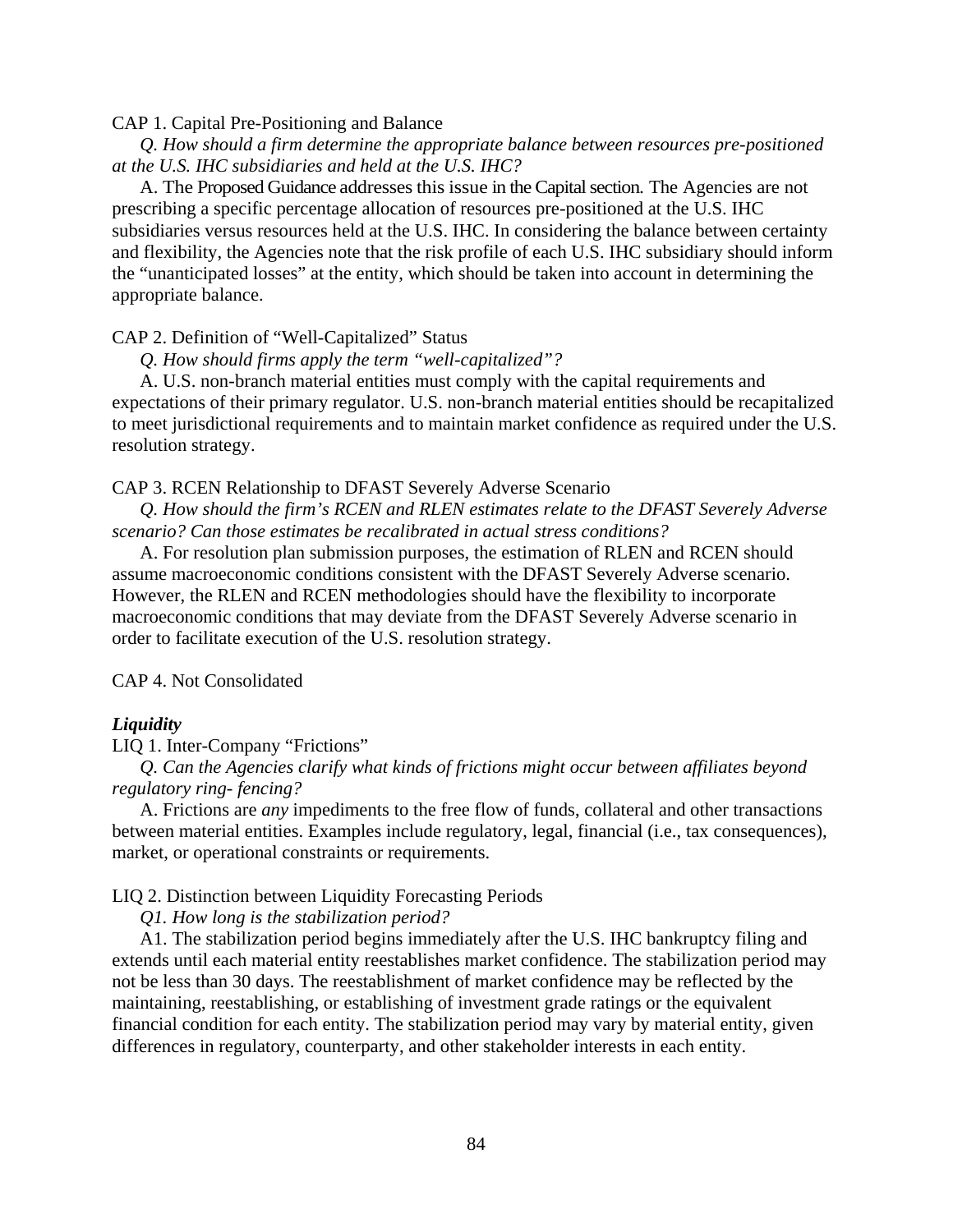CAP 1. Capital Pre-Positioning and Balance

*Q. How should a firm determine the appropriate balance between resources pre-positioned at the U.S. IHC subsidiaries and held at the U.S. IHC?*

A. The Proposed Guidance addresses this issue in the Capital section. The Agencies are not prescribing a specific percentage allocation of resources pre-positioned at the U.S. IHC subsidiaries versus resources held at the U.S. IHC. In considering the balance between certainty and flexibility, the Agencies note that the risk profile of each U.S. IHC subsidiary should inform the "unanticipated losses" at the entity, which should be taken into account in determining the appropriate balance.

CAP 2. Definition of "Well-Capitalized" Status

*Q. How should firms apply the term "well-capitalized"?*

A. U.S. non-branch material entities must comply with the capital requirements and expectations of their primary regulator. U.S. non-branch material entities should be recapitalized to meet jurisdictional requirements and to maintain market confidence as required under the U.S. resolution strategy.

CAP 3. RCEN Relationship to DFAST Severely Adverse Scenario

*Q. How should the firm's RCEN and RLEN estimates relate to the DFAST Severely Adverse scenario? Can those estimates be recalibrated in actual stress conditions?*

A. For resolution plan submission purposes, the estimation of RLEN and RCEN should assume macroeconomic conditions consistent with the DFAST Severely Adverse scenario. However, the RLEN and RCEN methodologies should have the flexibility to incorporate macroeconomic conditions that may deviate from the DFAST Severely Adverse scenario in order to facilitate execution of the U.S. resolution strategy.

CAP 4. Not Consolidated

***Liquidity***

LIQ 1. Inter-Company "Frictions"

*Q. Can the Agencies clarify what kinds of frictions might occur between affiliates beyond regulatory ring- fencing?*

A. Frictions are *any* impediments to the free flow of funds, collateral and other transactions between material entities. Examples include regulatory, legal, financial (i.e., tax consequences), market, or operational constraints or requirements.

LIQ 2. Distinction between Liquidity Forecasting Periods

*Q1. How long is the stabilization period?*

A1. The stabilization period begins immediately after the U.S. IHC bankruptcy filing and extends until each material entity reestablishes market confidence. The stabilization period may not be less than 30 days. The reestablishment of market confidence may be reflected by the maintaining, reestablishing, or establishing of investment grade ratings or the equivalent financial condition for each entity. The stabilization period may vary by material entity, given differences in regulatory, counterparty, and other stakeholder interests in each entity.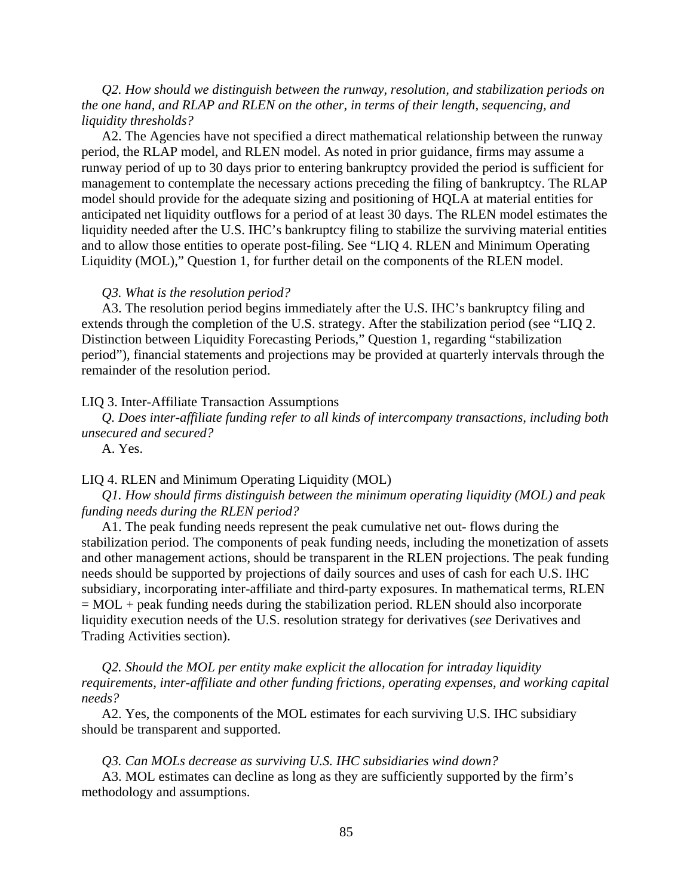*Q2. How should we distinguish between the runway, resolution, and stabilization periods on the one hand, and RLAP and RLEN on the other, in terms of their length, sequencing, and liquidity thresholds?*

A2. The Agencies have not specified a direct mathematical relationship between the runway period, the RLAP model, and RLEN model. As noted in prior guidance, firms may assume a runway period of up to 30 days prior to entering bankruptcy provided the period is sufficient for management to contemplate the necessary actions preceding the filing of bankruptcy. The RLAP model should provide for the adequate sizing and positioning of HQLA at material entities for anticipated net liquidity outflows for a period of at least 30 days. The RLEN model estimates the liquidity needed after the U.S. IHC's bankruptcy filing to stabilize the surviving material entities and to allow those entities to operate post-filing. See "LIQ 4. RLEN and Minimum Operating Liquidity (MOL)," Question 1, for further detail on the components of the RLEN model.

*Q3. What is the resolution period?*

A3. The resolution period begins immediately after the U.S. IHC's bankruptcy filing and extends through the completion of the U.S. strategy. After the stabilization period (see "LIQ 2. Distinction between Liquidity Forecasting Periods," Question 1, regarding "stabilization period"), financial statements and projections may be provided at quarterly intervals through the remainder of the resolution period.

LIQ 3. Inter-Affiliate Transaction Assumptions

*Q. Does inter-affiliate funding refer to all kinds of intercompany transactions, including both unsecured and secured?*

A. Yes.

LIQ 4. RLEN and Minimum Operating Liquidity (MOL)

*Q1. How should firms distinguish between the minimum operating liquidity (MOL) and peak funding needs during the RLEN period?*

A1. The peak funding needs represent the peak cumulative net out- flows during the stabilization period. The components of peak funding needs, including the monetization of assets and other management actions, should be transparent in the RLEN projections. The peak funding needs should be supported by projections of daily sources and uses of cash for each U.S. IHC subsidiary, incorporating inter-affiliate and third-party exposures. In mathematical terms, RLEN = MOL + peak funding needs during the stabilization period. RLEN should also incorporate liquidity execution needs of the U.S. resolution strategy for derivatives (*see* Derivatives and Trading Activities section).

*Q2. Should the MOL per entity make explicit the allocation for intraday liquidity requirements, inter-affiliate and other funding frictions, operating expenses, and working capital needs?*

A2. Yes, the components of the MOL estimates for each surviving U.S. IHC subsidiary should be transparent and supported.

*Q3. Can MOLs decrease as surviving U.S. IHC subsidiaries wind down?*

A3. MOL estimates can decline as long as they are sufficiently supported by the firm's methodology and assumptions.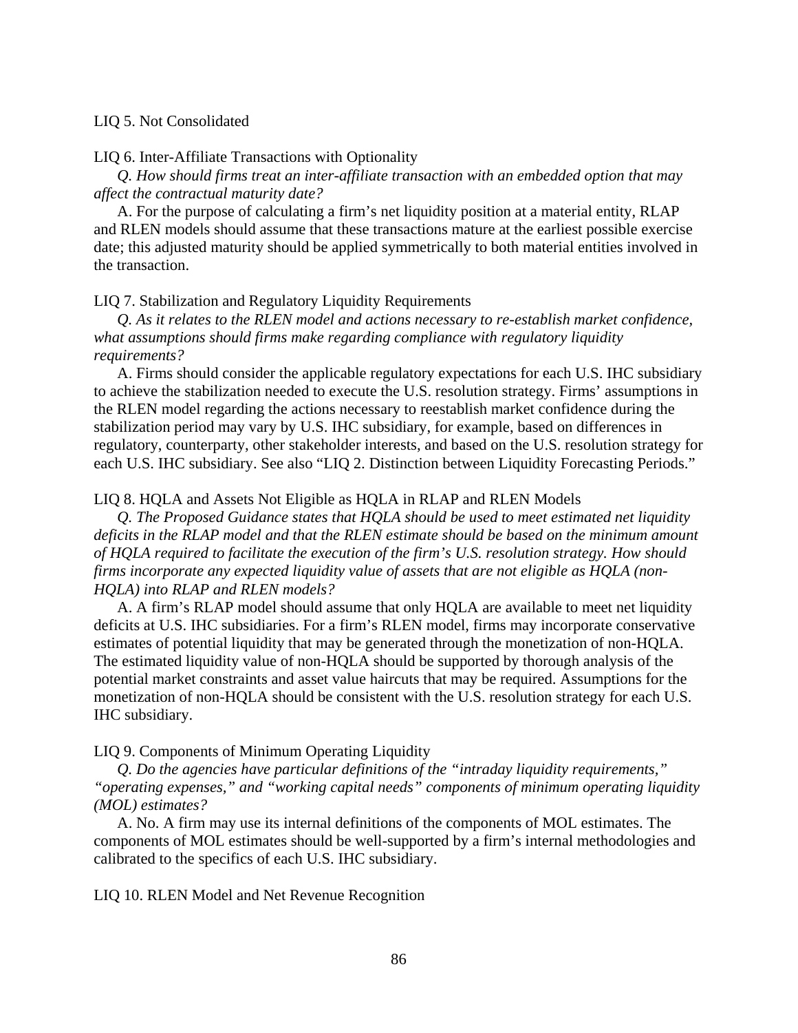LIQ 5. Not Consolidated

LIQ 6. Inter-Affiliate Transactions with Optionality

*Q. How should firms treat an inter-affiliate transaction with an embedded option that may affect the contractual maturity date?*

A. For the purpose of calculating a firm's net liquidity position at a material entity, RLAP and RLEN models should assume that these transactions mature at the earliest possible exercise date; this adjusted maturity should be applied symmetrically to both material entities involved in the transaction.

LIQ 7. Stabilization and Regulatory Liquidity Requirements

*Q. As it relates to the RLEN model and actions necessary to re-establish market confidence, what assumptions should firms make regarding compliance with regulatory liquidity requirements?*

A. Firms should consider the applicable regulatory expectations for each U.S. IHC subsidiary to achieve the stabilization needed to execute the U.S. resolution strategy. Firms' assumptions in the RLEN model regarding the actions necessary to reestablish market confidence during the stabilization period may vary by U.S. IHC subsidiary, for example, based on differences in regulatory, counterparty, other stakeholder interests, and based on the U.S. resolution strategy for each U.S. IHC subsidiary. See also "LIQ 2. Distinction between Liquidity Forecasting Periods."

LIQ 8. HQLA and Assets Not Eligible as HQLA in RLAP and RLEN Models

*Q. The Proposed Guidance states that HQLA should be used to meet estimated net liquidity deficits in the RLAP model and that the RLEN estimate should be based on the minimum amount of HQLA required to facilitate the execution of the firm's U.S. resolution strategy. How should firms incorporate any expected liquidity value of assets that are not eligible as HQLA (non-HQLA) into RLAP and RLEN models?*

A. A firm's RLAP model should assume that only HQLA are available to meet net liquidity deficits at U.S. IHC subsidiaries. For a firm's RLEN model, firms may incorporate conservative estimates of potential liquidity that may be generated through the monetization of non-HQLA. The estimated liquidity value of non-HQLA should be supported by thorough analysis of the potential market constraints and asset value haircuts that may be required. Assumptions for the monetization of non-HQLA should be consistent with the U.S. resolution strategy for each U.S. IHC subsidiary.

LIQ 9. Components of Minimum Operating Liquidity

*Q. Do the agencies have particular definitions of the "intraday liquidity requirements," "operating expenses," and "working capital needs" components of minimum operating liquidity (MOL) estimates?*

A. No. A firm may use its internal definitions of the components of MOL estimates. The components of MOL estimates should be well-supported by a firm's internal methodologies and calibrated to the specifics of each U.S. IHC subsidiary.

LIQ 10. RLEN Model and Net Revenue Recognition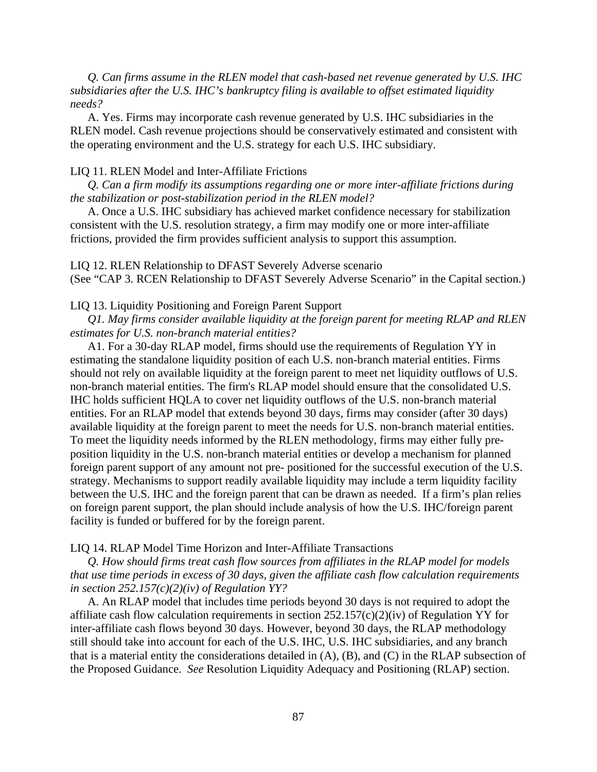*Q. Can firms assume in the RLEN model that cash-based net revenue generated by U.S. IHC subsidiaries after the U.S. IHC's bankruptcy filing is available to offset estimated liquidity needs?*

A. Yes. Firms may incorporate cash revenue generated by U.S. IHC subsidiaries in the RLEN model. Cash revenue projections should be conservatively estimated and consistent with the operating environment and the U.S. strategy for each U.S. IHC subsidiary.

LIQ 11. RLEN Model and Inter-Affiliate Frictions

*Q. Can a firm modify its assumptions regarding one or more inter-affiliate frictions during the stabilization or post-stabilization period in the RLEN model?*

A. Once a U.S. IHC subsidiary has achieved market confidence necessary for stabilization consistent with the U.S. resolution strategy, a firm may modify one or more inter-affiliate frictions, provided the firm provides sufficient analysis to support this assumption.

LIQ 12. RLEN Relationship to DFAST Severely Adverse scenario
(See "CAP 3. RCEN Relationship to DFAST Severely Adverse Scenario" in the Capital section.)

LIQ 13. Liquidity Positioning and Foreign Parent Support

*Q1. May firms consider available liquidity at the foreign parent for meeting RLAP and RLEN estimates for U.S. non-branch material entities?*

A1. For a 30-day RLAP model, firms should use the requirements of Regulation YY in estimating the standalone liquidity position of each U.S. non-branch material entities. Firms should not rely on available liquidity at the foreign parent to meet net liquidity outflows of U.S. non-branch material entities. The firm's RLAP model should ensure that the consolidated U.S. IHC holds sufficient HQLA to cover net liquidity outflows of the U.S. non-branch material entities. For an RLAP model that extends beyond 30 days, firms may consider (after 30 days) available liquidity at the foreign parent to meet the needs for U.S. non-branch material entities. To meet the liquidity needs informed by the RLEN methodology, firms may either fully pre-position liquidity in the U.S. non-branch material entities or develop a mechanism for planned foreign parent support of any amount not pre- positioned for the successful execution of the U.S. strategy. Mechanisms to support readily available liquidity may include a term liquidity facility between the U.S. IHC and the foreign parent that can be drawn as needed. If a firm's plan relies on foreign parent support, the plan should include analysis of how the U.S. IHC/foreign parent facility is funded or buffered for by the foreign parent.

LIQ 14. RLAP Model Time Horizon and Inter-Affiliate Transactions

*Q. How should firms treat cash flow sources from affiliates in the RLAP model for models that use time periods in excess of 30 days, given the affiliate cash flow calculation requirements in section 252.157(c)(2)(iv) of Regulation YY?*

A. An RLAP model that includes time periods beyond 30 days is not required to adopt the affiliate cash flow calculation requirements in section 252.157(c)(2)(iv) of Regulation YY for inter-affiliate cash flows beyond 30 days. However, beyond 30 days, the RLAP methodology still should take into account for each of the U.S. IHC, U.S. IHC subsidiaries, and any branch that is a material entity the considerations detailed in (A), (B), and (C) in the RLAP subsection of the Proposed Guidance. *See* Resolution Liquidity Adequacy and Positioning (RLAP) section.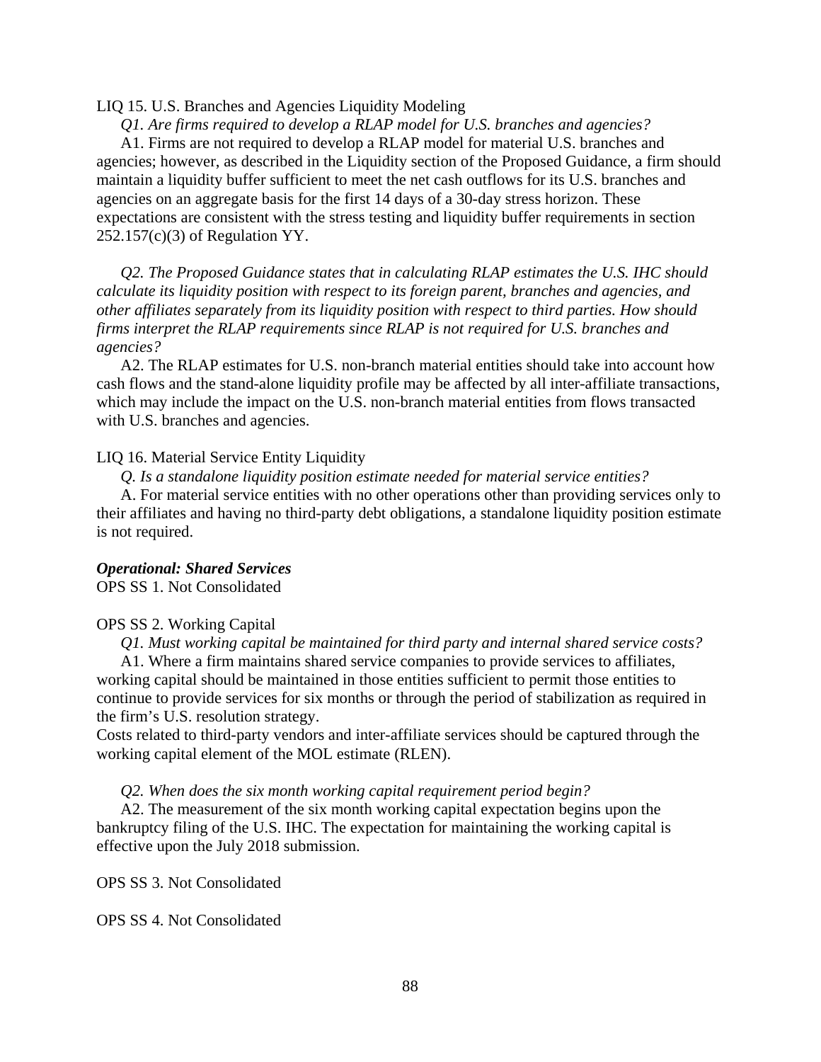LIQ 15. U.S. Branches and Agencies Liquidity Modeling

*Q1. Are firms required to develop a RLAP model for U.S. branches and agencies?*

A1. Firms are not required to develop a RLAP model for material U.S. branches and agencies; however, as described in the Liquidity section of the Proposed Guidance, a firm should maintain a liquidity buffer sufficient to meet the net cash outflows for its U.S. branches and agencies on an aggregate basis for the first 14 days of a 30-day stress horizon. These expectations are consistent with the stress testing and liquidity buffer requirements in section 252.157(c)(3) of Regulation YY.

*Q2. The Proposed Guidance states that in calculating RLAP estimates the U.S. IHC should calculate its liquidity position with respect to its foreign parent, branches and agencies, and other affiliates separately from its liquidity position with respect to third parties. How should firms interpret the RLAP requirements since RLAP is not required for U.S. branches and agencies?*

A2. The RLAP estimates for U.S. non-branch material entities should take into account how cash flows and the stand-alone liquidity profile may be affected by all inter-affiliate transactions, which may include the impact on the U.S. non-branch material entities from flows transacted with U.S. branches and agencies.

LIQ 16. Material Service Entity Liquidity

*Q. Is a standalone liquidity position estimate needed for material service entities?*

A. For material service entities with no other operations other than providing services only to their affiliates and having no third-party debt obligations, a standalone liquidity position estimate is not required.

***Operational: Shared Services***

OPS SS 1. Not Consolidated

OPS SS 2. Working Capital

*Q1. Must working capital be maintained for third party and internal shared service costs?*

A1. Where a firm maintains shared service companies to provide services to affiliates, working capital should be maintained in those entities sufficient to permit those entities to continue to provide services for six months or through the period of stabilization as required in the firm's U.S. resolution strategy.

Costs related to third-party vendors and inter-affiliate services should be captured through the working capital element of the MOL estimate (RLEN).

*Q2. When does the six month working capital requirement period begin?*

A2. The measurement of the six month working capital expectation begins upon the bankruptcy filing of the U.S. IHC. The expectation for maintaining the working capital is effective upon the July 2018 submission.

OPS SS 3. Not Consolidated

OPS SS 4. Not Consolidated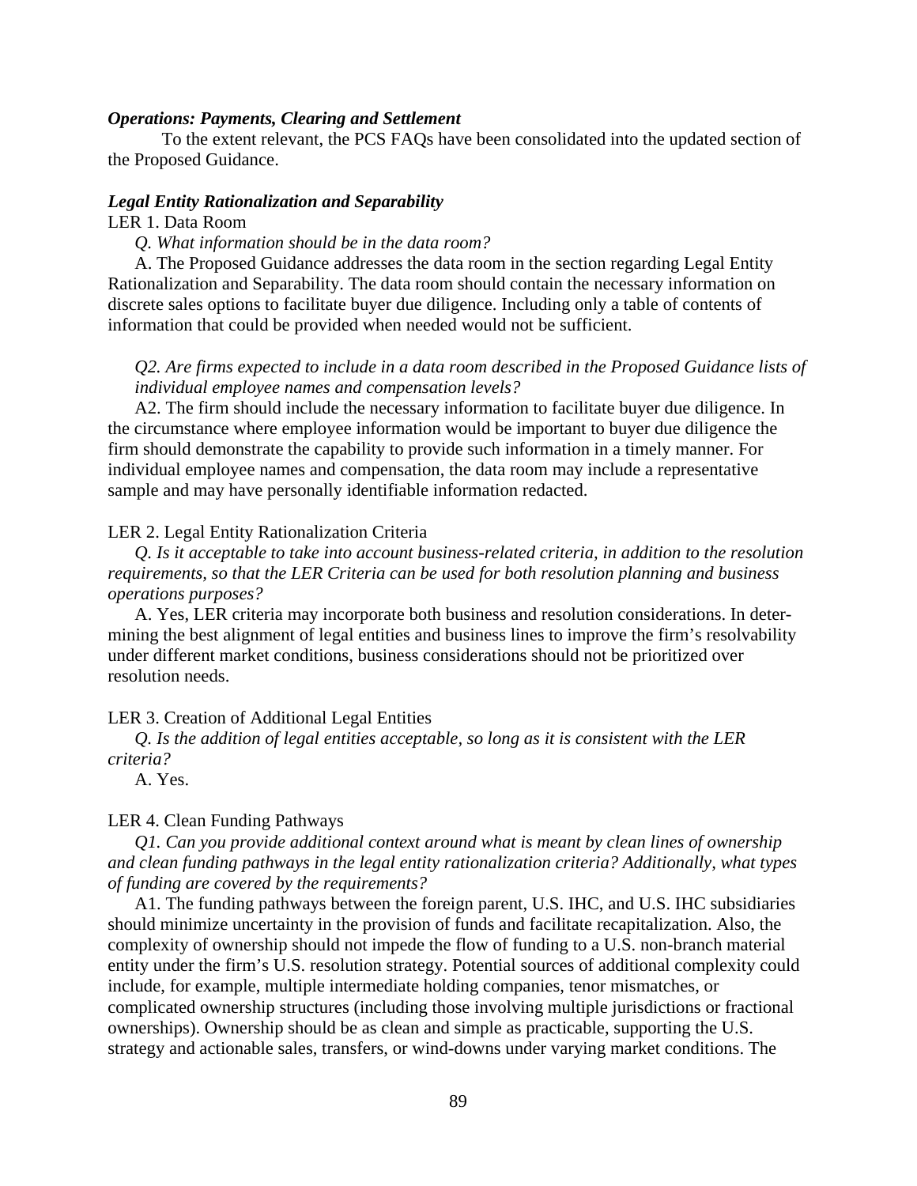***Operations: Payments, Clearing and Settlement***

To the extent relevant, the PCS FAQs have been consolidated into the updated section of the Proposed Guidance.

***Legal Entity Rationalization and Separability***

LER 1. Data Room

*Q. What information should be in the data room?*

A. The Proposed Guidance addresses the data room in the section regarding Legal Entity Rationalization and Separability. The data room should contain the necessary information on discrete sales options to facilitate buyer due diligence. Including only a table of contents of information that could be provided when needed would not be sufficient.

*Q2. Are firms expected to include in a data room described in the Proposed Guidance lists of individual employee names and compensation levels?*

A2. The firm should include the necessary information to facilitate buyer due diligence. In the circumstance where employee information would be important to buyer due diligence the firm should demonstrate the capability to provide such information in a timely manner. For individual employee names and compensation, the data room may include a representative sample and may have personally identifiable information redacted.

LER 2. Legal Entity Rationalization Criteria

*Q. Is it acceptable to take into account business-related criteria, in addition to the resolution requirements, so that the LER Criteria can be used for both resolution planning and business operations purposes?*

A. Yes, LER criteria may incorporate both business and resolution considerations. In determining the best alignment of legal entities and business lines to improve the firm's resolvability under different market conditions, business considerations should not be prioritized over resolution needs.

LER 3. Creation of Additional Legal Entities

*Q. Is the addition of legal entities acceptable, so long as it is consistent with the LER criteria?*

A. Yes.

LER 4. Clean Funding Pathways

*Q1. Can you provide additional context around what is meant by clean lines of ownership and clean funding pathways in the legal entity rationalization criteria? Additionally, what types of funding are covered by the requirements?*

A1. The funding pathways between the foreign parent, U.S. IHC, and U.S. IHC subsidiaries should minimize uncertainty in the provision of funds and facilitate recapitalization. Also, the complexity of ownership should not impede the flow of funding to a U.S. non-branch material entity under the firm's U.S. resolution strategy. Potential sources of additional complexity could include, for example, multiple intermediate holding companies, tenor mismatches, or complicated ownership structures (including those involving multiple jurisdictions or fractional ownerships). Ownership should be as clean and simple as practicable, supporting the U.S. strategy and actionable sales, transfers, or wind-downs under varying market conditions. The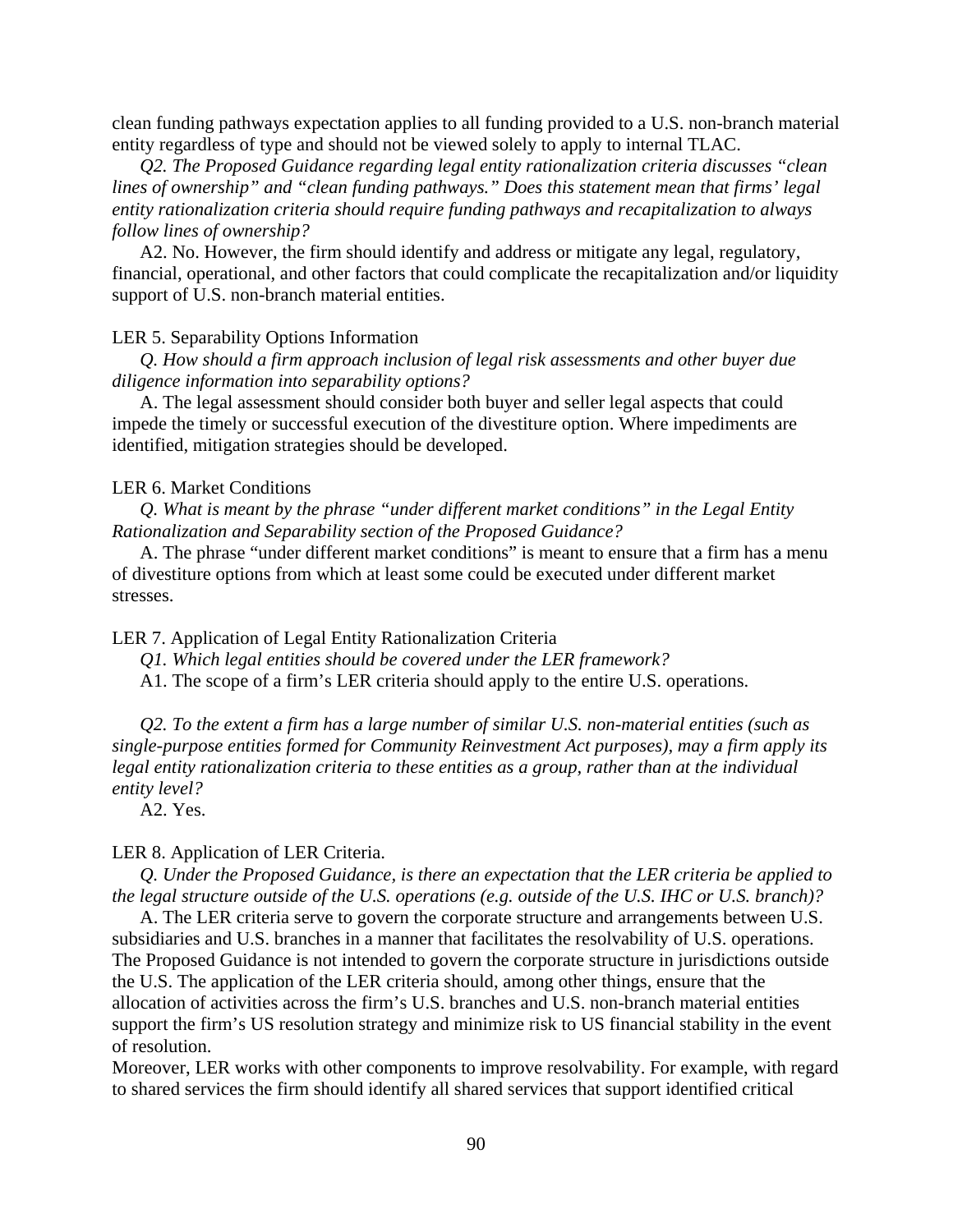clean funding pathways expectation applies to all funding provided to a U.S. non-branch material entity regardless of type and should not be viewed solely to apply to internal TLAC.

*Q2. The Proposed Guidance regarding legal entity rationalization criteria discusses "clean lines of ownership" and "clean funding pathways." Does this statement mean that firms' legal entity rationalization criteria should require funding pathways and recapitalization to always follow lines of ownership?*

A2. No. However, the firm should identify and address or mitigate any legal, regulatory, financial, operational, and other factors that could complicate the recapitalization and/or liquidity support of U.S. non-branch material entities.

LER 5. Separability Options Information

*Q. How should a firm approach inclusion of legal risk assessments and other buyer due diligence information into separability options?*

A. The legal assessment should consider both buyer and seller legal aspects that could impede the timely or successful execution of the divestiture option. Where impediments are identified, mitigation strategies should be developed.

LER 6. Market Conditions

*Q. What is meant by the phrase "under different market conditions" in the Legal Entity Rationalization and Separability section of the Proposed Guidance?*

A. The phrase "under different market conditions" is meant to ensure that a firm has a menu of divestiture options from which at least some could be executed under different market stresses.

LER 7. Application of Legal Entity Rationalization Criteria

*Q1. Which legal entities should be covered under the LER framework?*

A1. The scope of a firm's LER criteria should apply to the entire U.S. operations.

*Q2. To the extent a firm has a large number of similar U.S. non-material entities (such as single-purpose entities formed for Community Reinvestment Act purposes), may a firm apply its legal entity rationalization criteria to these entities as a group, rather than at the individual entity level?*

A2. Yes.

LER 8. Application of LER Criteria.

*Q. Under the Proposed Guidance, is there an expectation that the LER criteria be applied to the legal structure outside of the U.S. operations (e.g. outside of the U.S. IHC or U.S. branch)?*

A. The LER criteria serve to govern the corporate structure and arrangements between U.S. subsidiaries and U.S. branches in a manner that facilitates the resolvability of U.S. operations. The Proposed Guidance is not intended to govern the corporate structure in jurisdictions outside the U.S. The application of the LER criteria should, among other things, ensure that the allocation of activities across the firm's U.S. branches and U.S. non-branch material entities support the firm's US resolution strategy and minimize risk to US financial stability in the event of resolution.

Moreover, LER works with other components to improve resolvability. For example, with regard to shared services the firm should identify all shared services that support identified critical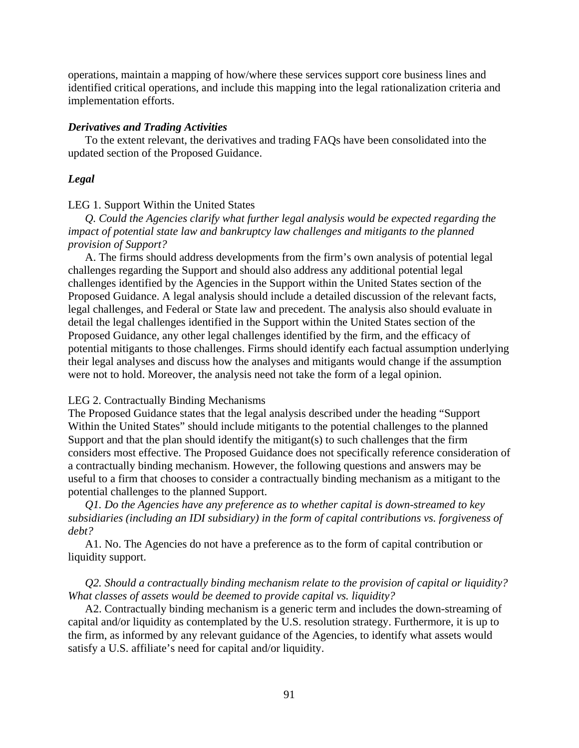operations, maintain a mapping of how/where these services support core business lines and identified critical operations, and include this mapping into the legal rationalization criteria and implementation efforts.

***Derivatives and Trading Activities***

To the extent relevant, the derivatives and trading FAQs have been consolidated into the updated section of the Proposed Guidance.

***Legal***

LEG 1. Support Within the United States

*Q. Could the Agencies clarify what further legal analysis would be expected regarding the impact of potential state law and bankruptcy law challenges and mitigants to the planned provision of Support?*

A. The firms should address developments from the firm's own analysis of potential legal challenges regarding the Support and should also address any additional potential legal challenges identified by the Agencies in the Support within the United States section of the Proposed Guidance. A legal analysis should include a detailed discussion of the relevant facts, legal challenges, and Federal or State law and precedent. The analysis also should evaluate in detail the legal challenges identified in the Support within the United States section of the Proposed Guidance, any other legal challenges identified by the firm, and the efficacy of potential mitigants to those challenges. Firms should identify each factual assumption underlying their legal analyses and discuss how the analyses and mitigants would change if the assumption were not to hold. Moreover, the analysis need not take the form of a legal opinion.

LEG 2. Contractually Binding Mechanisms

The Proposed Guidance states that the legal analysis described under the heading "Support Within the United States" should include mitigants to the potential challenges to the planned Support and that the plan should identify the mitigant(s) to such challenges that the firm considers most effective. The Proposed Guidance does not specifically reference consideration of a contractually binding mechanism. However, the following questions and answers may be useful to a firm that chooses to consider a contractually binding mechanism as a mitigant to the potential challenges to the planned Support.

*Q1. Do the Agencies have any preference as to whether capital is down-streamed to key subsidiaries (including an IDI subsidiary) in the form of capital contributions vs. forgiveness of debt?*

A1. No. The Agencies do not have a preference as to the form of capital contribution or liquidity support.

*Q2. Should a contractually binding mechanism relate to the provision of capital or liquidity? What classes of assets would be deemed to provide capital vs. liquidity?*

A2. Contractually binding mechanism is a generic term and includes the down-streaming of capital and/or liquidity as contemplated by the U.S. resolution strategy. Furthermore, it is up to the firm, as informed by any relevant guidance of the Agencies, to identify what assets would satisfy a U.S. affiliate's need for capital and/or liquidity.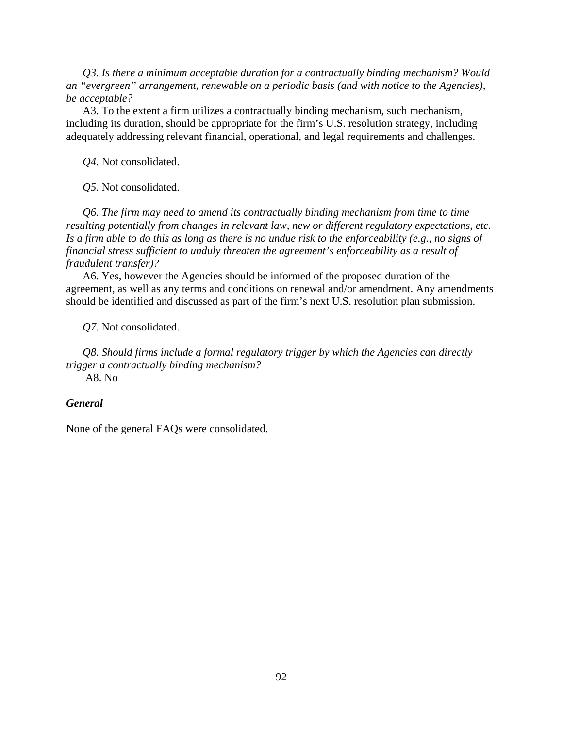*Q3. Is there a minimum acceptable duration for a contractually binding mechanism? Would an "evergreen" arrangement, renewable on a periodic basis (and with notice to the Agencies), be acceptable?*

A3. To the extent a firm utilizes a contractually binding mechanism, such mechanism, including its duration, should be appropriate for the firm's U.S. resolution strategy, including adequately addressing relevant financial, operational, and legal requirements and challenges.

*Q4.* Not consolidated.

*Q5.* Not consolidated.

*Q6. The firm may need to amend its contractually binding mechanism from time to time resulting potentially from changes in relevant law, new or different regulatory expectations, etc. Is a firm able to do this as long as there is no undue risk to the enforceability (e.g., no signs of financial stress sufficient to unduly threaten the agreement's enforceability as a result of fraudulent transfer)?*

A6. Yes, however the Agencies should be informed of the proposed duration of the agreement, as well as any terms and conditions on renewal and/or amendment. Any amendments should be identified and discussed as part of the firm's next U.S. resolution plan submission.

*Q7.* Not consolidated.

*Q8. Should firms include a formal regulatory trigger by which the Agencies can directly trigger a contractually binding mechanism?*

A8. No

***General***

None of the general FAQs were consolidated.